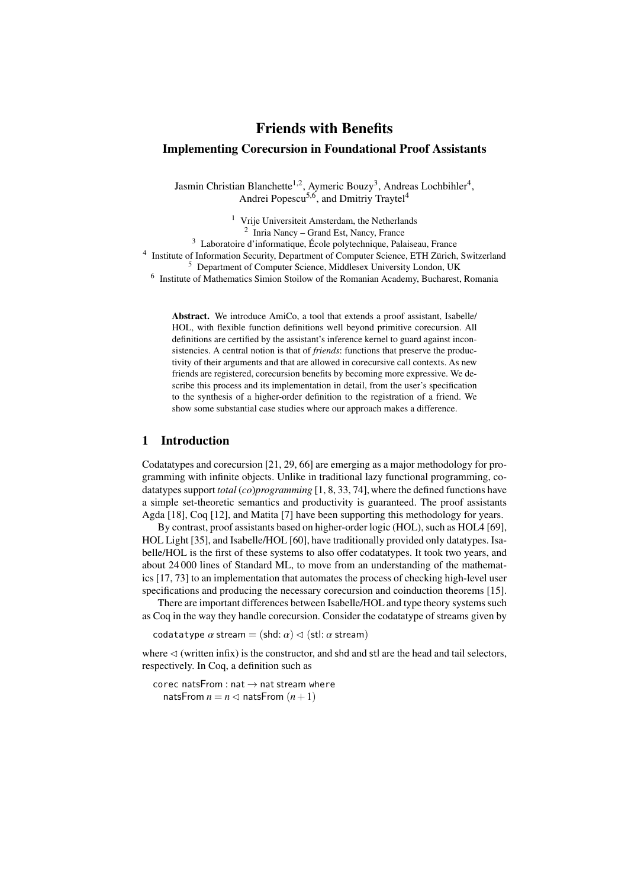# Friends with Benefits

## Implementing Corecursion in Foundational Proof Assistants

Jasmin Christian Blanchette[1,2], Aymeric Bouzy[3], Andreas Lochbihler[4], Andrei Popescu[5,6], and Dmitriy Traytel[4]

[1] Vrije Universiteit Amsterdam, the Netherlands
[2] Inria Nancy – Grand Est, Nancy, France
[3] Laboratoire d'informatique, École polytechnique, Palaiseau, France
[4] Institute of Information Security, Department of Computer Science, ETH Zürich, Switzerland
[5] Department of Computer Science, Middlesex University London, UK
[6] Institute of Mathematics Simion Stoilow of the Romanian Academy, Bucharest, Romania

**Abstract.** We introduce AmiCo, a tool that extends a proof assistant, Isabelle/HOL, with flexible function definitions well beyond primitive corecursion. All definitions are certified by the assistant's inference kernel to guard against inconsistencies. A central notion is that of *friends*: functions that preserve the productivity of their arguments and that are allowed in corecursive call contexts. As new friends are registered, corecursion benefits by becoming more expressive. We describe this process and its implementation in detail, from the user's specification to the synthesis of a higher-order definition to the registration of a friend. We show some substantial case studies where our approach makes a difference.

## 1 Introduction

Codatatypes and corecursion [21, 29, 66] are emerging as a major methodology for programming with infinite objects. Unlike in traditional lazy functional programming, codatatypes support *total (co)programming* [1, 8, 33, 74], where the defined functions have a simple set-theoretic semantics and productivity is guaranteed. The proof assistants Agda [18], Coq [12], and Matita [7] have been supporting this methodology for years.

By contrast, proof assistants based on higher-order logic (HOL), such as HOL4 [69], HOL Light [35], and Isabelle/HOL [60], have traditionally provided only datatypes. Isabelle/HOL is the first of these systems to also offer codatatypes. It took two years, and about 24 000 lines of Standard ML, to move from an understanding of the mathematics [17, 73] to an implementation that automates the process of checking high-level user specifications and producing the necessary corecursion and coinduction theorems [15].

There are important differences between Isabelle/HOL and type theory systems such as Coq in the way they handle corecursion. Consider the codatatype of streams given by

codatatype $\alpha$ stream $=$ (shd: $\alpha$) $\lhd$ (stl: $\alpha$ stream)

where $\lhd$ (written infix) is the constructor, and shd and stl are the head and tail selectors, respectively. In Coq, a definition such as

corec natsFrom : nat $\to$ nat stream where
  natsFrom $n = n \lhd$ natsFrom $(n+1)$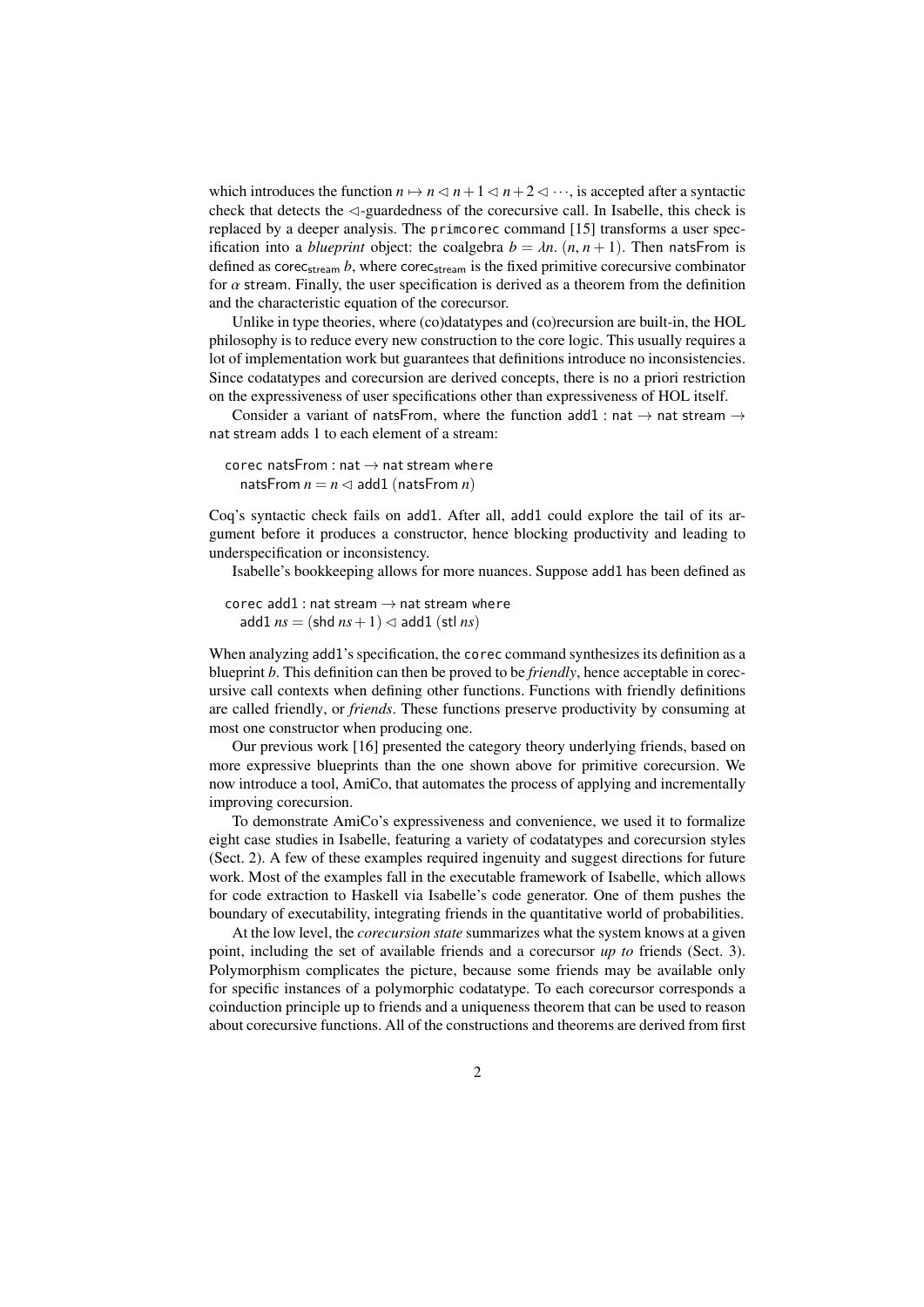which introduces the function $n \mapsto n \lhd n+1 \lhd n+2 \lhd \cdots$, is accepted after a syntactic check that detects the $\lhd$-guardedness of the corecursive call. In Isabelle, this check is replaced by a deeper analysis. The `primcorec` command [15] transforms a user specification into a *blueprint* object: the coalgebra $b = \lambda n.\ (n, n+1)$. Then natsFrom is defined as $\mathsf{corec}_{\mathsf{stream}}\ b$, where $\mathsf{corec}_{\mathsf{stream}}$ is the fixed primitive corecursive combinator for $\alpha$ stream. Finally, the user specification is derived as a theorem from the definition and the characteristic equation of the corecursor.

Unlike in type theories, where (co)datatypes and (co)recursion are built-in, the HOL philosophy is to reduce every new construction to the core logic. This usually requires a lot of implementation work but guarantees that definitions introduce no inconsistencies. Since codatatypes and corecursion are derived concepts, there is no a priori restriction on the expressiveness of user specifications other than expressiveness of HOL itself.

Consider a variant of natsFrom, where the function add1 : nat $\to$ nat stream $\to$ nat stream adds 1 to each element of a stream:

```
corec natsFrom : nat → nat stream where
  natsFrom n = n ◁ add1 (natsFrom n)
```

Coq's syntactic check fails on add1. After all, add1 could explore the tail of its argument before it produces a constructor, hence blocking productivity and leading to underspecification or inconsistency.

Isabelle's bookkeeping allows for more nuances. Suppose add1 has been defined as

```
corec add1 : nat stream → nat stream where
  add1 ns = (shd ns + 1) ◁ add1 (stl ns)
```

When analyzing add1's specification, the `corec` command synthesizes its definition as a blueprint $b$. This definition can then be proved to be *friendly*, hence acceptable in corecursive call contexts when defining other functions. Functions with friendly definitions are called friendly, or *friends*. These functions preserve productivity by consuming at most one constructor when producing one.

Our previous work [16] presented the category theory underlying friends, based on more expressive blueprints than the one shown above for primitive corecursion. We now introduce a tool, AmiCo, that automates the process of applying and incrementally improving corecursion.

To demonstrate AmiCo's expressiveness and convenience, we used it to formalize eight case studies in Isabelle, featuring a variety of codatatypes and corecursion styles (Sect. 2). A few of these examples required ingenuity and suggest directions for future work. Most of the examples fall in the executable framework of Isabelle, which allows for code extraction to Haskell via Isabelle's code generator. One of them pushes the boundary of executability, integrating friends in the quantitative world of probabilities.

At the low level, the *corecursion state* summarizes what the system knows at a given point, including the set of available friends and a corecursor *up to* friends (Sect. 3). Polymorphism complicates the picture, because some friends may be available only for specific instances of a polymorphic codatatype. To each corecursor corresponds a coinduction principle up to friends and a uniqueness theorem that can be used to reason about corecursive functions. All of the constructions and theorems are derived from first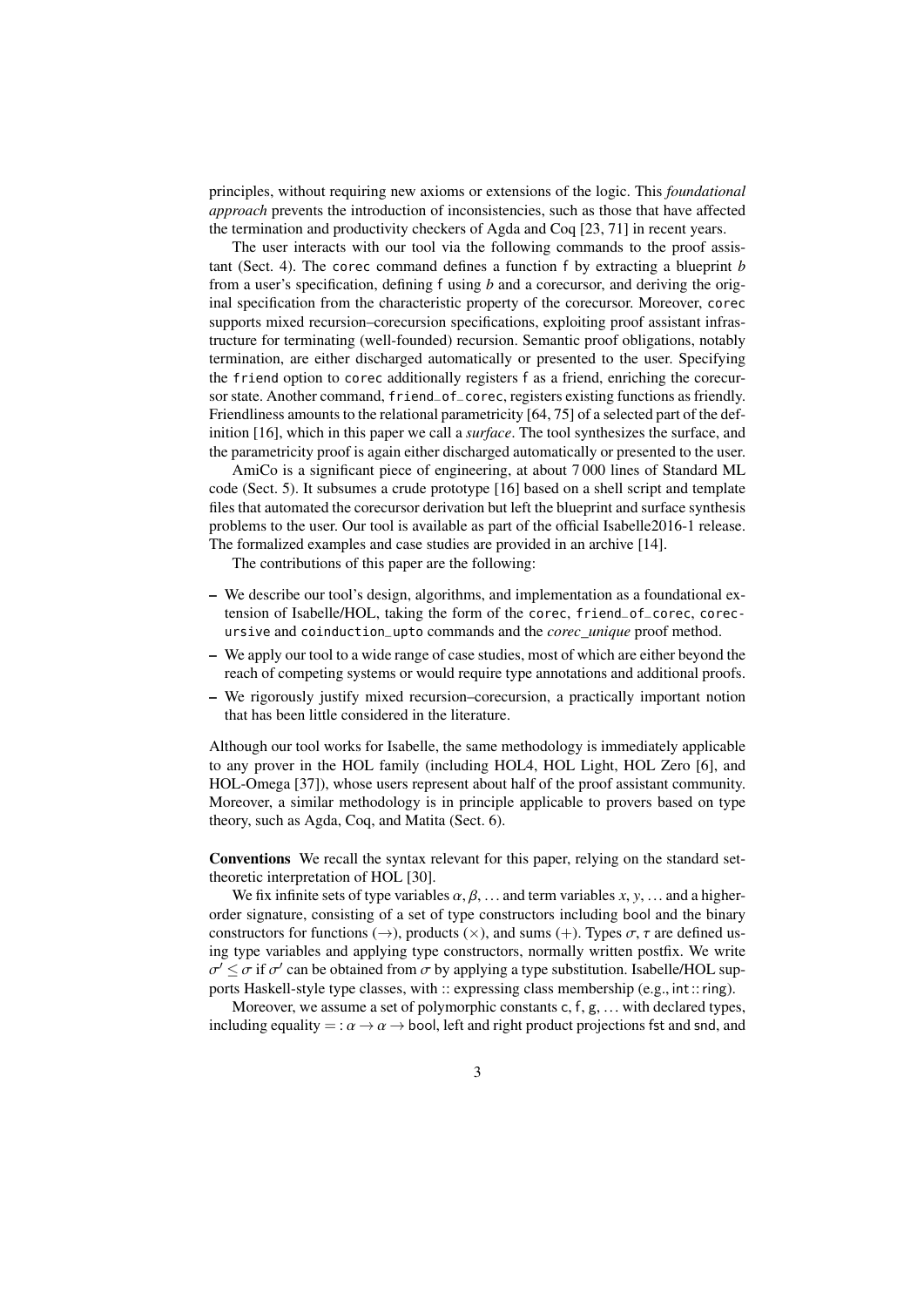principles, without requiring new axioms or extensions of the logic. This *foundational approach* prevents the introduction of inconsistencies, such as those that have affected the termination and productivity checkers of Agda and Coq [23, 71] in recent years.

The user interacts with our tool via the following commands to the proof assistant (Sect. 4). The `corec` command defines a function f by extracting a blueprint *b* from a user's specification, defining f using *b* and a corecursor, and deriving the original specification from the characteristic property of the corecursor. Moreover, `corec` supports mixed recursion–corecursion specifications, exploiting proof assistant infrastructure for terminating (well-founded) recursion. Semantic proof obligations, notably termination, are either discharged automatically or presented to the user. Specifying the `friend` option to `corec` additionally registers f as a friend, enriching the corecursor state. Another command, `friend_of_corec`, registers existing functions as friendly. Friendliness amounts to the relational parametricity [64, 75] of a selected part of the definition [16], which in this paper we call a *surface*. The tool synthesizes the surface, and the parametricity proof is again either discharged automatically or presented to the user.

AmiCo is a significant piece of engineering, at about 7 000 lines of Standard ML code (Sect. 5). It subsumes a crude prototype [16] based on a shell script and template files that automated the corecursor derivation but left the blueprint and surface synthesis problems to the user. Our tool is available as part of the official Isabelle2016-1 release. The formalized examples and case studies are provided in an archive [14].

The contributions of this paper are the following:

- We describe our tool's design, algorithms, and implementation as a foundational extension of Isabelle/HOL, taking the form of the `corec`, `friend_of_corec`, `corecursive` and `coinduction_upto` commands and the *corec_unique* proof method.
- We apply our tool to a wide range of case studies, most of which are either beyond the reach of competing systems or would require type annotations and additional proofs.
- We rigorously justify mixed recursion–corecursion, a practically important notion that has been little considered in the literature.

Although our tool works for Isabelle, the same methodology is immediately applicable to any prover in the HOL family (including HOL4, HOL Light, HOL Zero [6], and HOL-Omega [37]), whose users represent about half of the proof assistant community. Moreover, a similar methodology is in principle applicable to provers based on type theory, such as Agda, Coq, and Matita (Sect. 6).

**Conventions** We recall the syntax relevant for this paper, relying on the standard set-theoretic interpretation of HOL [30].

We fix infinite sets of type variables $\alpha, \beta, \ldots$ and term variables $x, y, \ldots$ and a higher-order signature, consisting of a set of type constructors including bool and the binary constructors for functions ($\rightarrow$), products ($\times$), and sums ($+$). Types $\sigma, \tau$ are defined using type variables and applying type constructors, normally written postfix. We write $\sigma' \leq \sigma$ if $\sigma'$ can be obtained from $\sigma$ by applying a type substitution. Isabelle/HOL supports Haskell-style type classes, with :: expressing class membership (e.g., $\mathsf{int} :: \mathsf{ring}$).

Moreover, we assume a set of polymorphic constants c, f, g, ... with declared types, including equality $= : \alpha \rightarrow \alpha \rightarrow \mathsf{bool}$, left and right product projections fst and snd, and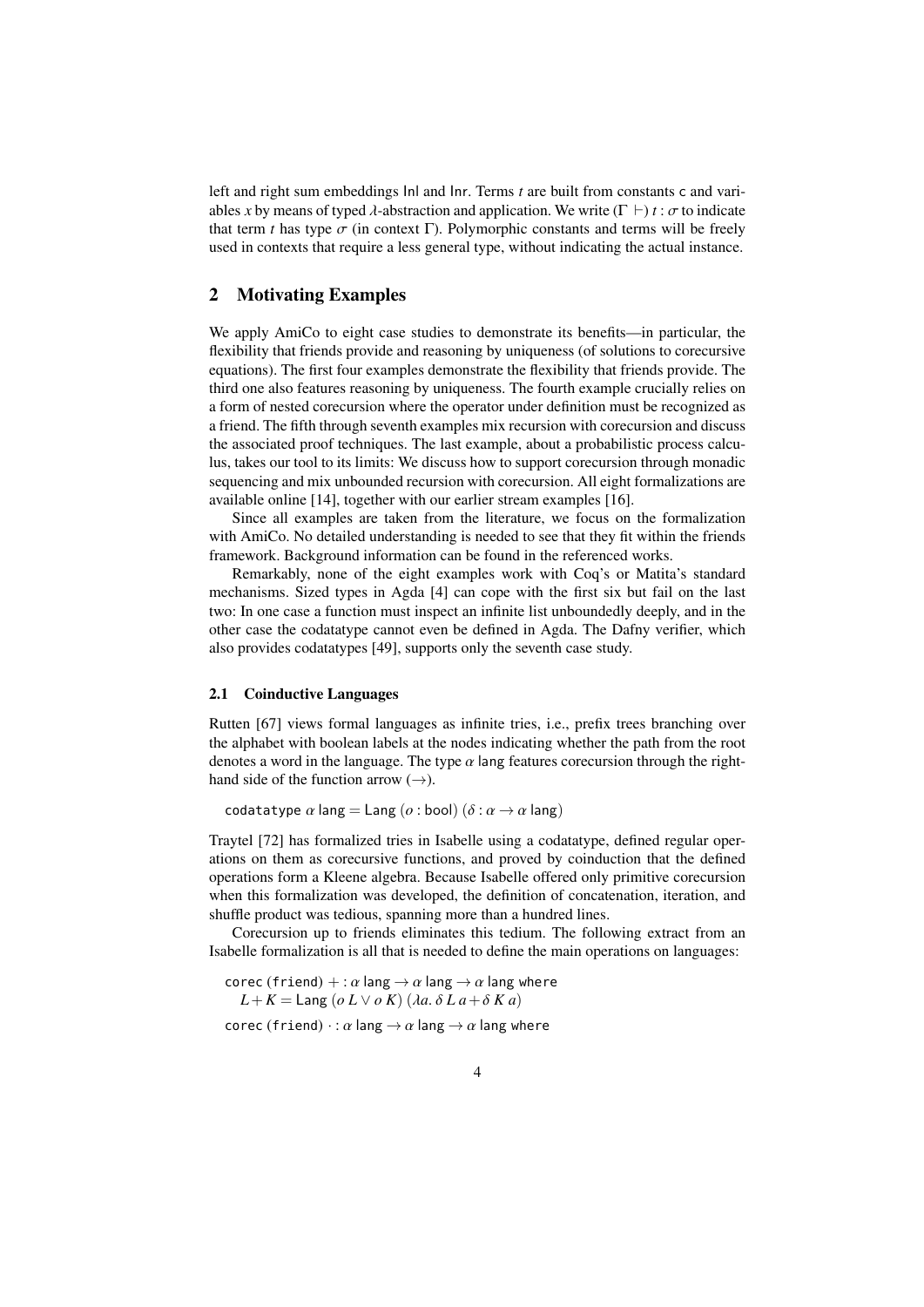left and right sum embeddings Inl and Inr. Terms $t$ are built from constants c and variables $x$ by means of typed $\lambda$-abstraction and application. We write $(\Gamma \vdash)\ t : \sigma$ to indicate that term $t$ has type $\sigma$ (in context $\Gamma$). Polymorphic constants and terms will be freely used in contexts that require a less general type, without indicating the actual instance.

## 2 Motivating Examples

We apply AmiCo to eight case studies to demonstrate its benefits—in particular, the flexibility that friends provide and reasoning by uniqueness (of solutions to corecursive equations). The first four examples demonstrate the flexibility that friends provide. The third one also features reasoning by uniqueness. The fourth example crucially relies on a form of nested corecursion where the operator under definition must be recognized as a friend. The fifth through seventh examples mix recursion with corecursion and discuss the associated proof techniques. The last example, about a probabilistic process calculus, takes our tool to its limits: We discuss how to support corecursion through monadic sequencing and mix unbounded recursion with corecursion. All eight formalizations are available online [14], together with our earlier stream examples [16].

Since all examples are taken from the literature, we focus on the formalization with AmiCo. No detailed understanding is needed to see that they fit within the friends framework. Background information can be found in the referenced works.

Remarkably, none of the eight examples work with Coq's or Matita's standard mechanisms. Sized types in Agda [4] can cope with the first six but fail on the last two: In one case a function must inspect an infinite list unboundedly deeply, and in the other case the codatatype cannot even be defined in Agda. The Dafny verifier, which also provides codatatypes [49], supports only the seventh case study.

### 2.1 Coinductive Languages

Rutten [67] views formal languages as infinite tries, i.e., prefix trees branching over the alphabet with boolean labels at the nodes indicating whether the path from the root denotes a word in the language. The type $\alpha$ lang features corecursion through the right-hand side of the function arrow ($\rightarrow$).

codatatype $\alpha$ lang $=$ Lang $(o : \mathsf{bool})\ (\delta : \alpha \rightarrow \alpha\ \mathsf{lang})$

Traytel [72] has formalized tries in Isabelle using a codatatype, defined regular operations on them as corecursive functions, and proved by coinduction that the defined operations form a Kleene algebra. Because Isabelle offered only primitive corecursion when this formalization was developed, the definition of concatenation, iteration, and shuffle product was tedious, spanning more than a hundred lines.

Corecursion up to friends eliminates this tedium. The following extract from an Isabelle formalization is all that is needed to define the main operations on languages:

corec (friend) $+ : \alpha\ \mathsf{lang} \rightarrow \alpha\ \mathsf{lang} \rightarrow \alpha\ \mathsf{lang}$ where
  $L + K = \mathsf{Lang}\ (o\ L \vee o\ K)\ (\lambda a.\ \delta\ L\ a + \delta\ K\ a)$

corec (friend) $\cdot : \alpha\ \mathsf{lang} \rightarrow \alpha\ \mathsf{lang} \rightarrow \alpha\ \mathsf{lang}$ where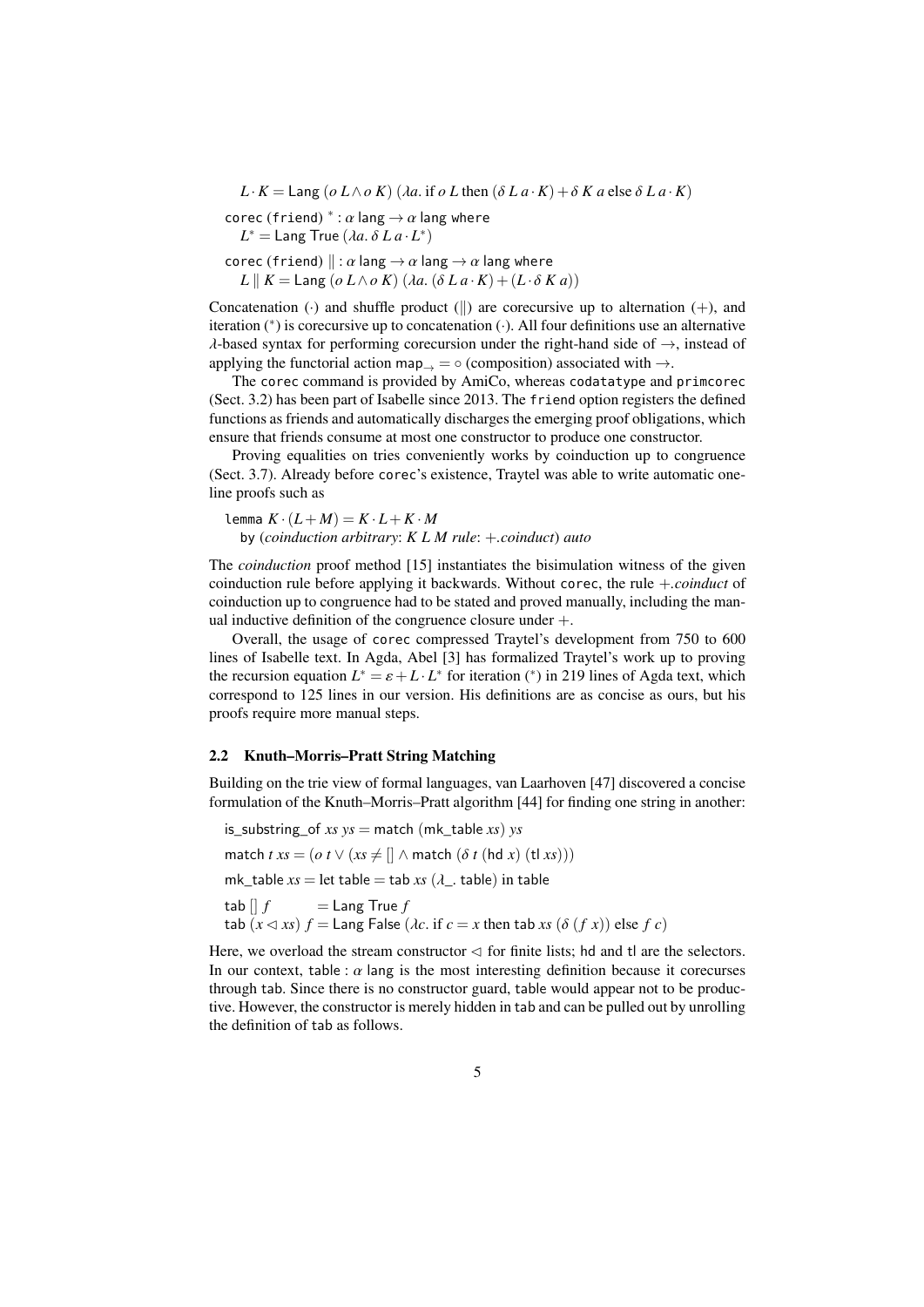$L \cdot K = \mathsf{Lang}\ (o\ L \wedge o\ K)\ (\lambda a.\ \text{if}\ o\ L\ \text{then}\ (\delta\ L\ a \cdot K) + \delta\ K\ a\ \text{else}\ \delta\ L\ a \cdot K)$

```
corec (friend) * : α lang → α lang where
```
$L^* = \mathsf{Lang}\ \mathsf{True}\ (\lambda a.\ \delta\ L\ a \cdot L^*)$

```
corec (friend) ∥ : α lang → α lang → α lang where
```
$L \parallel K = \mathsf{Lang}\ (o\ L \wedge o\ K)\ (\lambda a.\ (\delta\ L\ a \cdot K) + (L \cdot \delta\ K\ a))$

Concatenation ($\cdot$) and shuffle product ($\parallel$) are corecursive up to alternation ($+$), and iteration ($^*$) is corecursive up to concatenation ($\cdot$). All four definitions use an alternative $\lambda$-based syntax for performing corecursion under the right-hand side of $\rightarrow$, instead of applying the functorial action $\mathsf{map}_{\rightarrow} = \circ$ (composition) associated with $\rightarrow$.

The `corec` command is provided by AmiCo, whereas `codatatype` and `primcorec` (Sect. 3.2) has been part of Isabelle since 2013. The `friend` option registers the defined functions as friends and automatically discharges the emerging proof obligations, which ensure that friends consume at most one constructor to produce one constructor.

Proving equalities on tries conveniently works by coinduction up to congruence (Sect. 3.7). Already before `corec`'s existence, Traytel was able to write automatic one-line proofs such as

lemma $K \cdot (L + M) = K \cdot L + K \cdot M$
  by (*coinduction arbitrary*: $K\ L\ M$ *rule*: $+$.*coinduct*) *auto*

The *coinduction* proof method [15] instantiates the bisimulation witness of the given coinduction rule before applying it backwards. Without `corec`, the rule $+$.*coinduct* of coinduction up to congruence had to be stated and proved manually, including the manual inductive definition of the congruence closure under $+$.

Overall, the usage of `corec` compressed Traytel's development from 750 to 600 lines of Isabelle text. In Agda, Abel [3] has formalized Traytel's work up to proving the recursion equation $L^* = \varepsilon + L \cdot L^*$ for iteration ($^*$) in 219 lines of Agda text, which correspond to 125 lines in our version. His definitions are as concise as ours, but his proofs require more manual steps.

### 2.2 Knuth–Morris–Pratt String Matching

Building on the trie view of formal languages, van Laarhoven [47] discovered a concise formulation of the Knuth–Morris–Pratt algorithm [44] for finding one string in another:

$\mathsf{is\_substring\_of}\ xs\ ys = \mathsf{match}\ (\mathsf{mk\_table}\ xs)\ ys$

$\mathsf{match}\ t\ xs = (o\ t \vee (xs \neq [] \wedge \mathsf{match}\ (\delta\ t\ (\mathsf{hd}\ x)\ (\mathsf{tl}\ xs))))$

$\mathsf{mk\_table}\ xs = \mathsf{let\ table} = \mathsf{tab}\ xs\ (\lambda\_.\ \mathsf{table})\ \mathsf{in\ table}$

$\mathsf{tab}\ []\ f = \mathsf{Lang}\ \mathsf{True}\ f$
$\mathsf{tab}\ (x \lhd xs)\ f = \mathsf{Lang}\ \mathsf{False}\ (\lambda c.\ \text{if}\ c = x\ \text{then}\ \mathsf{tab}\ xs\ (\delta\ (f\ x))\ \text{else}\ f\ c)$

Here, we overload the stream constructor $\lhd$ for finite lists; hd and tl are the selectors. In our context, $\mathsf{table} : \alpha\ \mathsf{lang}$ is the most interesting definition because it corecurses through tab. Since there is no constructor guard, table would appear not to be productive. However, the constructor is merely hidden in tab and can be pulled out by unrolling the definition of tab as follows.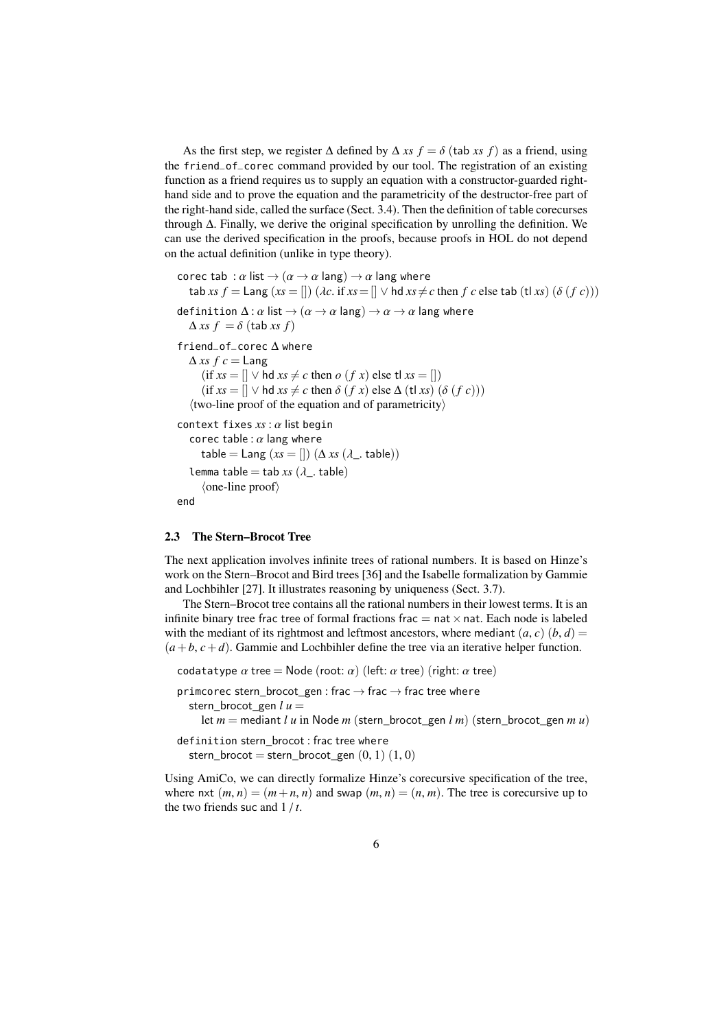As the first step, we register $\Delta$ defined by $\Delta\ xs\ f = \delta\ (\mathsf{tab}\ xs\ f)$ as a friend, using the friend_of_corec command provided by our tool. The registration of an existing function as a friend requires us to supply an equation with a constructor-guarded right-hand side and to prove the equation and the parametricity of the destructor-free part of the right-hand side, called the surface (Sect. 3.4). Then the definition of table corecurses through $\Delta$. Finally, we derive the original specification by unrolling the definition. We can use the derived specification in the proofs, because proofs in HOL do not depend on the actual definition (unlike in type theory).

```
corec tab : α list → (α → α lang) → α lang where
  tab xs f = Lang (xs = []) (λc. if xs = [] ∨ hd xs ≠ c then f c else tab (tl xs) (δ (f c)))
definition Δ : α list → (α → α lang) → α → α lang where
  Δ xs f = δ (tab xs f)
friend_of_corec Δ where
  Δ xs f c = Lang
    (if xs = [] ∨ hd xs ≠ c then o (f x) else tl xs = [])
    (if xs = [] ∨ hd xs ≠ c then δ (f x) else Δ (tl xs) (δ (f c)))
  ⟨two-line proof of the equation and of parametricity⟩
context fixes xs : α list begin
  corec table : α lang where
    table = Lang (xs = []) (Δ xs (λ_. table))
  lemma table = tab xs (λ_. table)
    ⟨one-line proof⟩
end
```

### 2.3 The Stern–Brocot Tree

The next application involves infinite trees of rational numbers. It is based on Hinze's work on the Stern–Brocot and Bird trees [36] and the Isabelle formalization by Gammie and Lochbihler [27]. It illustrates reasoning by uniqueness (Sect. 3.7).

The Stern–Brocot tree contains all the rational numbers in their lowest terms. It is an infinite binary tree frac tree of formal fractions $\mathsf{frac} = \mathsf{nat} \times \mathsf{nat}$. Each node is labeled with the mediant of its rightmost and leftmost ancestors, where $\mathsf{mediant}\ (a, c)\ (b, d) = (a + b,\ c + d)$. Gammie and Lochbihler define the tree via an iterative helper function.

```
codatatype α tree = Node (root: α) (left: α tree) (right: α tree)
primcorec stern_brocot_gen : frac → frac → frac tree where
  stern_brocot_gen l u =
    let m = mediant l u in Node m (stern_brocot_gen l m) (stern_brocot_gen m u)
definition stern_brocot : frac tree where
  stern_brocot = stern_brocot_gen (0, 1) (1, 0)
```

Using AmiCo, we can directly formalize Hinze's corecursive specification of the tree, where $\mathsf{nxt}\ (m, n) = (m + n, n)$ and $\mathsf{swap}\ (m, n) = (n, m)$. The tree is corecursive up to the two friends suc and $1\,/\,t$.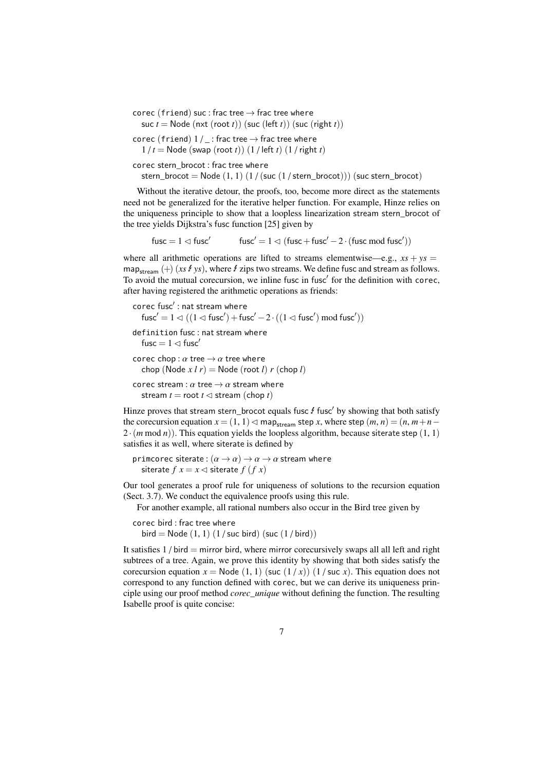```
corec (friend) suc : frac tree → frac tree where
  suc t = Node (nxt (root t)) (suc (left t)) (suc (right t))

corec (friend) 1 / _ : frac tree → frac tree where
  1 / t = Node (swap (root t)) (1 / left t) (1 / right t)

corec stern_brocot : frac tree where
  stern_brocot = Node (1, 1) (1 / (suc (1 / stern_brocot))) (suc stern_brocot)
```

Without the iterative detour, the proofs, too, become more direct as the statements need not be generalized for the iterative helper function. For example, Hinze relies on the uniqueness principle to show that a loopless linearization stream stern_brocot of the tree yields Dijkstra's fusc function [25] given by

$$\mathsf{fusc} = 1 \lhd \mathsf{fusc}' \qquad\qquad \mathsf{fusc}' = 1 \lhd (\mathsf{fusc} + \mathsf{fusc}' - 2 \cdot (\mathsf{fusc} \bmod \mathsf{fusc}'))$$

where all arithmetic operations are lifted to streams elementwise—e.g., $xs + ys = \mathsf{map}_{\mathsf{stream}}\ (+)\ (xs \between ys)$, where $\between$ zips two streams. We define fusc and stream as follows. To avoid the mutual corecursion, we inline fusc in fusc$'$ for the definition with corec, after having registered the arithmetic operations as friends:

```
corec fusc' : nat stream where
  fusc' = 1 ◁ ((1 ◁ fusc') + fusc' − 2 · ((1 ◁ fusc') mod fusc'))

definition fusc : nat stream where
  fusc = 1 ◁ fusc'

corec chop : α tree → α tree where
  chop (Node x l r) = Node (root l) r (chop l)

corec stream : α tree → α stream where
  stream t = root t ◁ stream (chop t)
```

Hinze proves that stream stern_brocot equals fusc $\between$ fusc$'$ by showing that both satisfy the corecursion equation $x = (1, 1) \lhd \mathsf{map}_{\mathsf{stream}}\ \mathsf{step}\ x$, where $\mathsf{step}\ (m, n) = (n, m + n - 2 \cdot (m \bmod n))$. This equation yields the loopless algorithm, because siterate step $(1, 1)$ satisfies it as well, where siterate is defined by

```
primcorec siterate : (α → α) → α → α stream where
  siterate f x = x ◁ siterate f (f x)
```

Our tool generates a proof rule for uniqueness of solutions to the recursion equation (Sect. 3.7). We conduct the equivalence proofs using this rule.

For another example, all rational numbers also occur in the Bird tree given by

```
corec bird : frac tree where
  bird = Node (1, 1) (1 / suc bird) (suc (1 / bird))
```

It satisfies $1$ / bird = mirror bird, where mirror corecursively swaps all all left and right subtrees of a tree. Again, we prove this identity by showing that both sides satisfy the corecursion equation $x = \mathsf{Node}\ (1, 1)\ (\mathsf{suc}\ (1\ /\ x))\ (1\ /\ \mathsf{suc}\ x)$. This equation does not correspond to any function defined with corec, but we can derive its uniqueness principle using our proof method *corec_unique* without defining the function. The resulting Isabelle proof is quite concise: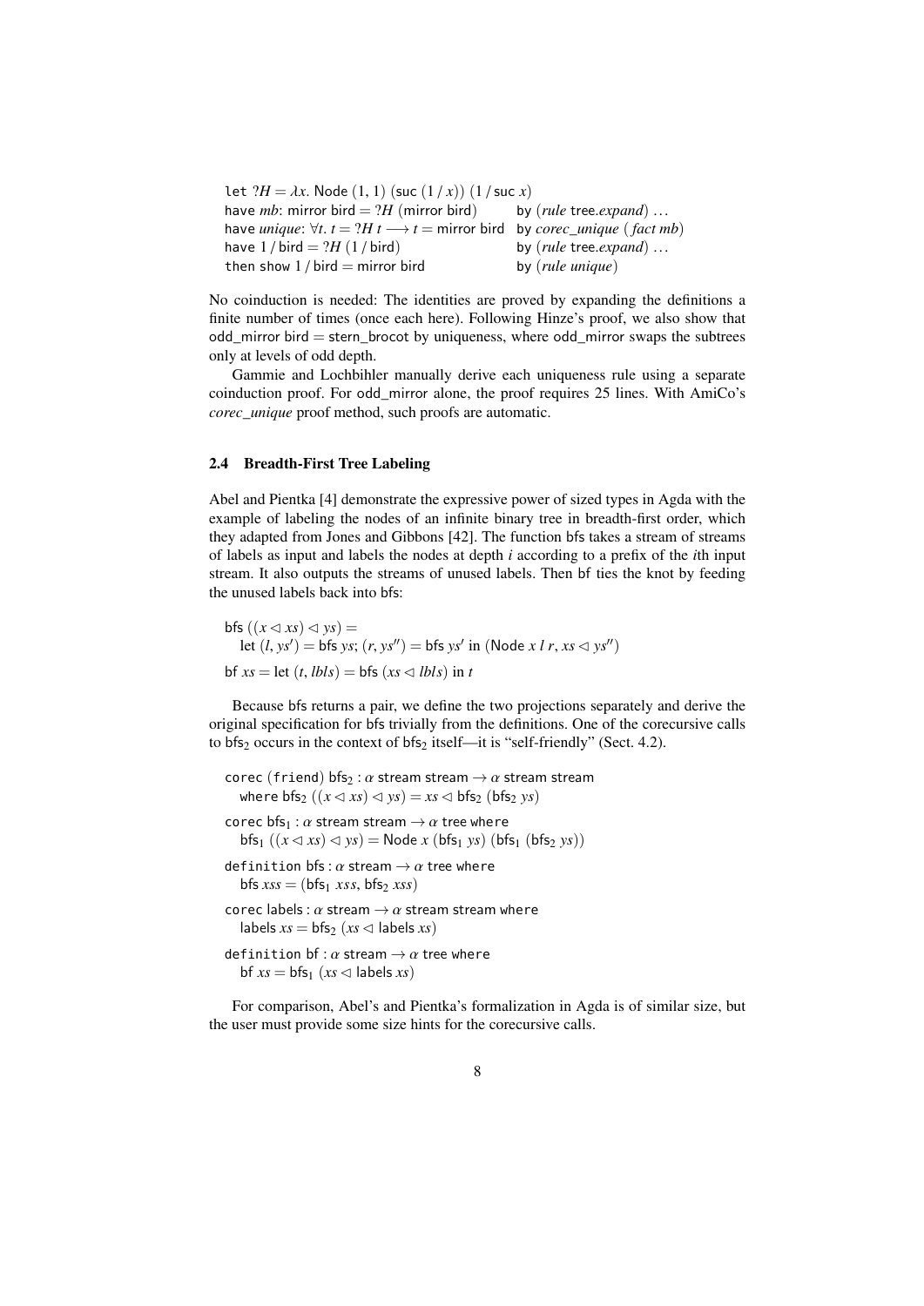```
let ?H = λx. Node (1, 1) (suc (1 / x)) (1 / suc x)
have mb: mirror bird = ?H (mirror bird)          by (rule tree.expand) ...
have unique: ∀t. t = ?H t ⟶ t = mirror bird     by corec_unique (fact mb)
have 1 / bird = ?H (1 / bird)                    by (rule tree.expand) ...
then show 1 / bird = mirror bird                 by (rule unique)
```

No coinduction is needed: The identities are proved by expanding the definitions a finite number of times (once each here). Following Hinze's proof, we also show that odd_mirror bird = stern_brocot by uniqueness, where odd_mirror swaps the subtrees only at levels of odd depth.

Gammie and Lochbihler manually derive each uniqueness rule using a separate coinduction proof. For odd_mirror alone, the proof requires 25 lines. With AmiCo's *corec_unique* proof method, such proofs are automatic.

### 2.4 Breadth-First Tree Labeling

Abel and Pientka [4] demonstrate the expressive power of sized types in Agda with the example of labeling the nodes of an infinite binary tree in breadth-first order, which they adapted from Jones and Gibbons [42]. The function bfs takes a stream of streams of labels as input and labels the nodes at depth $i$ according to a prefix of the $i$th input stream. It also outputs the streams of unused labels. Then bf ties the knot by feeding the unused labels back into bfs:

```
bfs ((x ◁ xs) ◁ ys) =
   let (l, ys') = bfs ys; (r, ys'') = bfs ys' in (Node x l r, xs ◁ ys'')
bf xs = let (t, lbls) = bfs (xs ◁ lbls) in t
```

Because bfs returns a pair, we define the two projections separately and derive the original specification for bfs trivially from the definitions. One of the corecursive calls to $\mathsf{bfs}_2$ occurs in the context of $\mathsf{bfs}_2$ itself—it is "self-friendly" (Sect. 4.2).

```
corec (friend) bfs₂ : α stream stream → α stream stream
   where bfs₂ ((x ◁ xs) ◁ ys) = xs ◁ bfs₂ (bfs₂ ys)
corec bfs₁ : α stream stream → α tree where
   bfs₁ ((x ◁ xs) ◁ ys) = Node x (bfs₁ ys) (bfs₁ (bfs₂ ys))
definition bfs : α stream → α tree where
   bfs xss = (bfs₁ xss, bfs₂ xss)
corec labels : α stream → α stream stream where
   labels xs = bfs₂ (xs ◁ labels xs)
definition bf : α stream → α tree where
   bf xs = bfs₁ (xs ◁ labels xs)
```

For comparison, Abel's and Pientka's formalization in Agda is of similar size, but the user must provide some size hints for the corecursive calls.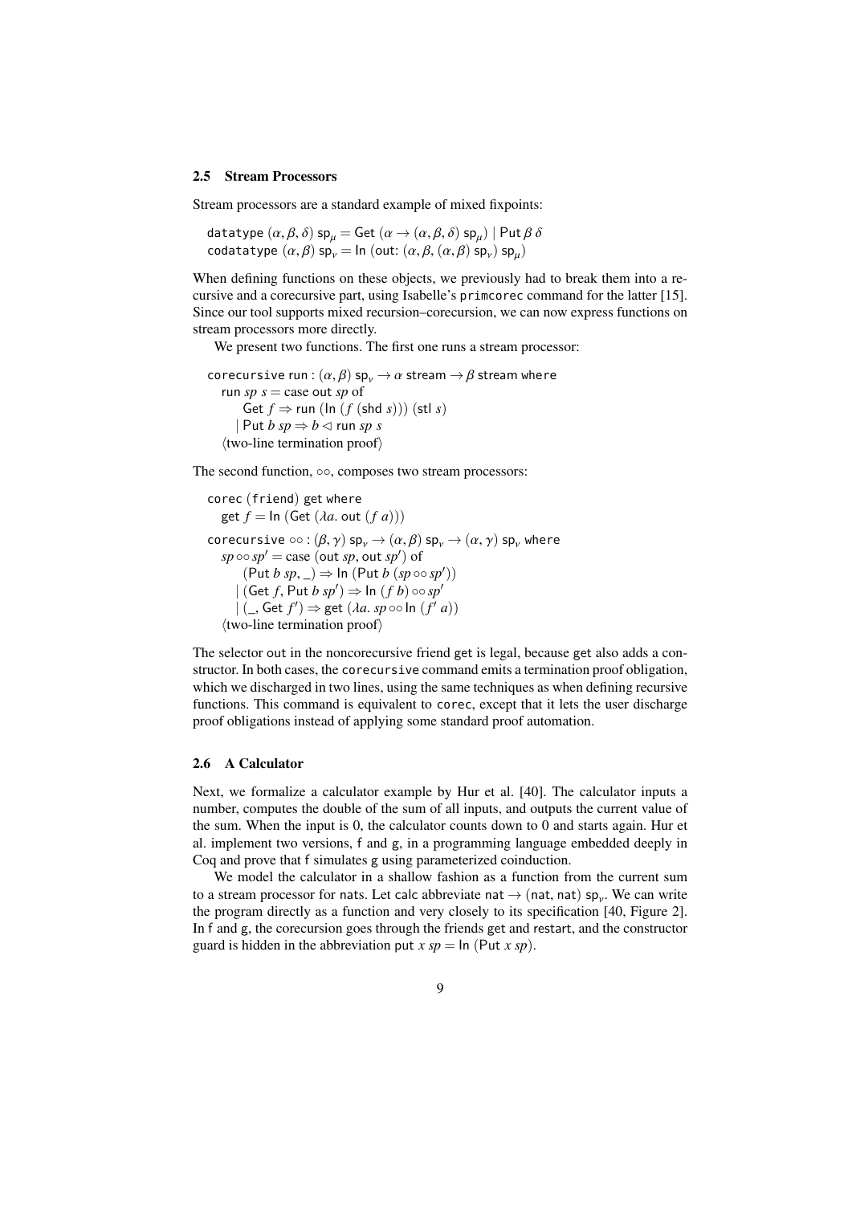### 2.5 Stream Processors

Stream processors are a standard example of mixed fixpoints:

$\texttt{datatype}\ (\alpha,\beta,\delta)\ \mathsf{sp}_\mu = \mathsf{Get}\ (\alpha \to (\alpha,\beta,\delta)\ \mathsf{sp}_\mu) \mid \mathsf{Put}\ \beta\ \delta$
$\texttt{codatatype}\ (\alpha,\beta)\ \mathsf{sp}_\nu = \mathsf{In}\ (\mathsf{out}{:}\ (\alpha,\beta,(\alpha,\beta)\ \mathsf{sp}_\nu)\ \mathsf{sp}_\mu)$

When defining functions on these objects, we previously had to break them into a recursive and a corecursive part, using Isabelle's `primcorec` command for the latter [15]. Since our tool supports mixed recursion–corecursion, we can now express functions on stream processors more directly.

We present two functions. The first one runs a stream processor:

$\texttt{corecursive}\ \mathsf{run} : (\alpha,\beta)\ \mathsf{sp}_\nu \to \alpha\ \mathsf{stream} \to \beta\ \mathsf{stream}\ \texttt{where}$
$\quad \mathsf{run}\ sp\ s = \text{case out}\ sp\ \text{of}$
$\qquad \mathsf{Get}\ f \Rightarrow \mathsf{run}\ (\mathsf{In}\ (f\ (\mathsf{shd}\ s)))\ (\mathsf{stl}\ s)$
$\qquad \mid \mathsf{Put}\ b\ sp \Rightarrow b \lhd \mathsf{run}\ sp\ s$
$\quad \langle\text{two-line termination proof}\rangle$

The second function, $\circ\circ$, composes two stream processors:

$\texttt{corec (friend)}\ \mathsf{get}\ \texttt{where}$
$\quad \mathsf{get}\ f = \mathsf{In}\ (\mathsf{Get}\ (\lambda a.\ \mathsf{out}\ (f\ a)))$

$\texttt{corecursive}\ \circ\circ : (\beta,\gamma)\ \mathsf{sp}_\nu \to (\alpha,\beta)\ \mathsf{sp}_\nu \to (\alpha,\gamma)\ \mathsf{sp}_\nu\ \texttt{where}$
$\quad sp \circ\circ sp' = \text{case}\ (\mathsf{out}\ sp, \mathsf{out}\ sp')\ \text{of}$
$\qquad (\mathsf{Put}\ b\ sp, \_) \Rightarrow \mathsf{In}\ (\mathsf{Put}\ b\ (sp \circ\circ sp'))$
$\qquad \mid (\mathsf{Get}\ f, \mathsf{Put}\ b\ sp') \Rightarrow \mathsf{In}\ (f\ b) \circ\circ sp'$
$\qquad \mid (\_, \mathsf{Get}\ f') \Rightarrow \mathsf{get}\ (\lambda a.\ sp \circ\circ \mathsf{In}\ (f'\ a))$
$\quad \langle\text{two-line termination proof}\rangle$

The selector out in the noncorecursive friend get is legal, because get also adds a constructor. In both cases, the `corecursive` command emits a termination proof obligation, which we discharged in two lines, using the same techniques as when defining recursive functions. This command is equivalent to `corec`, except that it lets the user discharge proof obligations instead of applying some standard proof automation.

### 2.6 A Calculator

Next, we formalize a calculator example by Hur et al. [40]. The calculator inputs a number, computes the double of the sum of all inputs, and outputs the current value of the sum. When the input is 0, the calculator counts down to 0 and starts again. Hur et al. implement two versions, f and g, in a programming language embedded deeply in Coq and prove that f simulates g using parameterized coinduction.

We model the calculator in a shallow fashion as a function from the current sum to a stream processor for nats. Let calc abbreviate $\mathsf{nat} \to (\mathsf{nat},\mathsf{nat})\ \mathsf{sp}_\nu$. We can write the program directly as a function and very closely to its specification [40, Figure 2]. In f and g, the corecursion goes through the friends get and restart, and the constructor guard is hidden in the abbreviation $\mathsf{put}\ x\ sp = \mathsf{In}\ (\mathsf{Put}\ x\ sp)$.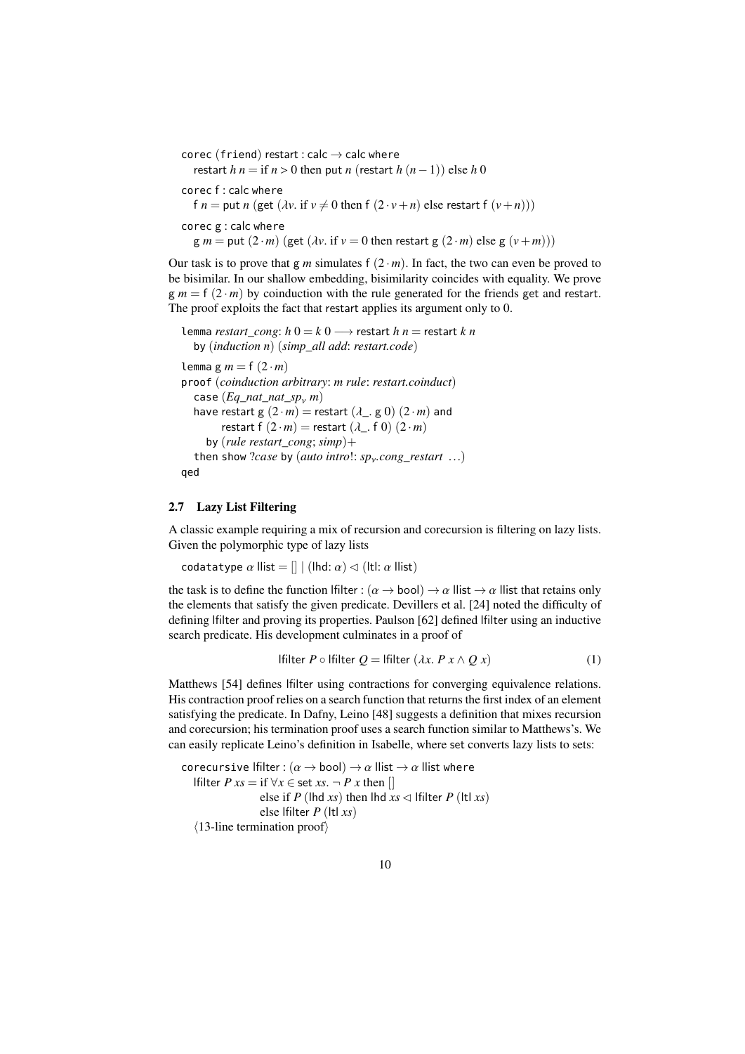```
corec (friend) restart : calc → calc where
  restart h n = if n > 0 then put n (restart h (n − 1)) else h 0

corec f : calc where
  f n = put n (get (λv. if v ≠ 0 then f (2 · v + n) else restart f (v + n)))

corec g : calc where
  g m = put (2 · m) (get (λv. if v = 0 then restart g (2 · m) else g (v + m)))
```

Our task is to prove that g $m$ simulates f $(2 \cdot m)$. In fact, the two can even be proved to be bisimilar. In our shallow embedding, bisimilarity coincides with equality. We prove g $m =$ f $(2 \cdot m)$ by coinduction with the rule generated for the friends get and restart. The proof exploits the fact that restart applies its argument only to 0.

```
lemma restart_cong: h 0 = k 0 ⟶ restart h n = restart k n
  by (induction n) (simp_all add: restart.code)

lemma g m = f (2 · m)
proof (coinduction arbitrary: m rule: restart.coinduct)
  case (Eq_nat_nat_sp_ν m)
  have restart g (2 · m) = restart (λ_. g 0) (2 · m) and
       restart f (2 · m) = restart (λ_. f 0) (2 · m)
    by (rule restart_cong; simp)+
  then show ?case by (auto intro!: sp_ν.cong_restart …)
qed
```

### 2.7 Lazy List Filtering

A classic example requiring a mix of recursion and corecursion is filtering on lazy lists. Given the polymorphic type of lazy lists

```
codatatype α llist = [] | (lhd: α) ◁ (ltl: α llist)
```

the task is to define the function lfilter : $(\alpha \to \text{bool}) \to \alpha$ llist $\to \alpha$ llist that retains only the elements that satisfy the given predicate. Devillers et al. [24] noted the difficulty of defining lfilter and proving its properties. Paulson [62] defined lfilter using an inductive search predicate. His development culminates in a proof of

$$\text{lfilter } P \circ \text{lfilter } Q = \text{lfilter } (\lambda x.\ P\ x \wedge Q\ x) \tag{1}$$

Matthews [54] defines lfilter using contractions for converging equivalence relations. His contraction proof relies on a search function that returns the first index of an element satisfying the predicate. In Dafny, Leino [48] suggests a definition that mixes recursion and corecursion; his termination proof uses a search function similar to Matthews's. We can easily replicate Leino's definition in Isabelle, where set converts lazy lists to sets:

```
corecursive lfilter : (α → bool) → α llist → α llist where
  lfilter P xs = if ∀x ∈ set xs. ¬ P x then []
                 else if P (lhd xs) then lhd xs ◁ lfilter P (ltl xs)
                 else lfilter P (ltl xs)
  ⟨13-line termination proof⟩
```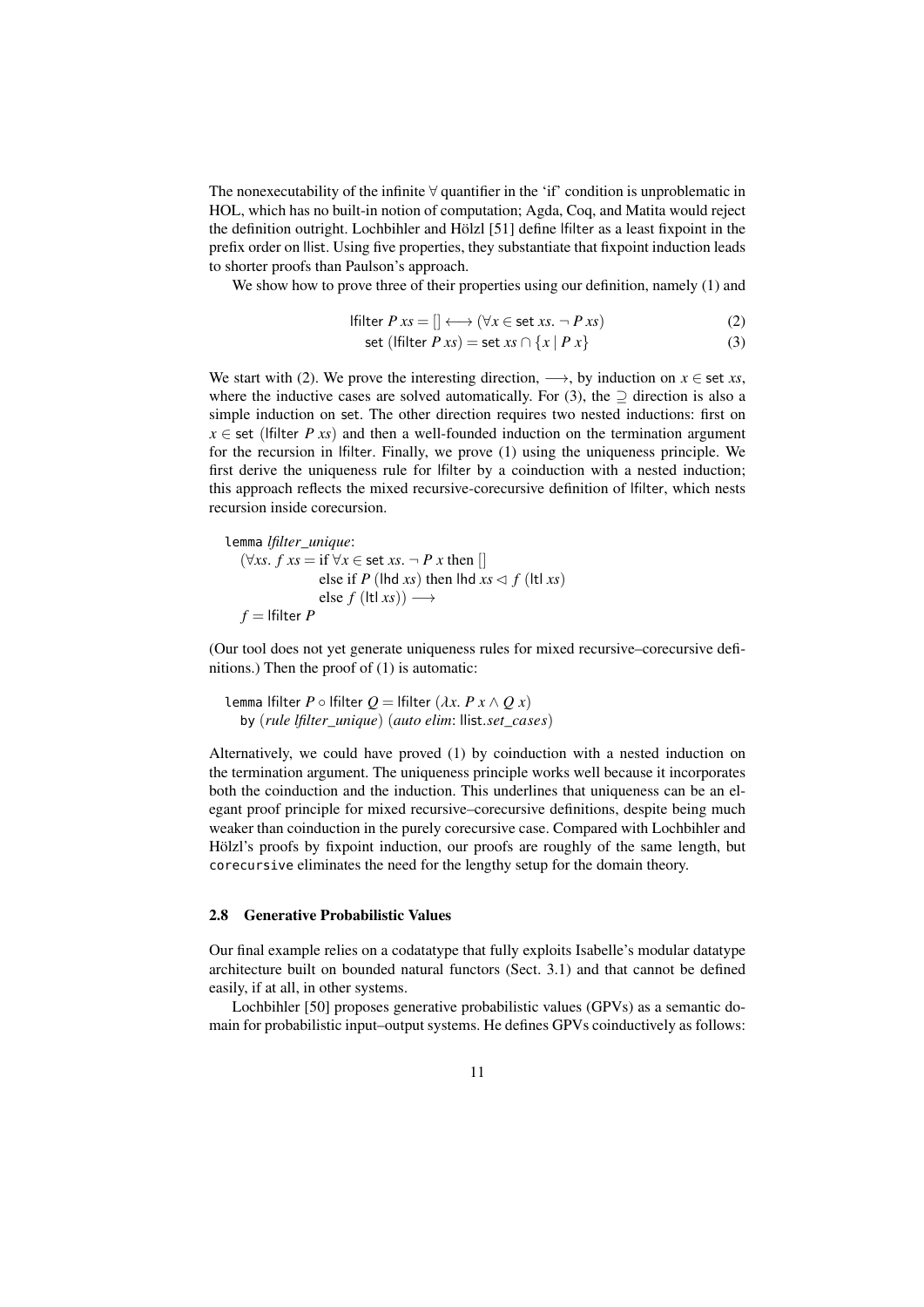The nonexecutability of the infinite $\forall$ quantifier in the 'if' condition is unproblematic in HOL, which has no built-in notion of computation; Agda, Coq, and Matita would reject the definition outright. Lochbihler and Hölzl [51] define lfilter as a least fixpoint in the prefix order on llist. Using five properties, they substantiate that fixpoint induction leads to shorter proofs than Paulson's approach.

We show how to prove three of their properties using our definition, namely (1) and

$$\mathsf{lfilter}\ P\ xs = [] \longleftrightarrow (\forall x \in \mathsf{set}\ xs.\ \neg\ P\ xs) \tag{2}$$

$$\mathsf{set}\ (\mathsf{lfilter}\ P\ xs) = \mathsf{set}\ xs \cap \{x \mid P\ x\} \tag{3}$$

We start with (2). We prove the interesting direction, $\longrightarrow$, by induction on $x \in \mathsf{set}\ xs$, where the inductive cases are solved automatically. For (3), the $\supseteq$ direction is also a simple induction on set. The other direction requires two nested inductions: first on $x \in \mathsf{set}\ (\mathsf{lfilter}\ P\ xs)$ and then a well-founded induction on the termination argument for the recursion in lfilter. Finally, we prove (1) using the uniqueness principle. We first derive the uniqueness rule for lfilter by a coinduction with a nested induction; this approach reflects the mixed recursive-corecursive definition of lfilter, which nests recursion inside corecursion.

```
lemma lfilter_unique:
  (∀xs. f xs = if ∀x ∈ set xs. ¬ P x then []
               else if P (lhd xs) then lhd xs ◁ f (ltl xs)
               else f (ltl xs)) ⟶
  f = lfilter P
```

(Our tool does not yet generate uniqueness rules for mixed recursive–corecursive definitions.) Then the proof of (1) is automatic:

```
lemma lfilter P ∘ lfilter Q = lfilter (λx. P x ∧ Q x)
  by (rule lfilter_unique) (auto elim: llist.set_cases)
```

Alternatively, we could have proved (1) by coinduction with a nested induction on the termination argument. The uniqueness principle works well because it incorporates both the coinduction and the induction. This underlines that uniqueness can be an elegant proof principle for mixed recursive–corecursive definitions, despite being much weaker than coinduction in the purely corecursive case. Compared with Lochbihler and Hölzl's proofs by fixpoint induction, our proofs are roughly of the same length, but `corecursive` eliminates the need for the lengthy setup for the domain theory.

### 2.8 Generative Probabilistic Values

Our final example relies on a codatatype that fully exploits Isabelle's modular datatype architecture built on bounded natural functors (Sect. 3.1) and that cannot be defined easily, if at all, in other systems.

Lochbihler [50] proposes generative probabilistic values (GPVs) as a semantic domain for probabilistic input–output systems. He defines GPVs coinductively as follows: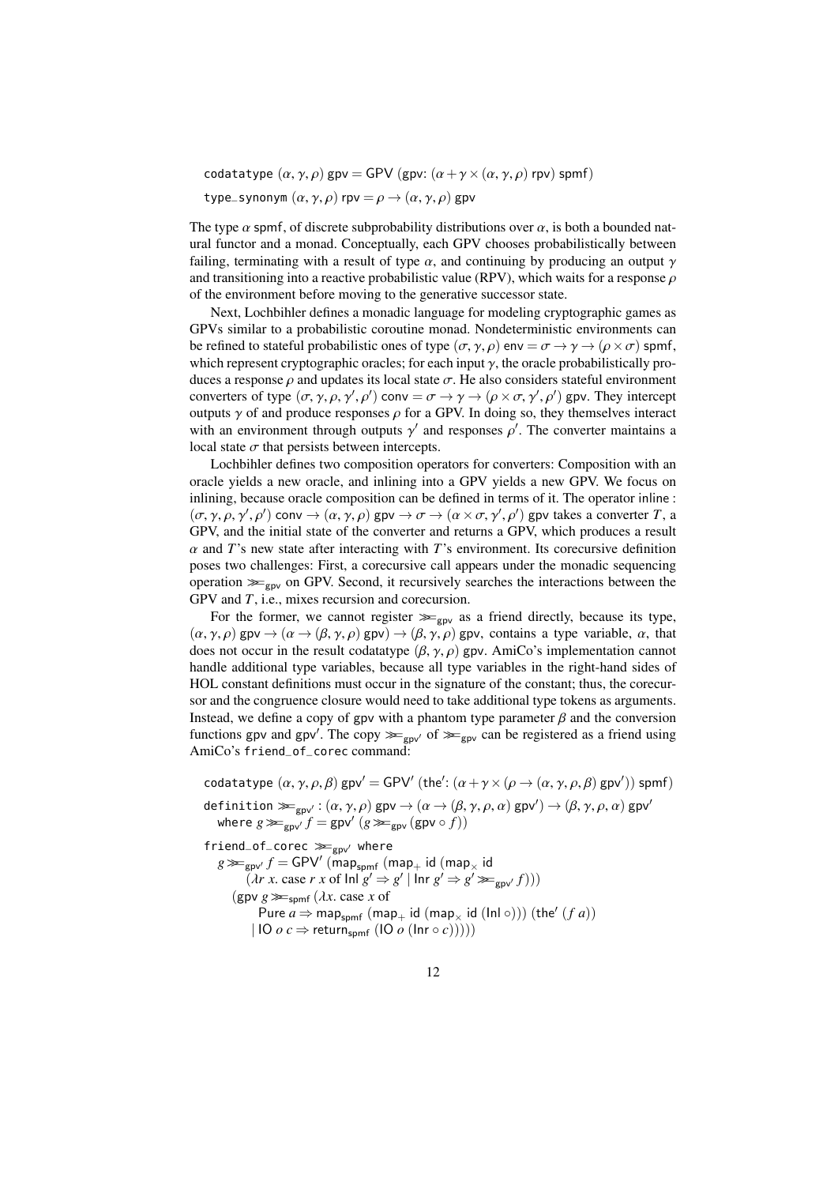$\texttt{codatatype}\ (\alpha, \gamma, \rho)\ \mathsf{gpv} = \mathsf{GPV}\ (\mathsf{gpv}{:}\ (\alpha + \gamma \times (\alpha, \gamma, \rho)\ \mathsf{rpv})\ \mathsf{spmf})$

$\texttt{type\_synonym}\ (\alpha, \gamma, \rho)\ \mathsf{rpv} = \rho \to (\alpha, \gamma, \rho)\ \mathsf{gpv}$

The type $\alpha$ spmf, of discrete subprobability distributions over $\alpha$, is both a bounded natural functor and a monad. Conceptually, each GPV chooses probabilistically between failing, terminating with a result of type $\alpha$, and continuing by producing an output $\gamma$ and transitioning into a reactive probabilistic value (RPV), which waits for a response $\rho$ of the environment before moving to the generative successor state.

Next, Lochbihler defines a monadic language for modeling cryptographic games as GPVs similar to a probabilistic coroutine monad. Nondeterministic environments can be refined to stateful probabilistic ones of type $(\sigma, \gamma, \rho)\ \mathsf{env} = \sigma \to \gamma \to (\rho \times \sigma)\ \mathsf{spmf}$, which represent cryptographic oracles; for each input $\gamma$, the oracle probabilistically produces a response $\rho$ and updates its local state $\sigma$. He also considers stateful environment converters of type $(\sigma, \gamma, \rho, \gamma', \rho')\ \mathsf{conv} = \sigma \to \gamma \to (\rho \times \sigma, \gamma', \rho')\ \mathsf{gpv}$. They intercept outputs $\gamma$ of and produce responses $\rho$ for a GPV. In doing so, they themselves interact with an environment through outputs $\gamma'$ and responses $\rho'$. The converter maintains a local state $\sigma$ that persists between intercepts.

Lochbihler defines two composition operators for converters: Composition with an oracle yields a new oracle, and inlining into a GPV yields a new GPV. We focus on inlining, because oracle composition can be defined in terms of it. The operator $\mathsf{inline} : (\sigma, \gamma, \rho, \gamma', \rho')\ \mathsf{conv} \to (\alpha, \gamma, \rho)\ \mathsf{gpv} \to \sigma \to (\alpha \times \sigma, \gamma', \rho')\ \mathsf{gpv}$ takes a converter $T$, a GPV, and the initial state of the converter and returns a GPV, which produces a result $\alpha$ and $T$'s new state after interacting with $T$'s environment. Its corecursive definition poses two challenges: First, a corecursive call appears under the monadic sequencing operation $\gg\!=_{\mathsf{gpv}}$ on GPV. Second, it recursively searches the interactions between the GPV and $T$, i.e., mixes recursion and corecursion.

For the former, we cannot register $\gg\!=_{\mathsf{gpv}}$ as a friend directly, because its type, $(\alpha, \gamma, \rho)\ \mathsf{gpv} \to (\alpha \to (\beta, \gamma, \rho)\ \mathsf{gpv}) \to (\beta, \gamma, \rho)\ \mathsf{gpv}$, contains a type variable, $\alpha$, that does not occur in the result codatatype $(\beta, \gamma, \rho)\ \mathsf{gpv}$. AmiCo's implementation cannot handle additional type variables, because all type variables in the right-hand sides of HOL constant definitions must occur in the signature of the constant; thus, the corecursor and the congruence closure would need to take additional type tokens as arguments. Instead, we define a copy of gpv with a phantom type parameter $\beta$ and the conversion functions gpv and gpv$'$. The copy $\gg\!=_{\mathsf{gpv}'}$ of $\gg\!=_{\mathsf{gpv}}$ can be registered as a friend using AmiCo's `friend_of_corec` command:

$\texttt{codatatype}\ (\alpha, \gamma, \rho, \beta)\ \mathsf{gpv}' = \mathsf{GPV}'\ (\mathsf{the}'{:}\ (\alpha + \gamma \times (\rho \to (\alpha, \gamma, \rho, \beta)\ \mathsf{gpv}'))\ \mathsf{spmf})$

$\texttt{definition}\ \gg\!=_{\mathsf{gpv}'} : (\alpha, \gamma, \rho)\ \mathsf{gpv} \to (\alpha \to (\beta, \gamma, \rho, \alpha)\ \mathsf{gpv}') \to (\beta, \gamma, \rho, \alpha)\ \mathsf{gpv}'$
$\quad \texttt{where}\ g \gg\!=_{\mathsf{gpv}'} f = \mathsf{gpv}'\ (g \gg\!=_{\mathsf{gpv}} (\mathsf{gpv} \circ f))$

$\texttt{friend\_of\_corec}\ \gg\!=_{\mathsf{gpv}'}\ \texttt{where}$
$\quad g \gg\!=_{\mathsf{gpv}'} f = \mathsf{GPV}'\ (\mathsf{map}_{\mathsf{spmf}}\ (\mathsf{map}_{+}\ \mathsf{id}\ (\mathsf{map}_{\times}\ \mathsf{id}$
$\qquad\quad (\lambda r\ x.\ \mathrm{case}\ r\ x\ \mathrm{of}\ \mathsf{Inl}\ g' \Rightarrow g' \mid \mathsf{Inr}\ g' \Rightarrow g' \gg\!=_{\mathsf{gpv}'} f)))$
$\qquad (\mathsf{gpv}\ g \gg\!=_{\mathsf{spmf}} (\lambda x.\ \mathrm{case}\ x\ \mathrm{of}$
$\qquad\qquad \mathsf{Pure}\ a \Rightarrow \mathsf{map}_{\mathsf{spmf}}\ (\mathsf{map}_{+}\ \mathsf{id}\ (\mathsf{map}_{\times}\ \mathsf{id}\ (\mathsf{Inl}\ \circ)))\ (\mathsf{the}'\ (f\ a))$
$\qquad\quad \mid \mathsf{IO}\ o\ c \Rightarrow \mathsf{return}_{\mathsf{spmf}}\ (\mathsf{IO}\ o\ (\mathsf{Inr} \circ c)))))$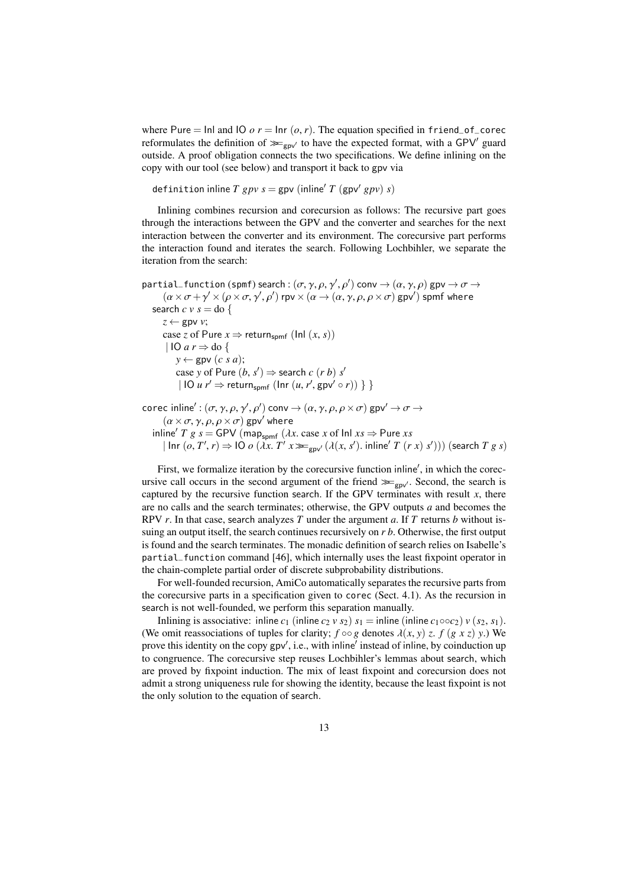where Pure = Inl and IO $o$ $r$ = Inr $(o, r)$. The equation specified in `friend_of_corec` reformulates the definition of $\gg\!\!=_{\mathsf{gpv}'}$ to have the expected format, with a GPV′ guard outside. A proof obligation connects the two specifications. We define inlining on the copy with our tool (see below) and transport it back to gpv via

```
definition inline T gpv s = gpv (inline′ T (gpv′ gpv) s)
```

Inlining combines recursion and corecursion as follows: The recursive part goes through the interactions between the GPV and the converter and searches for the next interaction between the converter and its environment. The corecursive part performs the interaction found and iterates the search. Following Lochbihler, we separate the iteration from the search:

```
partial_function (spmf) search : (σ, γ, ρ, γ′, ρ′) conv → (α, γ, ρ) gpv → σ →
    (α × σ + γ′ × (ρ × σ, γ′, ρ′) rpv × (α → (α, γ, ρ, ρ × σ) gpv′) spmf where
  search c v s = do {
    z ← gpv v;
    case z of Pure x ⇒ return_spmf (Inl (x, s))
    | IO a r ⇒ do {
        y ← gpv (c s a);
        case y of Pure (b, s′) ⇒ search c (r b) s′
        | IO u r′ ⇒ return_spmf (Inr (u, r′, gpv′ ∘ r)) } }

corec inline′ : (σ, γ, ρ, γ′, ρ′) conv → (α, γ, ρ, ρ × σ) gpv′ → σ →
    (α × σ, γ, ρ, ρ × σ) gpv′ where
  inline′ T g s = GPV (map_spmf (λx. case x of Inl xs ⇒ Pure xs
    | Inr (o, T′, r) ⇒ IO o (λx. T′ x ≫=_gpv′ (λ(x, s′). inline′ T (r x) s′))) (search T g s)
```

First, we formalize iteration by the corecursive function inline′, in which the corecursive call occurs in the second argument of the friend $\gg\!\!=_{\mathsf{gpv}'}$. Second, the search is captured by the recursive function search. If the GPV terminates with result $x$, there are no calls and the search terminates; otherwise, the GPV outputs $a$ and becomes the RPV $r$. In that case, search analyzes $T$ under the argument $a$. If $T$ returns $b$ without issuing an output itself, the search continues recursively on $r\ b$. Otherwise, the first output is found and the search terminates. The monadic definition of search relies on Isabelle's `partial_function` command [46], which internally uses the least fixpoint operator in the chain-complete partial order of discrete subprobability distributions.

For well-founded recursion, AmiCo automatically separates the recursive parts from the corecursive parts in a specification given to `corec` (Sect. 4.1). As the recursion in search is not well-founded, we perform this separation manually.

Inlining is associative: inline $c_1$ (inline $c_2$ $v$ $s_2$) $s_1$ = inline (inline $c_1 \circ\!\circ c_2$) $v$ $(s_2, s_1)$. (We omit reassociations of tuples for clarity; $f \circ\!\circ g$ denotes $\lambda(x, y)\ z.\ f\ (g\ x\ z)\ y$.) We prove this identity on the copy gpv′, i.e., with inline′ instead of inline, by coinduction up to congruence. The corecursive step reuses Lochbihler's lemmas about search, which are proved by fixpoint induction. The mix of least fixpoint and corecursion does not admit a strong uniqueness rule for showing the identity, because the least fixpoint is not the only solution to the equation of search.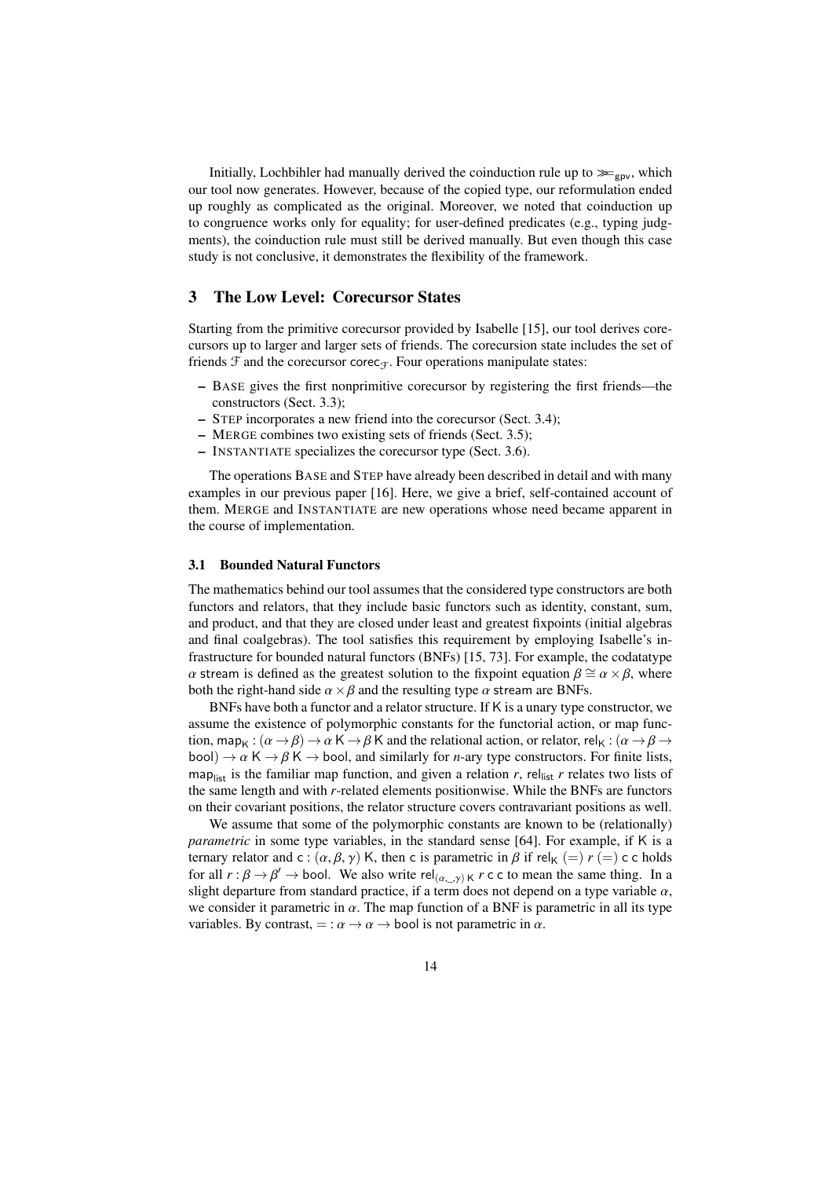Initially, Lochbihler had manually derived the coinduction rule up to $\gg\!\!=_{\mathsf{gpv}}$, which our tool now generates. However, because of the copied type, our reformulation ended up roughly as complicated as the original. Moreover, we noted that coinduction up to congruence works only for equality; for user-defined predicates (e.g., typing judgments), the coinduction rule must still be derived manually. But even though this case study is not conclusive, it demonstrates the flexibility of the framework.

## 3 The Low Level: Corecursor States

Starting from the primitive corecursor provided by Isabelle [15], our tool derives corecursors up to larger and larger sets of friends. The corecursion state includes the set of friends $\mathcal{F}$ and the corecursor $\mathsf{corec}_{\mathcal{F}}$. Four operations manipulate states:

- BASE gives the first nonprimitive corecursor by registering the first friends—the constructors (Sect. 3.3);
- STEP incorporates a new friend into the corecursor (Sect. 3.4);
- MERGE combines two existing sets of friends (Sect. 3.5);
- INSTANTIATE specializes the corecursor type (Sect. 3.6).

The operations BASE and STEP have already been described in detail and with many examples in our previous paper [16]. Here, we give a brief, self-contained account of them. MERGE and INSTANTIATE are new operations whose need became apparent in the course of implementation.

### 3.1 Bounded Natural Functors

The mathematics behind our tool assumes that the considered type constructors are both functors and relators, that they include basic functors such as identity, constant, sum, and product, and that they are closed under least and greatest fixpoints (initial algebras and final coalgebras). The tool satisfies this requirement by employing Isabelle's infrastructure for bounded natural functors (BNFs) [15, 73]. For example, the codatatype $\alpha$ $\mathsf{stream}$ is defined as the greatest solution to the fixpoint equation $\beta \cong \alpha \times \beta$, where both the right-hand side $\alpha \times \beta$ and the resulting type $\alpha$ $\mathsf{stream}$ are BNFs.

BNFs have both a functor and a relator structure. If $\mathsf{K}$ is a unary type constructor, we assume the existence of polymorphic constants for the functorial action, or map function, $\mathsf{map}_{\mathsf{K}} : (\alpha \to \beta) \to \alpha\ \mathsf{K} \to \beta\ \mathsf{K}$ and the relational action, or relator, $\mathsf{rel}_{\mathsf{K}} : (\alpha \to \beta \to \mathsf{bool}) \to \alpha\ \mathsf{K} \to \beta\ \mathsf{K} \to \mathsf{bool}$, and similarly for $n$-ary type constructors. For finite lists, $\mathsf{map}_{\mathsf{list}}$ is the familiar map function, and given a relation $r$, $\mathsf{rel}_{\mathsf{list}}\ r$ relates two lists of the same length and with $r$-related elements positionwise. While the BNFs are functors on their covariant positions, the relator structure covers contravariant positions as well.

We assume that some of the polymorphic constants are known to be (relationally) *parametric* in some type variables, in the standard sense [64]. For example, if $\mathsf{K}$ is a ternary relator and $\mathsf{c} : (\alpha, \beta, \gamma)\ \mathsf{K}$, then $\mathsf{c}$ is parametric in $\beta$ if $\mathsf{rel}_{\mathsf{K}}\ (=)\ r\ (=)\ \mathsf{c}\ \mathsf{c}$ holds for all $r : \beta \to \beta' \to \mathsf{bool}$. We also write $\mathsf{rel}_{(\alpha,\_,\gamma)\ \mathsf{K}}\ r\ \mathsf{c}\ \mathsf{c}$ to mean the same thing. In a slight departure from standard practice, if a term does not depend on a type variable $\alpha$, we consider it parametric in $\alpha$. The map function of a BNF is parametric in all its type variables. By contrast, $= : \alpha \to \alpha \to \mathsf{bool}$ is not parametric in $\alpha$.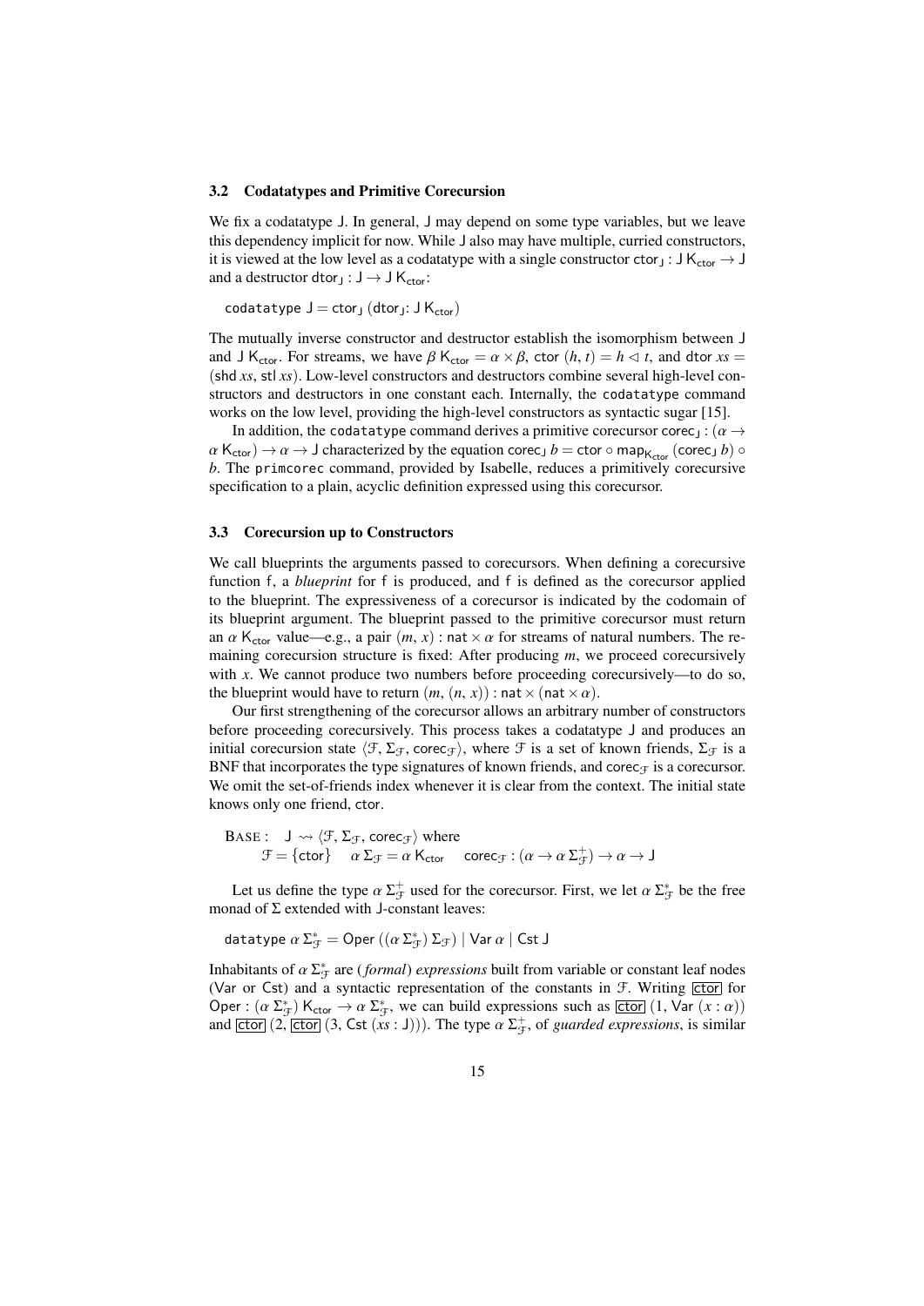### 3.2 Codatatypes and Primitive Corecursion

We fix a codatatype $\mathsf{J}$. In general, $\mathsf{J}$ may depend on some type variables, but we leave this dependency implicit for now. While $\mathsf{J}$ also may have multiple, curried constructors, it is viewed at the low level as a codatatype with a single constructor $\mathsf{ctor}_\mathsf{J} : \mathsf{J}\ \mathsf{K}_{\mathsf{ctor}} \to \mathsf{J}$ and a destructor $\mathsf{dtor}_\mathsf{J} : \mathsf{J} \to \mathsf{J}\ \mathsf{K}_{\mathsf{ctor}}$:

```
codatatype J = ctor_J (dtor_J: J K_ctor)
```

The mutually inverse constructor and destructor establish the isomorphism between $\mathsf{J}$ and $\mathsf{J}\ \mathsf{K}_{\mathsf{ctor}}$. For streams, we have $\beta\ \mathsf{K}_{\mathsf{ctor}} = \alpha \times \beta$, $\mathsf{ctor}\ (h, t) = h \lhd t$, and $\mathsf{dtor}\ xs = (\mathsf{shd}\ xs, \mathsf{stl}\ xs)$. Low-level constructors and destructors combine several high-level constructors and destructors in one constant each. Internally, the `codatatype` command works on the low level, providing the high-level constructors as syntactic sugar [15].

In addition, the `codatatype` command derives a primitive corecursor $\mathsf{corec}_\mathsf{J} : (\alpha \to \alpha\ \mathsf{K}_{\mathsf{ctor}}) \to \alpha \to \mathsf{J}$ characterized by the equation $\mathsf{corec}_\mathsf{J}\ b = \mathsf{ctor} \circ \mathsf{map}_{\mathsf{K}_{\mathsf{ctor}}}\ (\mathsf{corec}_\mathsf{J}\ b) \circ b$. The `primcorec` command, provided by Isabelle, reduces a primitively corecursive specification to a plain, acyclic definition expressed using this corecursor.

### 3.3 Corecursion up to Constructors

We call blueprints the arguments passed to corecursors. When defining a corecursive function $\mathsf{f}$, a *blueprint* for $\mathsf{f}$ is produced, and $\mathsf{f}$ is defined as the corecursor applied to the blueprint. The expressiveness of a corecursor is indicated by the codomain of its blueprint argument. The blueprint passed to the primitive corecursor must return an $\alpha\ \mathsf{K}_{\mathsf{ctor}}$ value—e.g., a pair $(m, x) : \mathsf{nat} \times \alpha$ for streams of natural numbers. The remaining corecursion structure is fixed: After producing $m$, we proceed corecursively with $x$. We cannot produce two numbers before proceeding corecursively—to do so, the blueprint would have to return $(m, (n, x)) : \mathsf{nat} \times (\mathsf{nat} \times \alpha)$.

Our first strengthening of the corecursor allows an arbitrary number of constructors before proceeding corecursively. This process takes a codatatype $\mathsf{J}$ and produces an initial corecursion state $\langle \mathcal{F}, \Sigma_\mathcal{F}, \mathsf{corec}_\mathcal{F} \rangle$, where $\mathcal{F}$ is a set of known friends, $\Sigma_\mathcal{F}$ is a BNF that incorporates the type signatures of known friends, and $\mathsf{corec}_\mathcal{F}$ is a corecursor. We omit the set-of-friends index whenever it is clear from the context. The initial state knows only one friend, $\mathsf{ctor}$.

$$\textsc{Base}: \quad \mathsf{J} \rightsquigarrow \langle \mathcal{F}, \Sigma_\mathcal{F}, \mathsf{corec}_\mathcal{F} \rangle \text{ where}$$
$$\mathcal{F} = \{\mathsf{ctor}\} \quad \alpha\ \Sigma_\mathcal{F} = \alpha\ \mathsf{K}_{\mathsf{ctor}} \quad \mathsf{corec}_\mathcal{F} : (\alpha \to \alpha\ \Sigma^+_\mathcal{F}) \to \alpha \to \mathsf{J}$$

Let us define the type $\alpha\ \Sigma^+_\mathcal{F}$ used for the corecursor. First, we let $\alpha\ \Sigma^*_\mathcal{F}$ be the free monad of $\Sigma$ extended with $\mathsf{J}$-constant leaves:

$$\mathtt{datatype}\ \alpha\ \Sigma^*_\mathcal{F} = \mathsf{Oper}\ ((\alpha\ \Sigma^*_\mathcal{F})\ \Sigma_\mathcal{F}) \mid \mathsf{Var}\ \alpha \mid \mathsf{Cst}\ \mathsf{J}$$

Inhabitants of $\alpha\ \Sigma^*_\mathcal{F}$ are (*formal*) *expressions* built from variable or constant leaf nodes ($\mathsf{Var}$ or $\mathsf{Cst}$) and a syntactic representation of the constants in $\mathcal{F}$. Writing $\boxed{\mathsf{ctor}}$ for $\mathsf{Oper} : (\alpha\ \Sigma^*_\mathcal{F})\ \mathsf{K}_{\mathsf{ctor}} \to \alpha\ \Sigma^*_\mathcal{F}$, we can build expressions such as $\boxed{\mathsf{ctor}}\ (1, \mathsf{Var}\ (x : \alpha))$ and $\boxed{\mathsf{ctor}}\ (2, \boxed{\mathsf{ctor}}\ (3, \mathsf{Cst}\ (xs : \mathsf{J})))$. The type $\alpha\ \Sigma^+_\mathcal{F}$, of *guarded expressions*, is similar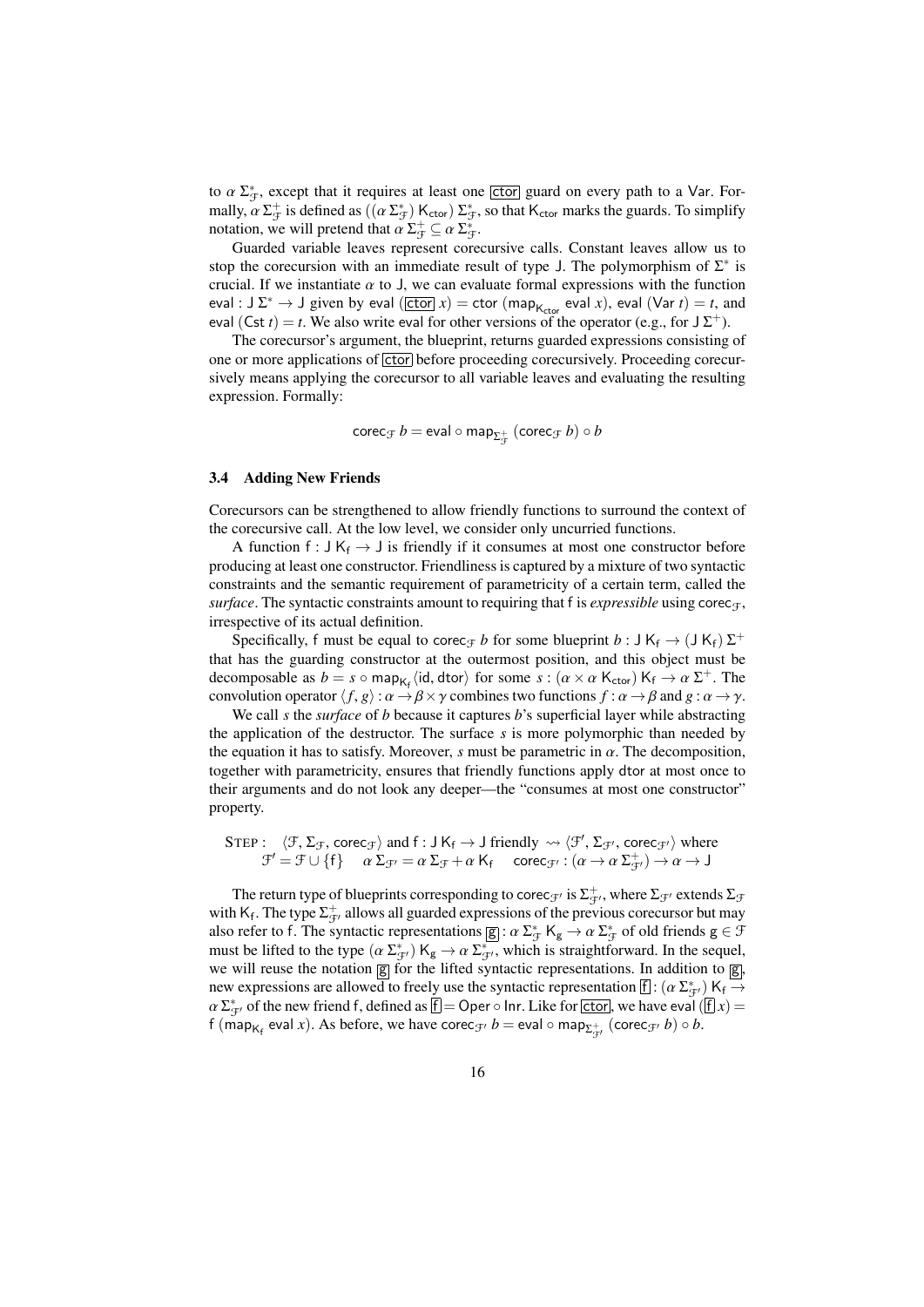to $\alpha\,\Sigma^*_{\mathcal{F}}$, except that it requires at least one $\boxed{\mathsf{ctor}}$ guard on every path to a $\mathsf{Var}$. Formally, $\alpha\,\Sigma^+_{\mathcal{F}}$ is defined as $((\alpha\,\Sigma^*_{\mathcal{F}})\;\mathsf{K_{ctor}})\;\Sigma^*_{\mathcal{F}}$, so that $\mathsf{K_{ctor}}$ marks the guards. To simplify notation, we will pretend that $\alpha\,\Sigma^+_{\mathcal{F}} \subseteq \alpha\,\Sigma^*_{\mathcal{F}}$.

Guarded variable leaves represent corecursive calls. Constant leaves allow us to stop the corecursion with an immediate result of type $\mathsf{J}$. The polymorphism of $\Sigma^*$ is crucial. If we instantiate $\alpha$ to $\mathsf{J}$, we can evaluate formal expressions with the function $\mathsf{eval} : \mathsf{J}\,\Sigma^* \to \mathsf{J}$ given by $\mathsf{eval}\;(\boxed{\mathsf{ctor}}\;x) = \mathsf{ctor}\;(\mathsf{map}_{\mathsf{K_{ctor}}}\;\mathsf{eval}\;x)$, $\mathsf{eval}\;(\mathsf{Var}\;t) = t$, and $\mathsf{eval}\;(\mathsf{Cst}\;t) = t$. We also write $\mathsf{eval}$ for other versions of the operator (e.g., for $\mathsf{J}\,\Sigma^+$).

The corecursor's argument, the blueprint, returns guarded expressions consisting of one or more applications of $\boxed{\mathsf{ctor}}$ before proceeding corecursively. Proceeding corecursively means applying the corecursor to all variable leaves and evaluating the resulting expression. Formally:

$$\mathsf{corec}_{\mathcal{F}}\;b = \mathsf{eval} \circ \mathsf{map}_{\Sigma^+_{\mathcal{F}}}\;(\mathsf{corec}_{\mathcal{F}}\;b) \circ b$$

### 3.4 Adding New Friends

Corecursors can be strengthened to allow friendly functions to surround the context of the corecursive call. At the low level, we consider only uncurried functions.

A function $\mathsf{f} : \mathsf{J}\;\mathsf{K_f} \to \mathsf{J}$ is friendly if it consumes at most one constructor before producing at least one constructor. Friendliness is captured by a mixture of two syntactic constraints and the semantic requirement of parametricity of a certain term, called the *surface*. The syntactic constraints amount to requiring that $\mathsf{f}$ is *expressible* using $\mathsf{corec}_{\mathcal{F}}$, irrespective of its actual definition.

Specifically, $\mathsf{f}$ must be equal to $\mathsf{corec}_{\mathcal{F}}\;b$ for some blueprint $b : \mathsf{J}\;\mathsf{K_f} \to (\mathsf{J}\;\mathsf{K_f})\;\Sigma^+$ that has the guarding constructor at the outermost position, and this object must be decomposable as $b = s \circ \mathsf{map}_{\mathsf{K_f}}\langle \mathsf{id}, \mathsf{dtor}\rangle$ for some $s : (\alpha \times \alpha\;\mathsf{K_{ctor}})\;\mathsf{K_f} \to \alpha\,\Sigma^+$. The convolution operator $\langle f, g\rangle : \alpha \to \beta \times \gamma$ combines two functions $f : \alpha \to \beta$ and $g : \alpha \to \gamma$.

We call $s$ the *surface* of $b$ because it captures $b$'s superficial layer while abstracting the application of the destructor. The surface $s$ is more polymorphic than needed by the equation it has to satisfy. Moreover, $s$ must be parametric in $\alpha$. The decomposition, together with parametricity, ensures that friendly functions apply $\mathsf{dtor}$ at most once to their arguments and do not look any deeper—the "consumes at most one constructor" property.

$$\begin{array}{ll}\textsc{Step}: & \langle \mathcal{F}, \Sigma_{\mathcal{F}}, \mathsf{corec}_{\mathcal{F}}\rangle \text{ and } \mathsf{f} : \mathsf{J}\;\mathsf{K_f} \to \mathsf{J} \text{ friendly} \rightsquigarrow \langle \mathcal{F}', \Sigma_{\mathcal{F}'}, \mathsf{corec}_{\mathcal{F}'}\rangle \text{ where} \\ & \mathcal{F}' = \mathcal{F} \cup \{\mathsf{f}\} \quad \alpha\,\Sigma_{\mathcal{F}'} = \alpha\,\Sigma_{\mathcal{F}} + \alpha\;\mathsf{K_f} \quad \mathsf{corec}_{\mathcal{F}'} : (\alpha \to \alpha\,\Sigma^+_{\mathcal{F}'}) \to \alpha \to \mathsf{J}\end{array}$$

The return type of blueprints corresponding to $\mathsf{corec}_{\mathcal{F}'}$ is $\Sigma^+_{\mathcal{F}'}$, where $\Sigma_{\mathcal{F}'}$ extends $\Sigma_{\mathcal{F}}$ with $\mathsf{K_f}$. The type $\Sigma^+_{\mathcal{F}'}$ allows all guarded expressions of the previous corecursor but may also refer to $\mathsf{f}$. The syntactic representations $\boxed{\mathsf{g}} : \alpha\,\Sigma^*_{\mathcal{F}}\;\mathsf{K_g} \to \alpha\,\Sigma^*_{\mathcal{F}}$ of old friends $\mathsf{g} \in \mathcal{F}$ must be lifted to the type $(\alpha\,\Sigma^*_{\mathcal{F}'})\;\mathsf{K_g} \to \alpha\,\Sigma^*_{\mathcal{F}'}$, which is straightforward. In the sequel, we will reuse the notation $\boxed{\mathsf{g}}$ for the lifted syntactic representations. In addition to $\boxed{\mathsf{g}}$, new expressions are allowed to freely use the syntactic representation $\boxed{\mathsf{f}} : (\alpha\,\Sigma^*_{\mathcal{F}'})\;\mathsf{K_f} \to \alpha\,\Sigma^*_{\mathcal{F}'}$ of the new friend $\mathsf{f}$, defined as $\boxed{\mathsf{f}} = \mathsf{Oper} \circ \mathsf{Inr}$. Like for $\boxed{\mathsf{ctor}}$, we have $\mathsf{eval}\;(\boxed{\mathsf{f}}\;x) = \mathsf{f}\;(\mathsf{map}_{\mathsf{K_f}}\;\mathsf{eval}\;x)$. As before, we have $\mathsf{corec}_{\mathcal{F}'}\;b = \mathsf{eval} \circ \mathsf{map}_{\Sigma^+_{\mathcal{F}'}}\;(\mathsf{corec}_{\mathcal{F}'}\;b) \circ b$.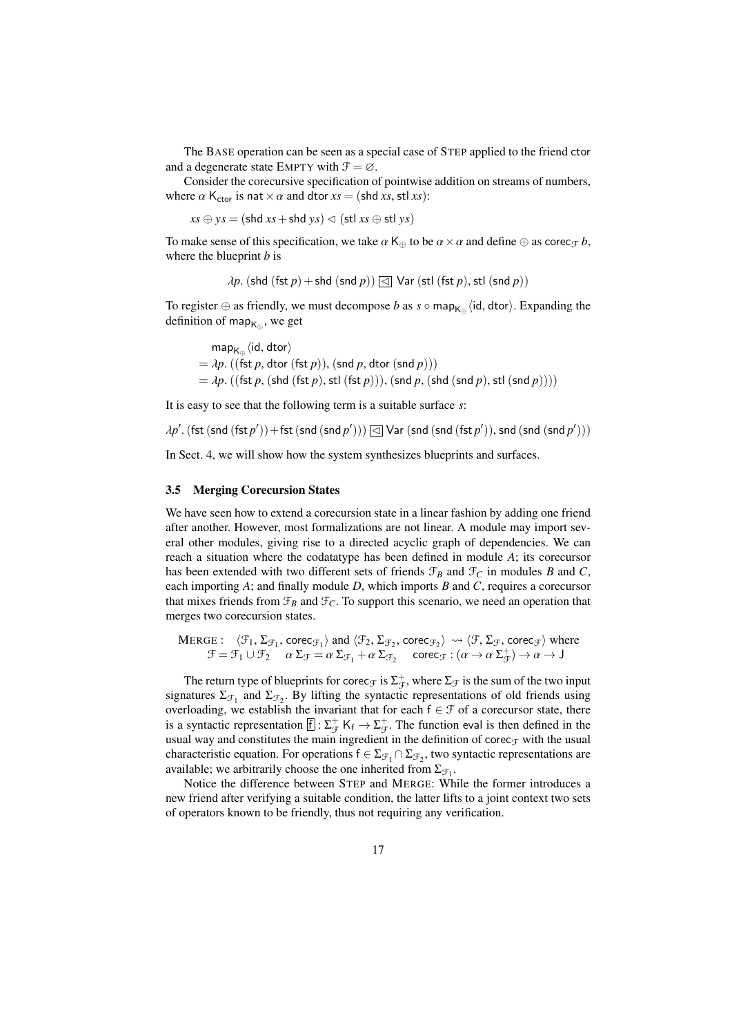The BASE operation can be seen as a special case of STEP applied to the friend ctor and a degenerate state EMPTY with $\mathcal{F} = \varnothing$.

Consider the corecursive specification of pointwise addition on streams of numbers, where $\alpha\ \mathsf{K}_{\mathsf{ctor}}$ is $\mathsf{nat} \times \alpha$ and $\mathsf{dtor}\ xs = (\mathsf{shd}\ xs, \mathsf{stl}\ xs)$:

$$xs \oplus ys = (\mathsf{shd}\ xs + \mathsf{shd}\ ys) \lhd (\mathsf{stl}\ xs \oplus \mathsf{stl}\ ys)$$

To make sense of this specification, we take $\alpha\ \mathsf{K}_{\oplus}$ to be $\alpha \times \alpha$ and define $\oplus$ as $\mathsf{corec}_{\mathcal{F}}\ b$, where the blueprint $b$ is

$$\lambda p.\ (\mathsf{shd}\ (\mathsf{fst}\ p) + \mathsf{shd}\ (\mathsf{snd}\ p))\ \boxed{\lhd}\ \mathsf{Var}\ (\mathsf{stl}\ (\mathsf{fst}\ p), \mathsf{stl}\ (\mathsf{snd}\ p))$$

To register $\oplus$ as friendly, we must decompose $b$ as $s \circ \mathsf{map}_{\mathsf{K}_{\oplus}} \langle \mathsf{id}, \mathsf{dtor} \rangle$. Expanding the definition of $\mathsf{map}_{\mathsf{K}_{\oplus}}$, we get

$$\begin{aligned}
&\mathsf{map}_{\mathsf{K}_{\oplus}} \langle \mathsf{id}, \mathsf{dtor} \rangle \\
&= \lambda p.\ ((\mathsf{fst}\ p, \mathsf{dtor}\ (\mathsf{fst}\ p)), (\mathsf{snd}\ p, \mathsf{dtor}\ (\mathsf{snd}\ p))) \\
&= \lambda p.\ ((\mathsf{fst}\ p, (\mathsf{shd}\ (\mathsf{fst}\ p), \mathsf{stl}\ (\mathsf{fst}\ p))), (\mathsf{snd}\ p, (\mathsf{shd}\ (\mathsf{snd}\ p), \mathsf{stl}\ (\mathsf{snd}\ p))))
\end{aligned}$$

It is easy to see that the following term is a suitable surface $s$:

$$\lambda p'.\ (\mathsf{fst}\ (\mathsf{snd}\ (\mathsf{fst}\ p')) + \mathsf{fst}\ (\mathsf{snd}\ (\mathsf{snd}\ p')))\ \boxed{\lhd}\ \mathsf{Var}\ (\mathsf{snd}\ (\mathsf{snd}\ (\mathsf{fst}\ p')), \mathsf{snd}\ (\mathsf{snd}\ (\mathsf{snd}\ p')))$$

In Sect. 4, we will show how the system synthesizes blueprints and surfaces.

### 3.5 Merging Corecursion States

We have seen how to extend a corecursion state in a linear fashion by adding one friend after another. However, most formalizations are not linear. A module may import several other modules, giving rise to a directed acyclic graph of dependencies. We can reach a situation where the codatatype has been defined in module $A$; its corecursor has been extended with two different sets of friends $\mathcal{F}_B$ and $\mathcal{F}_C$ in modules $B$ and $C$, each importing $A$; and finally module $D$, which imports $B$ and $C$, requires a corecursor that mixes friends from $\mathcal{F}_B$ and $\mathcal{F}_C$. To support this scenario, we need an operation that merges two corecursion states.

$$\begin{aligned}
\text{MERGE}:\quad & \langle \mathcal{F}_1, \Sigma_{\mathcal{F}_1}, \mathsf{corec}_{\mathcal{F}_1} \rangle \text{ and } \langle \mathcal{F}_2, \Sigma_{\mathcal{F}_2}, \mathsf{corec}_{\mathcal{F}_2} \rangle \rightsquigarrow \langle \mathcal{F}, \Sigma_{\mathcal{F}}, \mathsf{corec}_{\mathcal{F}} \rangle \text{ where} \\
& \mathcal{F} = \mathcal{F}_1 \cup \mathcal{F}_2 \quad \alpha\ \Sigma_{\mathcal{F}} = \alpha\ \Sigma_{\mathcal{F}_1} + \alpha\ \Sigma_{\mathcal{F}_2} \quad \mathsf{corec}_{\mathcal{F}} : (\alpha \to \alpha\ \Sigma_{\mathcal{F}}^{+}) \to \alpha \to \mathsf{J}
\end{aligned}$$

The return type of blueprints for $\mathsf{corec}_{\mathcal{F}}$ is $\Sigma_{\mathcal{F}}^{+}$, where $\Sigma_{\mathcal{F}}$ is the sum of the two input signatures $\Sigma_{\mathcal{F}_1}$ and $\Sigma_{\mathcal{F}_2}$. By lifting the syntactic representations of old friends using overloading, we establish the invariant that for each $\mathsf{f} \in \mathcal{F}$ of a corecursor state, there is a syntactic representation $\boxed{\mathsf{f}} : \Sigma_{\mathcal{F}}^{+}\ \mathsf{K}_{\mathsf{f}} \to \Sigma_{\mathcal{F}}^{+}$. The function eval is then defined in the usual way and constitutes the main ingredient in the definition of $\mathsf{corec}_{\mathcal{F}}$ with the usual characteristic equation. For operations $\mathsf{f} \in \Sigma_{\mathcal{F}_1} \cap \Sigma_{\mathcal{F}_2}$, two syntactic representations are available; we arbitrarily choose the one inherited from $\Sigma_{\mathcal{F}_1}$.

Notice the difference between STEP and MERGE: While the former introduces a new friend after verifying a suitable condition, the latter lifts to a joint context two sets of operators known to be friendly, thus not requiring any verification.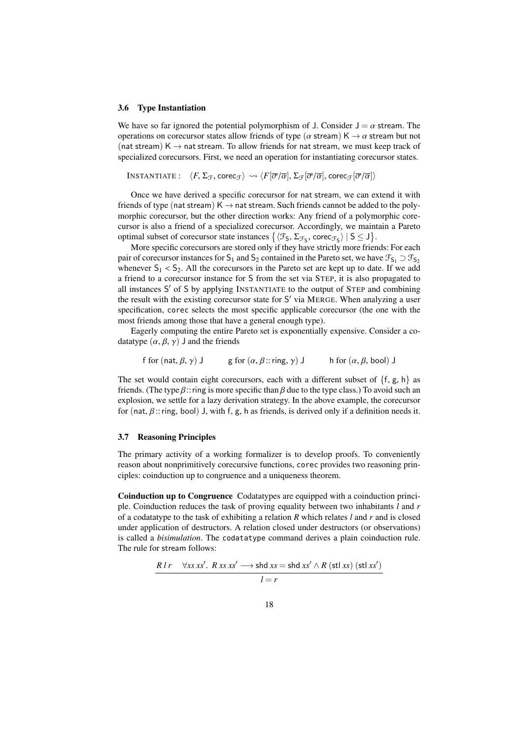### 3.6 Type Instantiation

We have so far ignored the potential polymorphism of J. Consider $\mathsf{J} = \alpha$ stream. The operations on corecursor states allow friends of type ($\alpha$ stream) $\mathsf{K} \to \alpha$ stream but not (nat stream) $\mathsf{K} \to$ nat stream. To allow friends for nat stream, we must keep track of specialized corecursors. First, we need an operation for instantiating corecursor states.

$$\text{INSTANTIATE}: \quad \langle F, \Sigma_{\mathcal{F}}, \mathsf{corec}_{\mathcal{F}} \rangle \rightsquigarrow \langle F[\overline{\sigma}/\overline{\alpha}], \Sigma_{\mathcal{F}}[\overline{\sigma}/\overline{\alpha}], \mathsf{corec}_{\mathcal{F}}[\overline{\sigma}/\overline{\alpha}] \rangle$$

Once we have derived a specific corecursor for nat stream, we can extend it with friends of type (nat stream) $\mathsf{K} \to$ nat stream. Such friends cannot be added to the polymorphic corecursor, but the other direction works: Any friend of a polymorphic corecursor is also a friend of a specialized corecursor. Accordingly, we maintain a Pareto optimal subset of corecursor state instances $\{\langle \mathcal{F}_{\mathsf{S}}, \Sigma_{\mathcal{F}_{\mathsf{S}}}, \mathsf{corec}_{\mathcal{F}_{\mathsf{S}}} \rangle \mid \mathsf{S} \leq \mathsf{J}\}$.

More specific corecursors are stored only if they have strictly more friends: For each pair of corecursor instances for $\mathsf{S}_1$ and $\mathsf{S}_2$ contained in the Pareto set, we have $\mathcal{F}_{\mathsf{S}_1} \supset \mathcal{F}_{\mathsf{S}_2}$ whenever $\mathsf{S}_1 < \mathsf{S}_2$. All the corecursors in the Pareto set are kept up to date. If we add a friend to a corecursor instance for S from the set via STEP, it is also propagated to all instances $\mathsf{S}'$ of S by applying INSTANTIATE to the output of STEP and combining the result with the existing corecursor state for $\mathsf{S}'$ via MERGE. When analyzing a user specification, `corec` selects the most specific applicable corecursor (the one with the most friends among those that have a general enough type).

Eagerly computing the entire Pareto set is exponentially expensive. Consider a codatatype $(\alpha, \beta, \gamma)$ J and the friends

$$\mathsf{f} \text{ for } (\mathsf{nat}, \beta, \gamma)\ \mathsf{J} \qquad \mathsf{g} \text{ for } (\alpha, \beta :: \mathsf{ring}, \gamma)\ \mathsf{J} \qquad \mathsf{h} \text{ for } (\alpha, \beta, \mathsf{bool})\ \mathsf{J}$$

The set would contain eight corecursors, each with a different subset of $\{\mathsf{f}, \mathsf{g}, \mathsf{h}\}$ as friends. (The type $\beta ::$ ring is more specific than $\beta$ due to the type class.) To avoid such an explosion, we settle for a lazy derivation strategy. In the above example, the corecursor for (nat, $\beta ::$ ring, bool) J, with f, g, h as friends, is derived only if a definition needs it.

### 3.7 Reasoning Principles

The primary activity of a working formalizer is to develop proofs. To conveniently reason about nonprimitively corecursive functions, `corec` provides two reasoning principles: coinduction up to congruence and a uniqueness theorem.

**Coinduction up to Congruence** Codatatypes are equipped with a coinduction principle. Coinduction reduces the task of proving equality between two inhabitants $l$ and $r$ of a codatatype to the task of exhibiting a relation $R$ which relates $l$ and $r$ and is closed under application of destructors. A relation closed under destructors (or observations) is called a *bisimulation*. The `codatatype` command derives a plain coinduction rule. The rule for stream follows:

$$\frac{R\ l\ r \quad \forall xs\ xs'.\ R\ xs\ xs' \longrightarrow \mathsf{shd}\ xs = \mathsf{shd}\ xs' \land R\ (\mathsf{stl}\ xs)\ (\mathsf{stl}\ xs')}{l = r}$$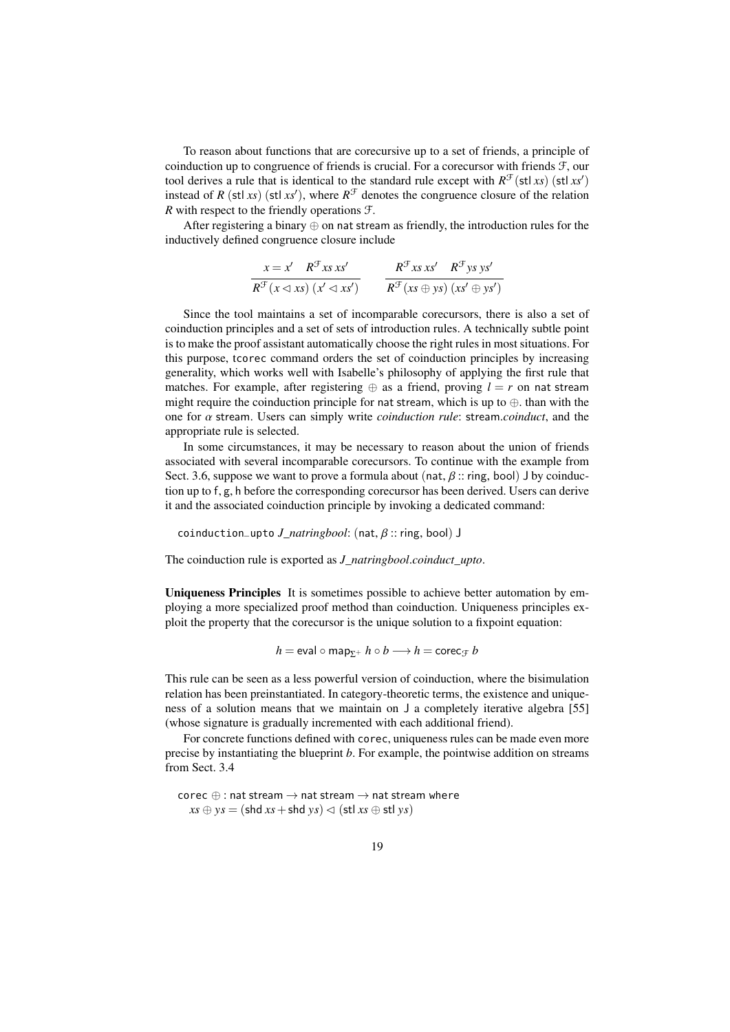To reason about functions that are corecursive up to a set of friends, a principle of coinduction up to congruence of friends is crucial. For a corecursor with friends $\mathcal{F}$, our tool derives a rule that is identical to the standard rule except with $R^{\mathcal{F}}\,(\mathsf{stl}\ xs)\ (\mathsf{stl}\ xs')$ instead of $R\ (\mathsf{stl}\ xs)\ (\mathsf{stl}\ xs')$, where $R^{\mathcal{F}}$ denotes the congruence closure of the relation $R$ with respect to the friendly operations $\mathcal{F}$.

After registering a binary $\oplus$ on nat stream as friendly, the introduction rules for the inductively defined congruence closure include

$$\frac{x = x' \quad R^{\mathcal{F}}\, xs\ xs'}{R^{\mathcal{F}}\,(x \lhd xs)\ (x' \lhd xs')} \qquad \frac{R^{\mathcal{F}}\, xs\ xs' \quad R^{\mathcal{F}}\, ys\ ys'}{R^{\mathcal{F}}\,(xs \oplus ys)\ (xs' \oplus ys')}$$

Since the tool maintains a set of incomparable corecursors, there is also a set of coinduction principles and a set of sets of introduction rules. A technically subtle point is to make the proof assistant automatically choose the right rules in most situations. For this purpose, tcorec command orders the set of coinduction principles by increasing generality, which works well with Isabelle's philosophy of applying the first rule that matches. For example, after registering $\oplus$ as a friend, proving $l = r$ on nat stream might require the coinduction principle for nat stream, which is up to $\oplus$. than with the one for $\alpha$ stream. Users can simply write *coinduction rule*: stream.*coinduct*, and the appropriate rule is selected.

In some circumstances, it may be necessary to reason about the union of friends associated with several incomparable corecursors. To continue with the example from Sect. 3.6, suppose we want to prove a formula about (nat, $\beta$ :: ring, bool) J by coinduction up to f, g, h before the corresponding corecursor has been derived. Users can derive it and the associated coinduction principle by invoking a dedicated command:

```
coinduction_upto J_natringbool: (nat, β :: ring, bool) J
```

The coinduction rule is exported as *J_natringbool.coinduct_upto*.

**Uniqueness Principles** It is sometimes possible to achieve better automation by employing a more specialized proof method than coinduction. Uniqueness principles exploit the property that the corecursor is the unique solution to a fixpoint equation:

$$h = \mathsf{eval} \circ \mathsf{map}_{\Sigma^+}\ h \circ b \longrightarrow h = \mathsf{corec}_{\mathcal{F}}\ b$$

This rule can be seen as a less powerful version of coinduction, where the bisimulation relation has been preinstantiated. In category-theoretic terms, the existence and uniqueness of a solution means that we maintain on J a completely iterative algebra [55] (whose signature is gradually incremented with each additional friend).

For concrete functions defined with corec, uniqueness rules can be made even more precise by instantiating the blueprint $b$. For example, the pointwise addition on streams from Sect. 3.4

```
corec ⊕ : nat stream → nat stream → nat stream where
  xs ⊕ ys = (shd xs + shd ys) ◁ (stl xs ⊕ stl ys)
```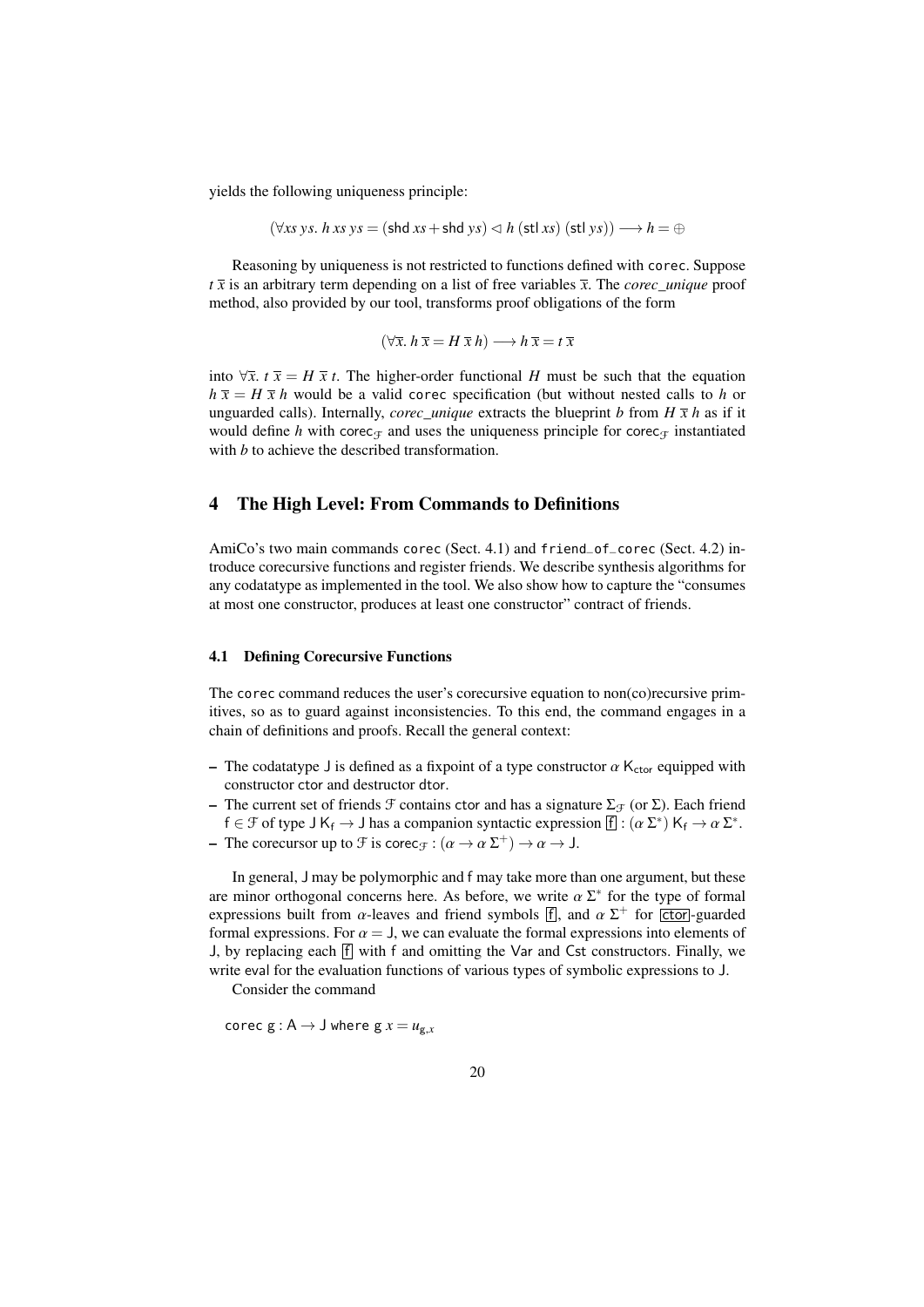yields the following uniqueness principle:

$$(\forall xs\ ys.\ h\ xs\ ys = (\mathsf{shd}\ xs + \mathsf{shd}\ ys) \lhd h\ (\mathsf{stl}\ xs)\ (\mathsf{stl}\ ys)) \longrightarrow h = \oplus$$

Reasoning by uniqueness is not restricted to functions defined with `corec`. Suppose $t\ \overline{x}$ is an arbitrary term depending on a list of free variables $\overline{x}$. The *corec_unique* proof method, also provided by our tool, transforms proof obligations of the form

$$(\forall \overline{x}.\ h\ \overline{x} = H\ \overline{x}\ h) \longrightarrow h\ \overline{x} = t\ \overline{x}$$

into $\forall \overline{x}.\ t\ \overline{x} = H\ \overline{x}\ t$. The higher-order functional $H$ must be such that the equation $h\ \overline{x} = H\ \overline{x}\ h$ would be a valid `corec` specification (but without nested calls to $h$ or unguarded calls). Internally, *corec_unique* extracts the blueprint $b$ from $H\ \overline{x}\ h$ as if it would define $h$ with $\mathsf{corec}_{\mathcal{F}}$ and uses the uniqueness principle for $\mathsf{corec}_{\mathcal{F}}$ instantiated with $b$ to achieve the described transformation.

## 4 The High Level: From Commands to Definitions

AmiCo's two main commands `corec` (Sect. 4.1) and `friend_of_corec` (Sect. 4.2) introduce corecursive functions and register friends. We describe synthesis algorithms for any codatatype as implemented in the tool. We also show how to capture the "consumes at most one constructor, produces at least one constructor" contract of friends.

### 4.1 Defining Corecursive Functions

The `corec` command reduces the user's corecursive equation to non(co)recursive primitives, so as to guard against inconsistencies. To this end, the command engages in a chain of definitions and proofs. Recall the general context:

- The codatatype $\mathsf{J}$ is defined as a fixpoint of a type constructor $\alpha\ \mathsf{K}_{\mathsf{ctor}}$ equipped with constructor $\mathsf{ctor}$ and destructor $\mathsf{dtor}$.
- The current set of friends $\mathcal{F}$ contains $\mathsf{ctor}$ and has a signature $\Sigma_{\mathcal{F}}$ (or $\Sigma$). Each friend $\mathsf{f} \in \mathcal{F}$ of type $\mathsf{J}\ \mathsf{K}_{\mathsf{f}} \to \mathsf{J}$ has a companion syntactic expression $\boxed{\mathsf{f}} : (\alpha\ \Sigma^*)\ \mathsf{K}_{\mathsf{f}} \to \alpha\ \Sigma^*$.
- The corecursor up to $\mathcal{F}$ is $\mathsf{corec}_{\mathcal{F}} : (\alpha \to \alpha\ \Sigma^+) \to \alpha \to \mathsf{J}$.

In general, $\mathsf{J}$ may be polymorphic and $\mathsf{f}$ may take more than one argument, but these are minor orthogonal concerns here. As before, we write $\alpha\ \Sigma^*$ for the type of formal expressions built from $\alpha$-leaves and friend symbols $\boxed{\mathsf{f}}$, and $\alpha\ \Sigma^+$ for $\boxed{\mathsf{ctor}}$-guarded formal expressions. For $\alpha = \mathsf{J}$, we can evaluate the formal expressions into elements of $\mathsf{J}$, by replacing each $\boxed{\mathsf{f}}$ with $\mathsf{f}$ and omitting the $\mathsf{Var}$ and $\mathsf{Cst}$ constructors. Finally, we write $\mathsf{eval}$ for the evaluation functions of various types of symbolic expressions to $\mathsf{J}$.

Consider the command

```
corec g : A → J where g x = u_{g,x}
```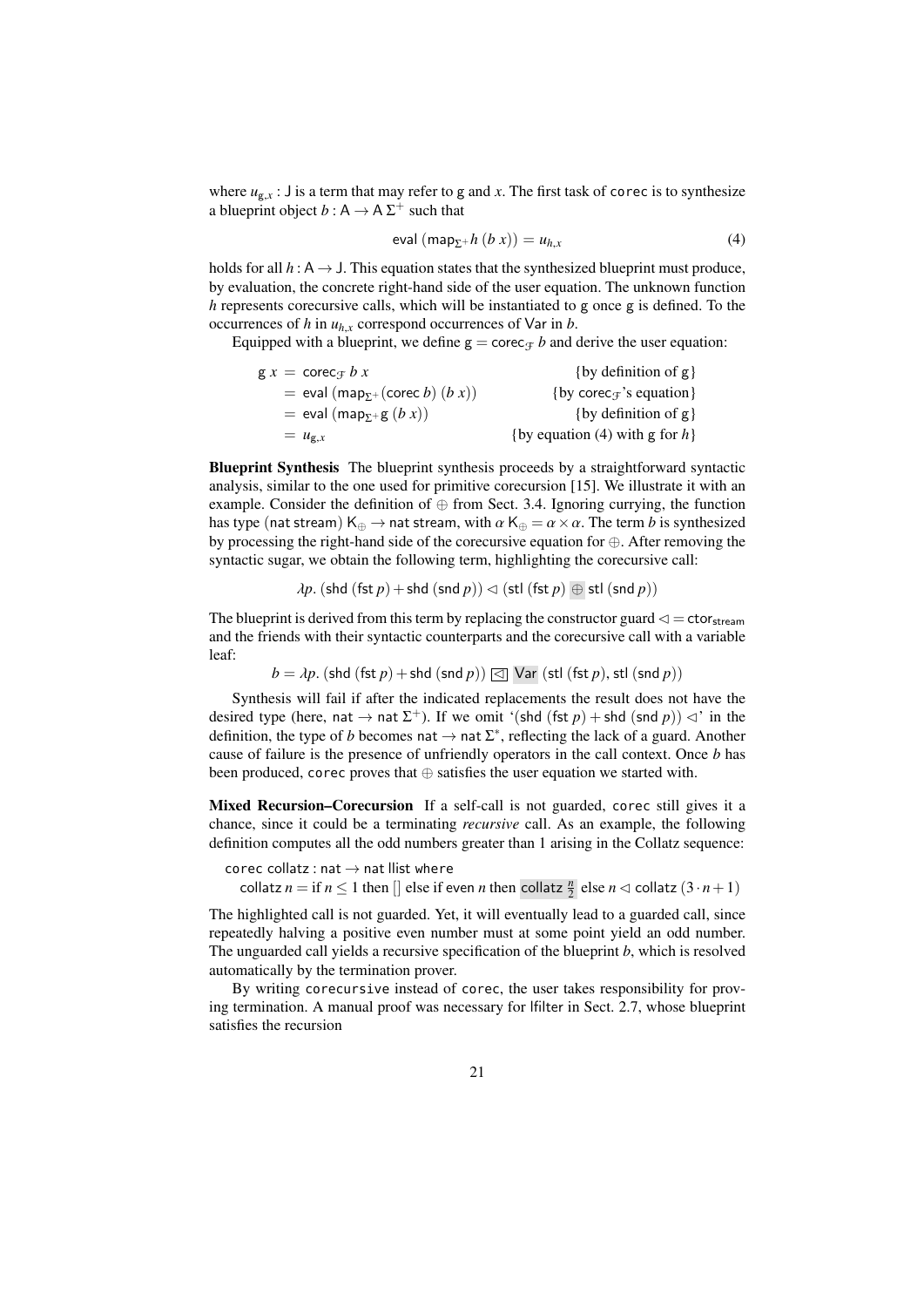where $u_{g,x} : \mathsf{J}$ is a term that may refer to g and $x$. The first task of `corec` is to synthesize a blueprint object $b : \mathsf{A} \to \mathsf{A}\,\Sigma^+$ such that

$$\mathsf{eval}\ (\mathsf{map}_{\Sigma^+} h\ (b\ x)) = u_{h,x} \tag{4}$$

holds for all $h : \mathsf{A} \to \mathsf{J}$. This equation states that the synthesized blueprint must produce, by evaluation, the concrete right-hand side of the user equation. The unknown function $h$ represents corecursive calls, which will be instantiated to g once g is defined. To the occurrences of $h$ in $u_{h,x}$ correspond occurrences of Var in $b$.

Equipped with a blueprint, we define $\mathsf{g} = \mathsf{corec}_{\mathcal{F}}\ b$ and derive the user equation:

$$
\begin{aligned}
\mathsf{g}\ x &= \mathsf{corec}_{\mathcal{F}}\ b\ x && \{\text{by definition of g}\}\\
&= \mathsf{eval}\ (\mathsf{map}_{\Sigma^+} (\mathsf{corec}\ b)\ (b\ x)) && \{\text{by corec}_{\mathcal{F}}\text{'s equation}\}\\
&= \mathsf{eval}\ (\mathsf{map}_{\Sigma^+} \mathsf{g}\ (b\ x)) && \{\text{by definition of g}\}\\
&= u_{\mathsf{g},x} && \{\text{by equation (4) with g for } h\}
\end{aligned}
$$

**Blueprint Synthesis** The blueprint synthesis proceeds by a straightforward syntactic analysis, similar to the one used for primitive corecursion [15]. We illustrate it with an example. Consider the definition of $\oplus$ from Sect. 3.4. Ignoring currying, the function has type $(\mathsf{nat\ stream})\ \mathsf{K}_\oplus \to \mathsf{nat\ stream}$, with $\alpha\ \mathsf{K}_\oplus = \alpha \times \alpha$. The term $b$ is synthesized by processing the right-hand side of the corecursive equation for $\oplus$. After removing the syntactic sugar, we obtain the following term, highlighting the corecursive call:

$$\lambda p.\ (\mathsf{shd}\ (\mathsf{fst}\ p) + \mathsf{shd}\ (\mathsf{snd}\ p)) \lhd (\mathsf{stl}\ (\mathsf{fst}\ p) \oplus \mathsf{stl}\ (\mathsf{snd}\ p))$$

The blueprint is derived from this term by replacing the constructor guard $\lhd = \mathsf{ctor}_{\mathsf{stream}}$ and the friends with their syntactic counterparts and the corecursive call with a variable leaf:

$$b = \lambda p.\ (\mathsf{shd}\ (\mathsf{fst}\ p) + \mathsf{shd}\ (\mathsf{snd}\ p))\ \boxed{\lhd}\ \mathsf{Var}\ (\mathsf{stl}\ (\mathsf{fst}\ p), \mathsf{stl}\ (\mathsf{snd}\ p))$$

Synthesis will fail if after the indicated replacements the result does not have the desired type (here, $\mathsf{nat} \to \mathsf{nat}\ \Sigma^+$). If we omit '$(\mathsf{shd}\ (\mathsf{fst}\ p) + \mathsf{shd}\ (\mathsf{snd}\ p)) \lhd$' in the definition, the type of $b$ becomes $\mathsf{nat} \to \mathsf{nat}\ \Sigma^*$, reflecting the lack of a guard. Another cause of failure is the presence of unfriendly operators in the call context. Once $b$ has been produced, `corec` proves that $\oplus$ satisfies the user equation we started with.

**Mixed Recursion–Corecursion** If a self-call is not guarded, `corec` still gives it a chance, since it could be a terminating *recursive* call. As an example, the following definition computes all the odd numbers greater than 1 arising in the Collatz sequence:

```
corec collatz : nat → nat llist where
  collatz n = if n ≤ 1 then [] else if even n then collatz (n/2) else n ◁ collatz (3·n+1)
```

The highlighted call is not guarded. Yet, it will eventually lead to a guarded call, since repeatedly halving a positive even number must at some point yield an odd number. The unguarded call yields a recursive specification of the blueprint $b$, which is resolved automatically by the termination prover.

By writing `corecursive` instead of `corec`, the user takes responsibility for proving termination. A manual proof was necessary for lfilter in Sect. 2.7, whose blueprint satisfies the recursion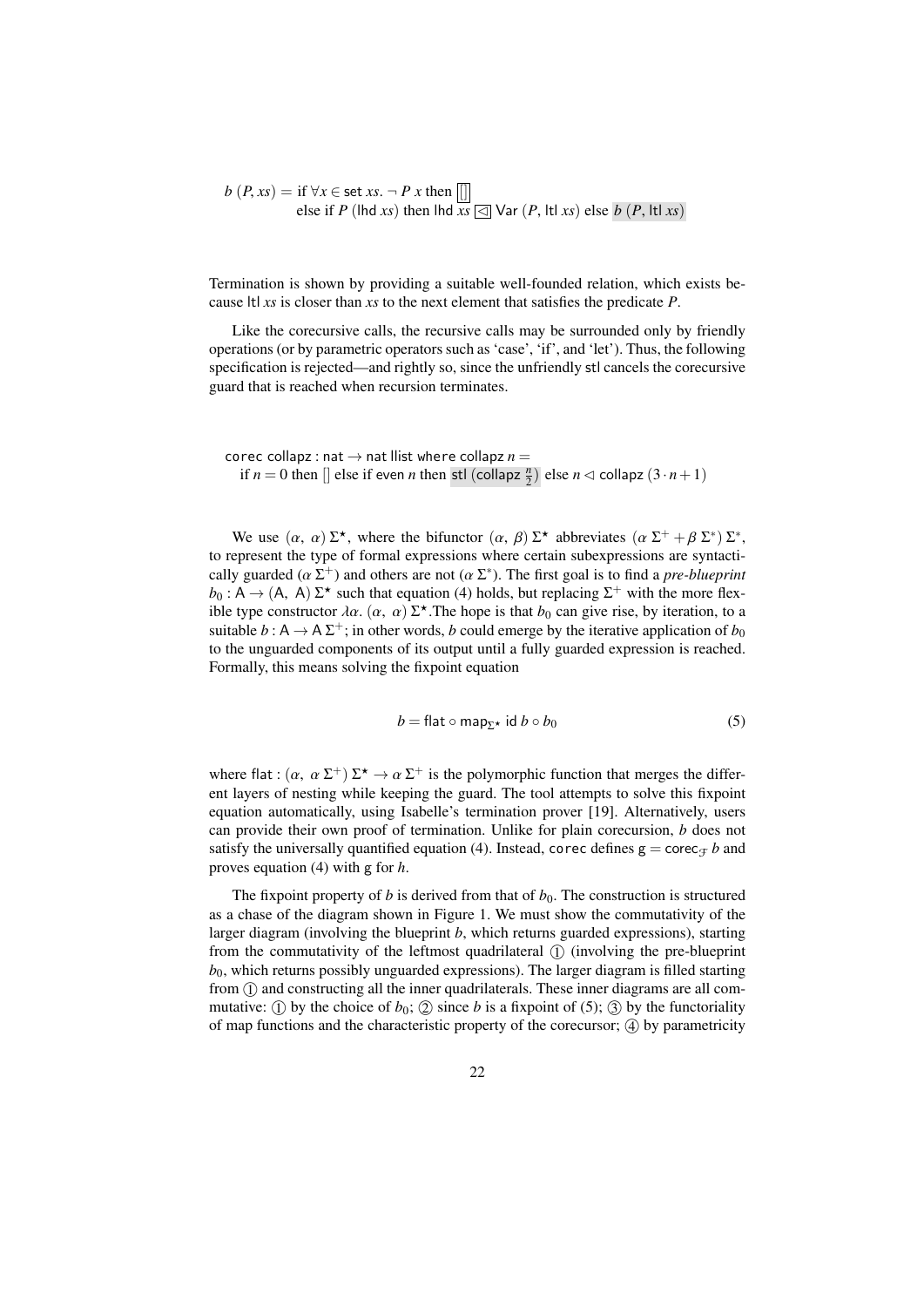$$b\ (P, xs) = \text{if } \forall x \in \mathsf{set}\ xs.\ \neg\ P\ x \text{ then } \boxed{[]}$$
$$\qquad \text{else if } P\ (\mathsf{lhd}\ xs) \text{ then } \mathsf{lhd}\ xs \ \boxed{\lhd}\ \mathsf{Var}\ (P, \mathsf{ltl}\ xs) \text{ else } b\ (P, \mathsf{ltl}\ xs)$$

Termination is shown by providing a suitable well-founded relation, which exists because $\mathsf{ltl}\ xs$ is closer than $xs$ to the next element that satisfies the predicate $P$.

Like the corecursive calls, the recursive calls may be surrounded only by friendly operations (or by parametric operators such as 'case', 'if', and 'let'). Thus, the following specification is rejected—and rightly so, since the unfriendly stl cancels the corecursive guard that is reached when recursion terminates.

```
corec collapz : nat → nat llist where collapz n =
  if n = 0 then [] else if even n then stl (collapz (n/2)) else n ◁ collapz (3·n+1)
```

We use $(\alpha,\ \alpha)\ \Sigma^\star$, where the bifunctor $(\alpha,\ \beta)\ \Sigma^\star$ abbreviates $(\alpha\ \Sigma^+ + \beta\ \Sigma^*)\ \Sigma^*$, to represent the type of formal expressions where certain subexpressions are syntactically guarded ($\alpha\ \Sigma^+$) and others are not ($\alpha\ \Sigma^*$). The first goal is to find a *pre-blueprint* $b_0 : \mathsf{A} \to (\mathsf{A},\ \mathsf{A})\ \Sigma^\star$ such that equation (4) holds, but replacing $\Sigma^+$ with the more flexible type constructor $\lambda\alpha.\ (\alpha,\ \alpha)\ \Sigma^\star$. The hope is that $b_0$ can give rise, by iteration, to a suitable $b : \mathsf{A} \to \mathsf{A}\ \Sigma^+$; in other words, $b$ could emerge by the iterative application of $b_0$ to the unguarded components of its output until a fully guarded expression is reached. Formally, this means solving the fixpoint equation

$$b = \mathsf{flat} \circ \mathsf{map}_{\Sigma^\star}\ \mathsf{id}\ b \circ b_0 \tag{5}$$

where $\mathsf{flat} : (\alpha,\ \alpha\ \Sigma^+)\ \Sigma^\star \to \alpha\ \Sigma^+$ is the polymorphic function that merges the different layers of nesting while keeping the guard. The tool attempts to solve this fixpoint equation automatically, using Isabelle's termination prover [19]. Alternatively, users can provide their own proof of termination. Unlike for plain corecursion, $b$ does not satisfy the universally quantified equation (4). Instead, corec defines $\mathsf{g} = \mathsf{corec}_{\mathcal{F}}\ b$ and proves equation (4) with $\mathsf{g}$ for $h$.

The fixpoint property of $b$ is derived from that of $b_0$. The construction is structured as a chase of the diagram shown in Figure 1. We must show the commutativity of the larger diagram (involving the blueprint $b$, which returns guarded expressions), starting from the commutativity of the leftmost quadrilateral ① (involving the pre-blueprint $b_0$, which returns possibly unguarded expressions). The larger diagram is filled starting from ① and constructing all the inner quadrilaterals. These inner diagrams are all commutative: ① by the choice of $b_0$; ② since $b$ is a fixpoint of (5); ③ by the functoriality of map functions and the characteristic property of the corecursor; ④ by parametricity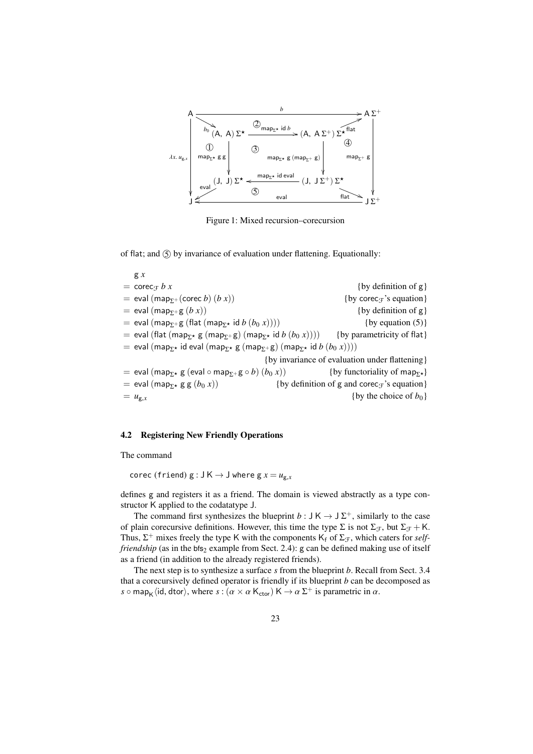Figure 1: Mixed recursion–corecursion

of flat; and ⑤ by invariance of evaluation under flattening. Equationally:

$$
\begin{array}{ll}
\quad \mathsf{g}\ x & \\
= \mathsf{corec}_{\mathcal{F}}\ b\ x & \{\text{by definition of } \mathsf{g}\} \\
= \mathsf{eval}\ (\mathsf{map}_{\Sigma^+} (\mathsf{corec}\ b)\ (b\ x)) & \{\text{by } \mathsf{corec}_{\mathcal{F}}\text{'s equation}\} \\
= \mathsf{eval}\ (\mathsf{map}_{\Sigma^+} \mathsf{g}\ (b\ x)) & \{\text{by definition of } \mathsf{g}\} \\
= \mathsf{eval}\ (\mathsf{map}_{\Sigma^+} \mathsf{g}\ (\mathsf{flat}\ (\mathsf{map}_{\Sigma^\star}\ \mathsf{id}\ b\ (b_0\ x)))) & \{\text{by equation (5)}\} \\
= \mathsf{eval}\ (\mathsf{flat}\ (\mathsf{map}_{\Sigma^\star}\ \mathsf{g}\ (\mathsf{map}_{\Sigma^+} \mathsf{g})\ (\mathsf{map}_{\Sigma^\star}\ \mathsf{id}\ b\ (b_0\ x)))) & \{\text{by parametricity of } \mathsf{flat}\} \\
= \mathsf{eval}\ (\mathsf{map}_{\Sigma^\star}\ \mathsf{id}\ \mathsf{eval}\ (\mathsf{map}_{\Sigma^\star}\ \mathsf{g}\ (\mathsf{map}_{\Sigma^+} \mathsf{g})\ (\mathsf{map}_{\Sigma^\star}\ \mathsf{id}\ b\ (b_0\ x)))) & \\
 & \{\text{by invariance of evaluation under flattening}\} \\
= \mathsf{eval}\ (\mathsf{map}_{\Sigma^\star}\ \mathsf{g}\ (\mathsf{eval} \circ \mathsf{map}_{\Sigma^+} \mathsf{g} \circ b)\ (b_0\ x)) & \{\text{by functoriality of } \mathsf{map}_{\Sigma^\star}\} \\
= \mathsf{eval}\ (\mathsf{map}_{\Sigma^\star}\ \mathsf{g}\ \mathsf{g}\ (b_0\ x)) & \{\text{by definition of } \mathsf{g} \text{ and } \mathsf{corec}_{\mathcal{F}}\text{'s equation}\} \\
= u_{\mathsf{g},x} & \{\text{by the choice of } b_0\}
\end{array}
$$

### 4.2 Registering New Friendly Operations

The command

```
corec (friend) g : J K → J where g x = u_{g,x}
```

defines g and registers it as a friend. The domain is viewed abstractly as a type constructor K applied to the codatatype J.

The command first synthesizes the blueprint $b : \mathsf{J\ K} \to \mathsf{J}\ \Sigma^+$, similarly to the case of plain corecursive definitions. However, this time the type $\Sigma$ is not $\Sigma_{\mathcal{F}}$, but $\Sigma_{\mathcal{F}} + \mathsf{K}$. Thus, $\Sigma^+$ mixes freely the type K with the components $\mathsf{K_f}$ of $\Sigma_{\mathcal{F}}$, which caters for *self-friendship* (as in the $\mathsf{bfs}_2$ example from Sect. 2.4): g can be defined making use of itself as a friend (in addition to the already registered friends).

The next step is to synthesize a surface $s$ from the blueprint $b$. Recall from Sect. 3.4 that a corecursively defined operator is friendly if its blueprint $b$ can be decomposed as $s \circ \mathsf{map_K} \langle \mathsf{id}, \mathsf{dtor} \rangle$, where $s : (\alpha \times \alpha\ \mathsf{K_{ctor}})\ \mathsf{K} \to \alpha\ \Sigma^+$ is parametric in $\alpha$.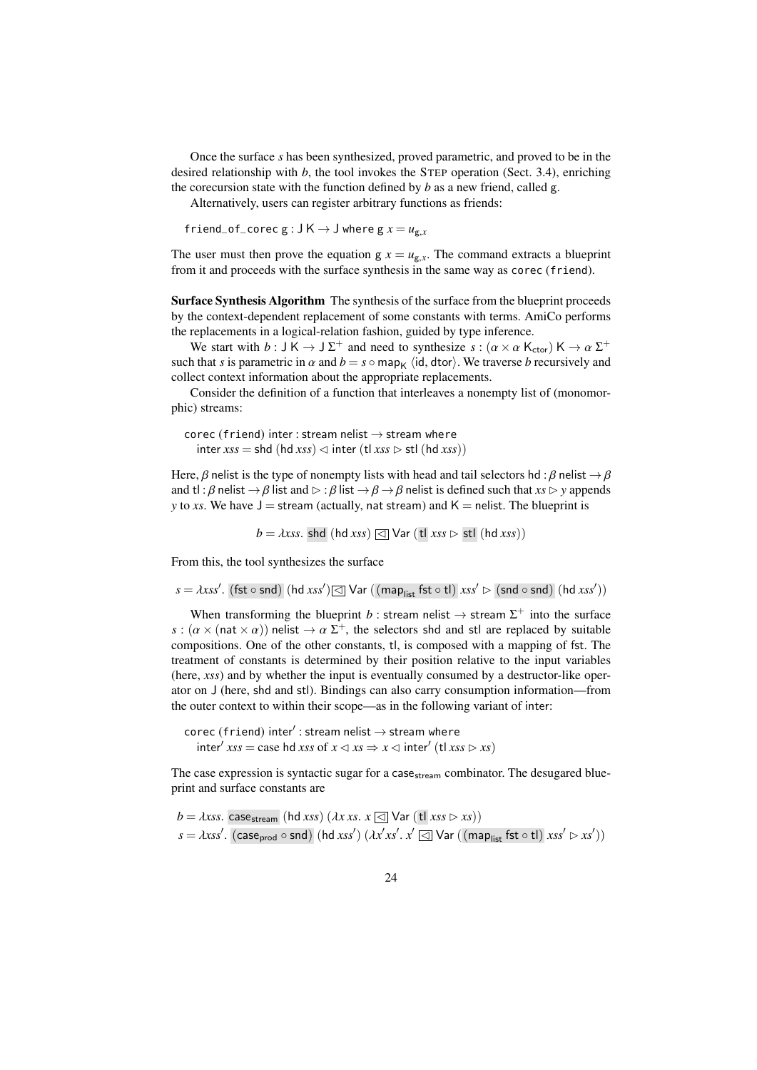Once the surface $s$ has been synthesized, proved parametric, and proved to be in the desired relationship with $b$, the tool invokes the STEP operation (Sect. 3.4), enriching the corecursion state with the function defined by $b$ as a new friend, called g.

Alternatively, users can register arbitrary functions as friends:

$\mathtt{friend\_of\_corec}\ \mathsf{g} : \mathsf{J}\,\mathsf{K} \to \mathsf{J}\ \mathtt{where}\ \mathsf{g}\ x = u_{\mathsf{g},x}$

The user must then prove the equation $\mathsf{g}\ x = u_{\mathsf{g},x}$. The command extracts a blueprint from it and proceeds with the surface synthesis in the same way as corec (friend).

**Surface Synthesis Algorithm** The synthesis of the surface from the blueprint proceeds by the context-dependent replacement of some constants with terms. AmiCo performs the replacements in a logical-relation fashion, guided by type inference.

We start with $b : \mathsf{J}\,\mathsf{K} \to \mathsf{J}\,\Sigma^+$ and need to synthesize $s : (\alpha \times \alpha\ \mathsf{K}_{\mathsf{ctor}})\ \mathsf{K} \to \alpha\ \Sigma^+$ such that $s$ is parametric in $\alpha$ and $b = s \circ \mathsf{map}_{\mathsf{K}}\ \langle \mathsf{id}, \mathsf{dtor}\rangle$. We traverse $b$ recursively and collect context information about the appropriate replacements.

Consider the definition of a function that interleaves a nonempty list of (monomorphic) streams:

$\mathtt{corec}\ (\mathtt{friend})\ \mathsf{inter} : \mathsf{stream}\ \mathsf{nelist} \to \mathsf{stream}\ \mathtt{where}$
$\quad \mathsf{inter}\ xss = \mathsf{shd}\ (\mathsf{hd}\ xss) \lhd \mathsf{inter}\ (\mathsf{tl}\ xss \rhd \mathsf{stl}\ (\mathsf{hd}\ xss))$

Here, $\beta$ nelist is the type of nonempty lists with head and tail selectors $\mathsf{hd} : \beta\ \mathsf{nelist} \to \beta$ and $\mathsf{tl} : \beta\ \mathsf{nelist} \to \beta\ \mathsf{list}$ and $\rhd : \beta\ \mathsf{list} \to \beta \to \beta\ \mathsf{nelist}$ is defined such that $xs \rhd y$ appends $y$ to $xs$. We have $\mathsf{J} = \mathsf{stream}$ (actually, nat stream) and $\mathsf{K} = \mathsf{nelist}$. The blueprint is

$$b = \lambda xss.\ \mathsf{shd}\ (\mathsf{hd}\ xss)\ \boxed{\lhd}\ \mathsf{Var}\ (\mathsf{tl}\ xss \rhd \mathsf{stl}\ (\mathsf{hd}\ xss))$$

From this, the tool synthesizes the surface

$$s = \lambda xss'.\ (\mathsf{fst} \circ \mathsf{snd})\ (\mathsf{hd}\ xss')\ \boxed{\lhd}\ \mathsf{Var}\ ((\mathsf{map}_{\mathsf{list}}\ \mathsf{fst} \circ \mathsf{tl})\ xss' \rhd (\mathsf{snd} \circ \mathsf{snd})\ (\mathsf{hd}\ xss'))$$

When transforming the blueprint $b : \mathsf{stream}\ \mathsf{nelist} \to \mathsf{stream}\ \Sigma^+$ into the surface $s : (\alpha \times (\mathsf{nat} \times \alpha))\ \mathsf{nelist} \to \alpha\ \Sigma^+$, the selectors shd and stl are replaced by suitable compositions. One of the other constants, tl, is composed with a mapping of fst. The treatment of constants is determined by their position relative to the input variables (here, $xss$) and by whether the input is eventually consumed by a destructor-like operator on J (here, shd and stl). Bindings can also carry consumption information—from the outer context to within their scope—as in the following variant of inter:

$\mathtt{corec}\ (\mathtt{friend})\ \mathsf{inter}' : \mathsf{stream}\ \mathsf{nelist} \to \mathsf{stream}\ \mathtt{where}$
$\quad \mathsf{inter}'\ xss = \mathsf{case}\ \mathsf{hd}\ xss\ \mathsf{of}\ x \lhd xs \Rightarrow x \lhd \mathsf{inter}'\ (\mathsf{tl}\ xss \rhd xs)$

The case expression is syntactic sugar for a $\mathsf{case}_{\mathsf{stream}}$ combinator. The desugared blueprint and surface constants are

$$b = \lambda xss.\ \mathsf{case}_{\mathsf{stream}}\ (\mathsf{hd}\ xss)\ (\lambda x\, xs.\ x\ \boxed{\lhd}\ \mathsf{Var}\ (\mathsf{tl}\ xss \rhd xs))$$
$$s = \lambda xss'.\ (\mathsf{case}_{\mathsf{prod}} \circ \mathsf{snd})\ (\mathsf{hd}\ xss')\ (\lambda x'\, xs'.\ x'\ \boxed{\lhd}\ \mathsf{Var}\ ((\mathsf{map}_{\mathsf{list}}\ \mathsf{fst} \circ \mathsf{tl})\ xss' \rhd xs'))$$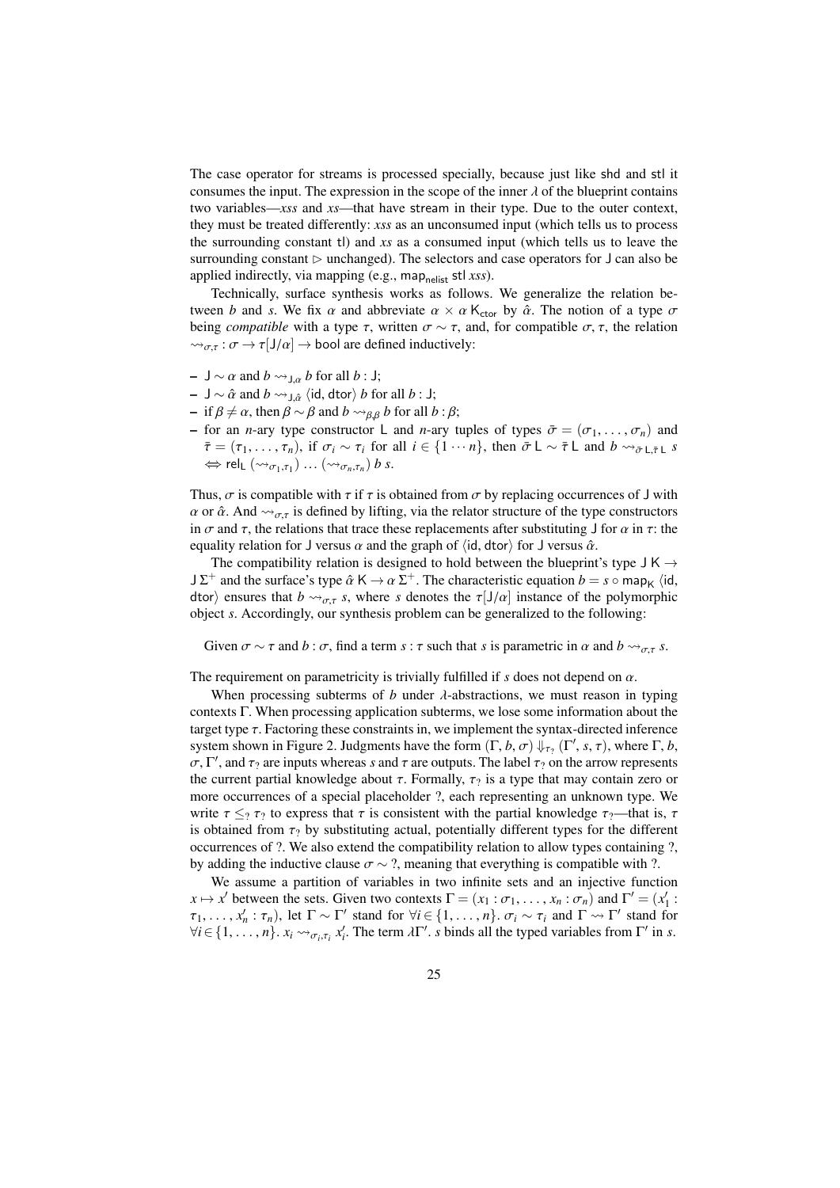The case operator for streams is processed specially, because just like $\mathsf{shd}$ and $\mathsf{stl}$ it consumes the input. The expression in the scope of the inner $\lambda$ of the blueprint contains two variables—*xss* and *xs*—that have $\mathsf{stream}$ in their type. Due to the outer context, they must be treated differently: *xss* as an unconsumed input (which tells us to process the surrounding constant $\mathsf{tl}$) and *xs* as a consumed input (which tells us to leave the surrounding constant $\triangleright$ unchanged). The selectors and case operators for $\mathsf{J}$ can also be applied indirectly, via mapping (e.g., $\mathsf{map}_{\mathsf{nelist}}\ \mathsf{stl}\ xss$).

Technically, surface synthesis works as follows. We generalize the relation between $b$ and $s$. We fix $\alpha$ and abbreviate $\alpha \times \alpha\ \mathsf{K}_{\mathsf{ctor}}$ by $\hat{\alpha}$. The notion of a type $\sigma$ being *compatible* with a type $\tau$, written $\sigma \sim \tau$, and, for compatible $\sigma, \tau$, the relation $\rightsquigarrow_{\sigma,\tau} : \sigma \to \tau[\mathsf{J}/\alpha] \to \mathsf{bool}$ are defined inductively:

- $\mathsf{J} \sim \alpha$ and $b \rightsquigarrow_{\mathsf{J},\alpha} b$ for all $b : \mathsf{J}$;
- $\mathsf{J} \sim \hat{\alpha}$ and $b \rightsquigarrow_{\mathsf{J},\hat{\alpha}} \langle \mathsf{id}, \mathsf{dtor}\rangle\ b$ for all $b : \mathsf{J}$;
- if $\beta \neq \alpha$, then $\beta \sim \beta$ and $b \rightsquigarrow_{\beta,\beta} b$ for all $b : \beta$;
- for an $n$-ary type constructor $\mathsf{L}$ and $n$-ary tuples of types $\bar{\sigma} = (\sigma_1, \ldots, \sigma_n)$ and $\bar{\tau} = (\tau_1, \ldots, \tau_n)$, if $\sigma_i \sim \tau_i$ for all $i \in \{1 \cdots n\}$, then $\bar{\sigma}\ \mathsf{L} \sim \bar{\tau}\ \mathsf{L}$ and $b \rightsquigarrow_{\bar{\sigma}\,\mathsf{L},\bar{\tau}\,\mathsf{L}} s \iff \mathsf{rel}_{\mathsf{L}}\ (\rightsquigarrow_{\sigma_1,\tau_1}) \ldots (\rightsquigarrow_{\sigma_n,\tau_n})\ b\ s$.

Thus, $\sigma$ is compatible with $\tau$ if $\tau$ is obtained from $\sigma$ by replacing occurrences of $\mathsf{J}$ with $\alpha$ or $\hat{\alpha}$. And $\rightsquigarrow_{\sigma,\tau}$ is defined by lifting, via the relator structure of the type constructors in $\sigma$ and $\tau$, the relations that trace these replacements after substituting $\mathsf{J}$ for $\alpha$ in $\tau$: the equality relation for $\mathsf{J}$ versus $\alpha$ and the graph of $\langle \mathsf{id}, \mathsf{dtor}\rangle$ for $\mathsf{J}$ versus $\hat{\alpha}$.

The compatibility relation is designed to hold between the blueprint's type $\mathsf{J}\ \mathsf{K} \to \mathsf{J}\ \Sigma^+$ and the surface's type $\hat{\alpha}\ \mathsf{K} \to \alpha\ \Sigma^+$. The characteristic equation $b = s \circ \mathsf{map}_{\mathsf{K}}\ \langle \mathsf{id}, \mathsf{dtor}\rangle$ ensures that $b \rightsquigarrow_{\sigma,\tau} s$, where $s$ denotes the $\tau[\mathsf{J}/\alpha]$ instance of the polymorphic object $s$. Accordingly, our synthesis problem can be generalized to the following:

Given $\sigma \sim \tau$ and $b : \sigma$, find a term $s : \tau$ such that $s$ is parametric in $\alpha$ and $b \rightsquigarrow_{\sigma,\tau} s$.

The requirement on parametricity is trivially fulfilled if $s$ does not depend on $\alpha$.

When processing subterms of $b$ under $\lambda$-abstractions, we must reason in typing contexts $\Gamma$. When processing application subterms, we lose some information about the target type $\tau$. Factoring these constraints in, we implement the syntax-directed inference system shown in Figure 2. Judgments have the form $(\Gamma, b, \sigma) \Downarrow_{\tau_?} (\Gamma', s, \tau)$, where $\Gamma$, $b$, $\sigma$, $\Gamma'$, and $\tau_?$ are inputs whereas $s$ and $\tau$ are outputs. The label $\tau_?$ on the arrow represents the current partial knowledge about $\tau$. Formally, $\tau_?$ is a type that may contain zero or more occurrences of a special placeholder ?, each representing an unknown type. We write $\tau \leq_? \tau_?$ to express that $\tau$ is consistent with the partial knowledge $\tau_?$—that is, $\tau$ is obtained from $\tau_?$ by substituting actual, potentially different types for the different occurrences of ?. We also extend the compatibility relation to allow types containing ?, by adding the inductive clause $\sigma \sim ?$, meaning that everything is compatible with ?.

We assume a partition of variables in two infinite sets and an injective function $x \mapsto x'$ between the sets. Given two contexts $\Gamma = (x_1 : \sigma_1, \ldots, x_n : \sigma_n)$ and $\Gamma' = (x'_1 : \tau_1, \ldots, x'_n : \tau_n)$, let $\Gamma \sim \Gamma'$ stand for $\forall i \in \{1, \ldots, n\}.\ \sigma_i \sim \tau_i$ and $\Gamma \rightsquigarrow \Gamma'$ stand for $\forall i \in \{1, \ldots, n\}.\ x_i \rightsquigarrow_{\sigma_i,\tau_i} x'_i$. The term $\lambda\Gamma'.\ s$ binds all the typed variables from $\Gamma'$ in $s$.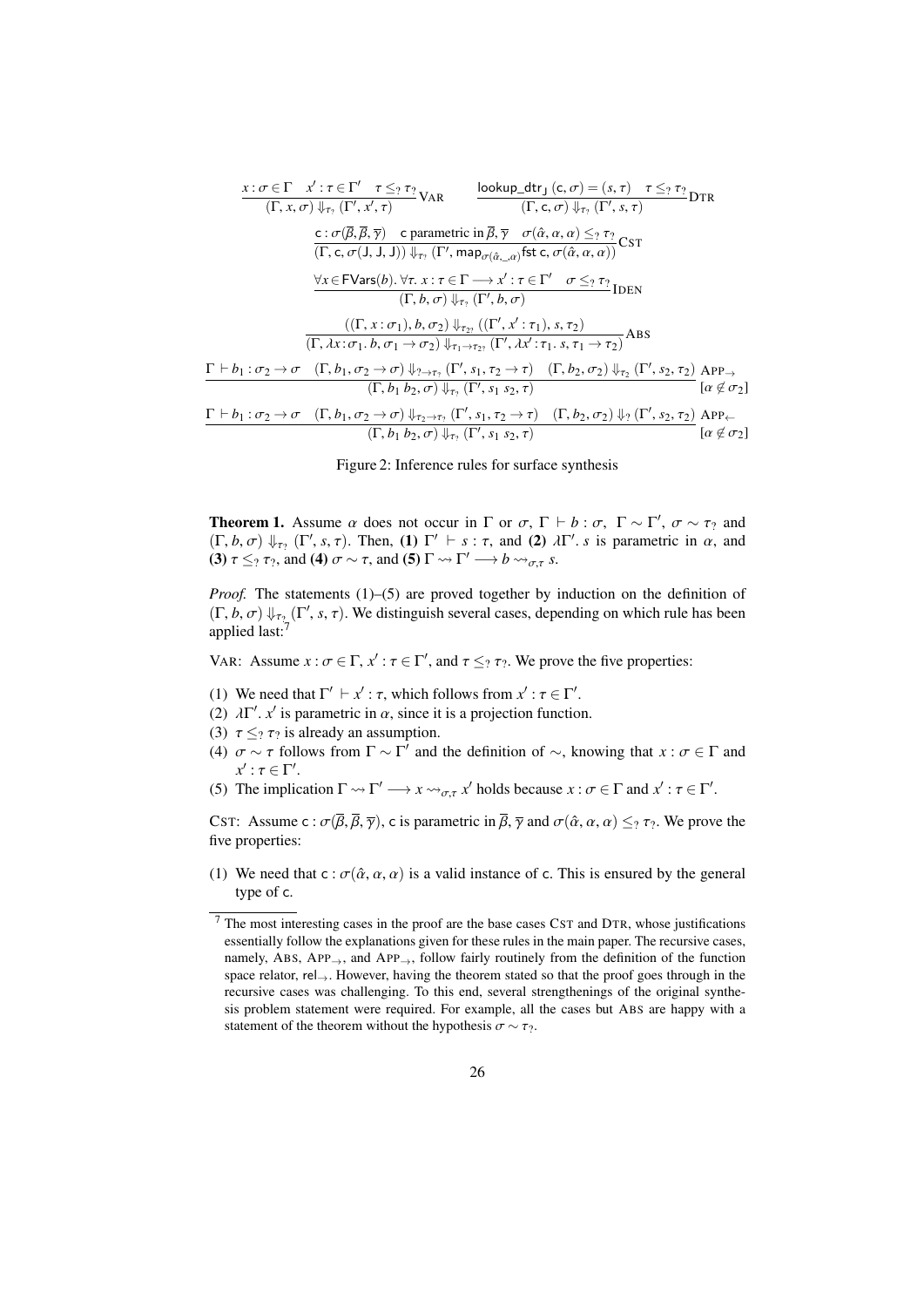$$\frac{x : \sigma \in \Gamma \quad x' : \tau \in \Gamma' \quad \tau \leq_? \tau_?}{(\Gamma, x, \sigma) \Downarrow_{\tau_?} (\Gamma', x', \tau)}\textsc{Var} \qquad \frac{\mathsf{lookup\_dtr_J}\,(\mathsf{c}, \sigma) = (s, \tau) \quad \tau \leq_? \tau_?}{(\Gamma, \mathsf{c}, \sigma) \Downarrow_{\tau_?} (\Gamma', s, \tau)}\textsc{Dtr}$$

$$\frac{\mathsf{c} : \sigma(\overline{\beta}, \overline{\beta}, \overline{\gamma}) \quad \mathsf{c}\text{ parametric in }\overline{\beta}, \overline{\gamma} \quad \sigma(\hat{\alpha}, \alpha, \alpha) \leq_? \tau_?}{(\Gamma, \mathsf{c}, \sigma(\mathsf{J}, \mathsf{J}, \mathsf{J})) \Downarrow_{\tau_?} (\Gamma', \mathsf{map}_{\sigma(\hat{\alpha}, \_, \alpha)} \mathsf{fst}\ \mathsf{c}, \sigma(\hat{\alpha}, \alpha, \alpha))}\textsc{Cst}$$

$$\frac{\forall x \in \mathsf{FVars}(b).\ \forall \tau.\ x : \tau \in \Gamma \longrightarrow x' : \tau \in \Gamma' \quad \sigma \leq_? \tau_?}{(\Gamma, b, \sigma) \Downarrow_{\tau_?} (\Gamma', b, \sigma)}\textsc{Iden}$$

$$\frac{((\Gamma, x : \sigma_1), b, \sigma_2) \Downarrow_{\tau_{2?}} ((\Gamma', x' : \tau_1), s, \tau_2)}{(\Gamma, \lambda x : \sigma_1.\ b, \sigma_1 \to \sigma_2) \Downarrow_{\tau_1 \to \tau_{2?}} (\Gamma', \lambda x' : \tau_1.\ s, \tau_1 \to \tau_2)}\textsc{Abs}$$

$$\frac{\Gamma \vdash b_1 : \sigma_2 \to \sigma \quad (\Gamma, b_1, \sigma_2 \to \sigma) \Downarrow_{? \to \tau_?} (\Gamma', s_1, \tau_2 \to \tau) \quad (\Gamma, b_2, \sigma_2) \Downarrow_{\tau_2} (\Gamma', s_2, \tau_2)}{(\Gamma, b_1\ b_2, \sigma) \Downarrow_{\tau_?} (\Gamma', s_1\ s_2, \tau)}\textsc{App}_{\to}\ [\alpha \notin \sigma_2]$$

$$\frac{\Gamma \vdash b_1 : \sigma_2 \to \sigma \quad (\Gamma, b_1, \sigma_2 \to \sigma) \Downarrow_{\tau_2 \to \tau_?} (\Gamma', s_1, \tau_2 \to \tau) \quad (\Gamma, b_2, \sigma_2) \Downarrow_{?} (\Gamma', s_2, \tau_2)}{(\Gamma, b_1\ b_2, \sigma) \Downarrow_{\tau_?} (\Gamma', s_1\ s_2, \tau)}\textsc{App}_{\leftarrow}\ [\alpha \notin \sigma_2]$$

Figure 2: Inference rules for surface synthesis

**Theorem 1.** Assume $\alpha$ does not occur in $\Gamma$ or $\sigma$, $\Gamma \vdash b : \sigma$, $\Gamma \sim \Gamma'$, $\sigma \sim \tau_?$ and $(\Gamma, b, \sigma) \Downarrow_{\tau_?} (\Gamma', s, \tau)$. Then, **(1)** $\Gamma' \vdash s : \tau$, and **(2)** $\lambda\Gamma'.\ s$ is parametric in $\alpha$, and **(3)** $\tau \leq_? \tau_?$, and **(4)** $\sigma \sim \tau$, and **(5)** $\Gamma \rightsquigarrow \Gamma' \longrightarrow b \rightsquigarrow_{\sigma,\tau} s$.

*Proof.* The statements (1)–(5) are proved together by induction on the definition of $(\Gamma, b, \sigma) \Downarrow_{\tau_?} (\Gamma', s, \tau)$. We distinguish several cases, depending on which rule has been applied last:[7]

VAR: Assume $x : \sigma \in \Gamma$, $x' : \tau \in \Gamma'$, and $\tau \leq_? \tau_?$. We prove the five properties:

(1) We need that $\Gamma' \vdash x' : \tau$, which follows from $x' : \tau \in \Gamma'$.
(2) $\lambda\Gamma'.\ x'$ is parametric in $\alpha$, since it is a projection function.
(3) $\tau \leq_? \tau_?$ is already an assumption.
(4) $\sigma \sim \tau$ follows from $\Gamma \sim \Gamma'$ and the definition of $\sim$, knowing that $x : \sigma \in \Gamma$ and $x' : \tau \in \Gamma'$.
(5) The implication $\Gamma \rightsquigarrow \Gamma' \longrightarrow x \rightsquigarrow_{\sigma,\tau} x'$ holds because $x : \sigma \in \Gamma$ and $x' : \tau \in \Gamma'$.

CST: Assume $\mathsf{c} : \sigma(\overline{\beta}, \overline{\beta}, \overline{\gamma})$, $\mathsf{c}$ is parametric in $\overline{\beta}, \overline{\gamma}$ and $\sigma(\hat{\alpha}, \alpha, \alpha) \leq_? \tau_?$. We prove the five properties:

(1) We need that $\mathsf{c} : \sigma(\hat{\alpha}, \alpha, \alpha)$ is a valid instance of $\mathsf{c}$. This is ensured by the general type of $\mathsf{c}$.

[7] The most interesting cases in the proof are the base cases CST and DTR, whose justifications essentially follow the explanations given for these rules in the main paper. The recursive cases, namely, ABS, $\text{APP}_{\to}$, and $\text{APP}_{\to}$, follow fairly routinely from the definition of the function space relator, $\mathsf{rel}_{\to}$. However, having the theorem stated so that the proof goes through in the recursive cases was challenging. To this end, several strengthenings of the original synthesis problem statement were required. For example, all the cases but ABS are happy with a statement of the theorem without the hypothesis $\sigma \sim \tau_?$.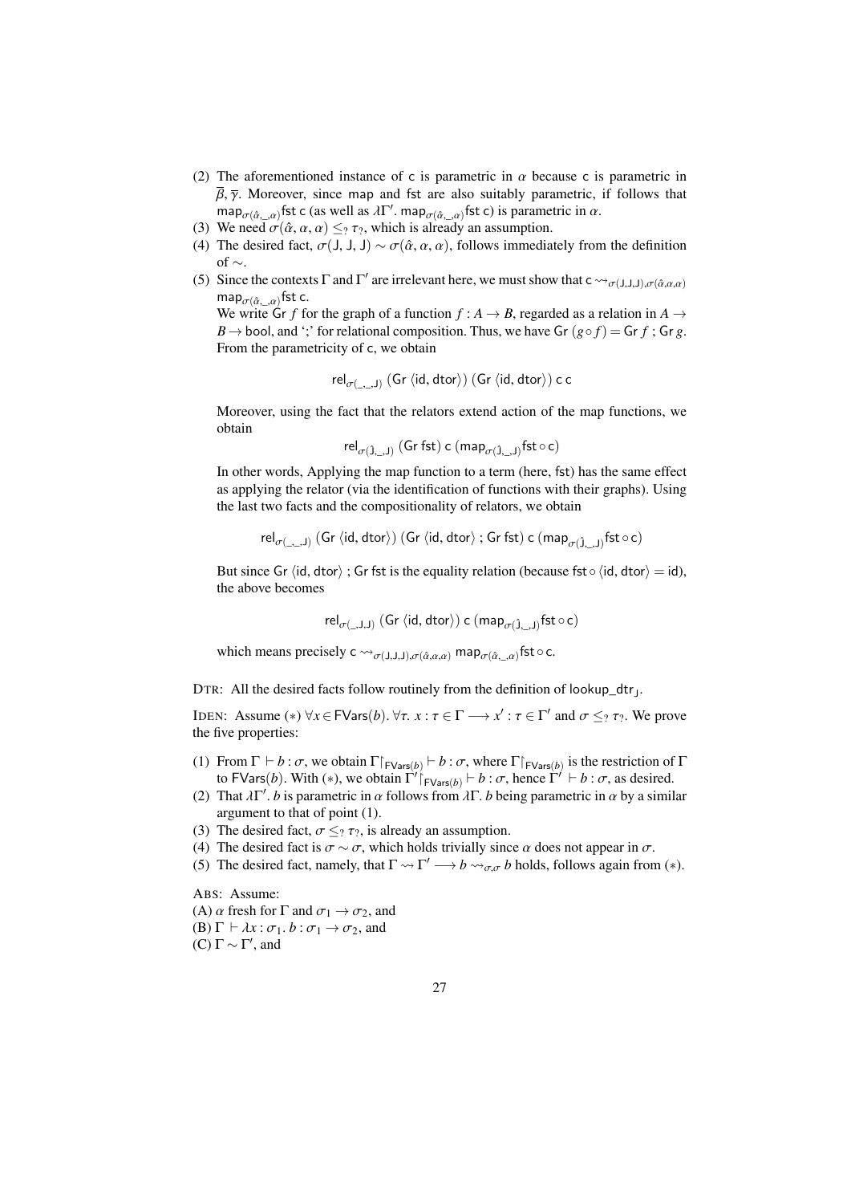(2) The aforementioned instance of $\mathsf{c}$ is parametric in $\alpha$ because $\mathsf{c}$ is parametric in $\overline{\beta}, \overline{\gamma}$. Moreover, since $\mathsf{map}$ and $\mathsf{fst}$ are also suitably parametric, if follows that $\mathsf{map}_{\sigma(\hat{\alpha},\_,\alpha)}\mathsf{fst}\ \mathsf{c}$ (as well as $\lambda\Gamma'.\ \mathsf{map}_{\sigma(\hat{\alpha},\_,\alpha)}\mathsf{fst}\ \mathsf{c}$) is parametric in $\alpha$.
(3) We need $\sigma(\hat{\alpha}, \alpha, \alpha) \leq_? \tau_?$, which is already an assumption.
(4) The desired fact, $\sigma(\mathsf{J}, \mathsf{J}, \mathsf{J}) \sim \sigma(\hat{\alpha}, \alpha, \alpha)$, follows immediately from the definition of $\sim$.
(5) Since the contexts $\Gamma$ and $\Gamma'$ are irrelevant here, we must show that $\mathsf{c} \rightsquigarrow_{\sigma(\mathsf{J},\mathsf{J},\mathsf{J}),\sigma(\hat{\alpha},\alpha,\alpha)} \mathsf{map}_{\sigma(\hat{\alpha},\_,\alpha)}\mathsf{fst}\ \mathsf{c}$.
We write $\mathsf{Gr}\ f$ for the graph of a function $f : A \to B$, regarded as a relation in $A \to B \to \mathsf{bool}$, and ';' for relational composition. Thus, we have $\mathsf{Gr}\ (g \circ f) = \mathsf{Gr}\ f\ ;\ \mathsf{Gr}\ g$. From the parametricity of $\mathsf{c}$, we obtain

$$\mathsf{rel}_{\sigma(\_,\_,\mathsf{J})}\ (\mathsf{Gr}\ \langle \mathsf{id}, \mathsf{dtor}\rangle)\ (\mathsf{Gr}\ \langle \mathsf{id}, \mathsf{dtor}\rangle)\ \mathsf{c}\ \mathsf{c}$$

Moreover, using the fact that the relators extend action of the map functions, we obtain

$$\mathsf{rel}_{\sigma(\hat{\mathsf{J}},\_,\mathsf{J})}\ (\mathsf{Gr}\ \mathsf{fst})\ \mathsf{c}\ (\mathsf{map}_{\sigma(\hat{\mathsf{J}},\_,\mathsf{J})}\mathsf{fst} \circ \mathsf{c})$$

In other words, Applying the map function to a term (here, $\mathsf{fst}$) has the same effect as applying the relator (via the identification of functions with their graphs). Using the last two facts and the compositionality of relators, we obtain

$$\mathsf{rel}_{\sigma(\_,\_,\mathsf{J})}\ (\mathsf{Gr}\ \langle \mathsf{id}, \mathsf{dtor}\rangle)\ (\mathsf{Gr}\ \langle \mathsf{id}, \mathsf{dtor}\rangle\ ;\ \mathsf{Gr}\ \mathsf{fst})\ \mathsf{c}\ (\mathsf{map}_{\sigma(\hat{\mathsf{J}},\_,\mathsf{J})}\mathsf{fst} \circ \mathsf{c})$$

But since $\mathsf{Gr}\ \langle \mathsf{id}, \mathsf{dtor}\rangle\ ;\ \mathsf{Gr}\ \mathsf{fst}$ is the equality relation (because $\mathsf{fst} \circ \langle \mathsf{id}, \mathsf{dtor}\rangle = \mathsf{id}$), the above becomes

$$\mathsf{rel}_{\sigma(\_,\mathsf{J},\mathsf{J})}\ (\mathsf{Gr}\ \langle \mathsf{id}, \mathsf{dtor}\rangle)\ \mathsf{c}\ (\mathsf{map}_{\sigma(\hat{\mathsf{J}},\_,\mathsf{J})}\mathsf{fst} \circ \mathsf{c})$$

which means precisely $\mathsf{c} \rightsquigarrow_{\sigma(\mathsf{J},\mathsf{J},\mathsf{J}),\sigma(\hat{\alpha},\alpha,\alpha)} \mathsf{map}_{\sigma(\hat{\alpha},\_,\alpha)}\mathsf{fst} \circ \mathsf{c}$.

DTR: All the desired facts follow routinely from the definition of $\mathsf{lookup\_dtr}_{\mathsf{J}}$.

IDEN: Assume $(*)\ \forall x \in \mathsf{FVars}(b).\ \forall \tau.\ x : \tau \in \Gamma \longrightarrow x' : \tau \in \Gamma'$ and $\sigma \leq_? \tau_?$. We prove the five properties:

(1) From $\Gamma \vdash b : \sigma$, we obtain $\Gamma\restriction_{\mathsf{FVars}(b)} \vdash b : \sigma$, where $\Gamma\restriction_{\mathsf{FVars}(b)}$ is the restriction of $\Gamma$ to $\mathsf{FVars}(b)$. With $(*)$, we obtain $\Gamma'\restriction_{\mathsf{FVars}(b)} \vdash b : \sigma$, hence $\Gamma' \vdash b : \sigma$, as desired.
(2) That $\lambda\Gamma'.\ b$ is parametric in $\alpha$ follows from $\lambda\Gamma.\ b$ being parametric in $\alpha$ by a similar argument to that of point (1).
(3) The desired fact, $\sigma \leq_? \tau_?$, is already an assumption.
(4) The desired fact is $\sigma \sim \sigma$, which holds trivially since $\alpha$ does not appear in $\sigma$.
(5) The desired fact, namely, that $\Gamma \rightsquigarrow \Gamma' \longrightarrow b \rightsquigarrow_{\sigma,\sigma} b$ holds, follows again from $(*)$.

ABS: Assume:
(A) $\alpha$ fresh for $\Gamma$ and $\sigma_1 \to \sigma_2$, and
(B) $\Gamma \vdash \lambda x : \sigma_1.\ b : \sigma_1 \to \sigma_2$, and
(C) $\Gamma \sim \Gamma'$, and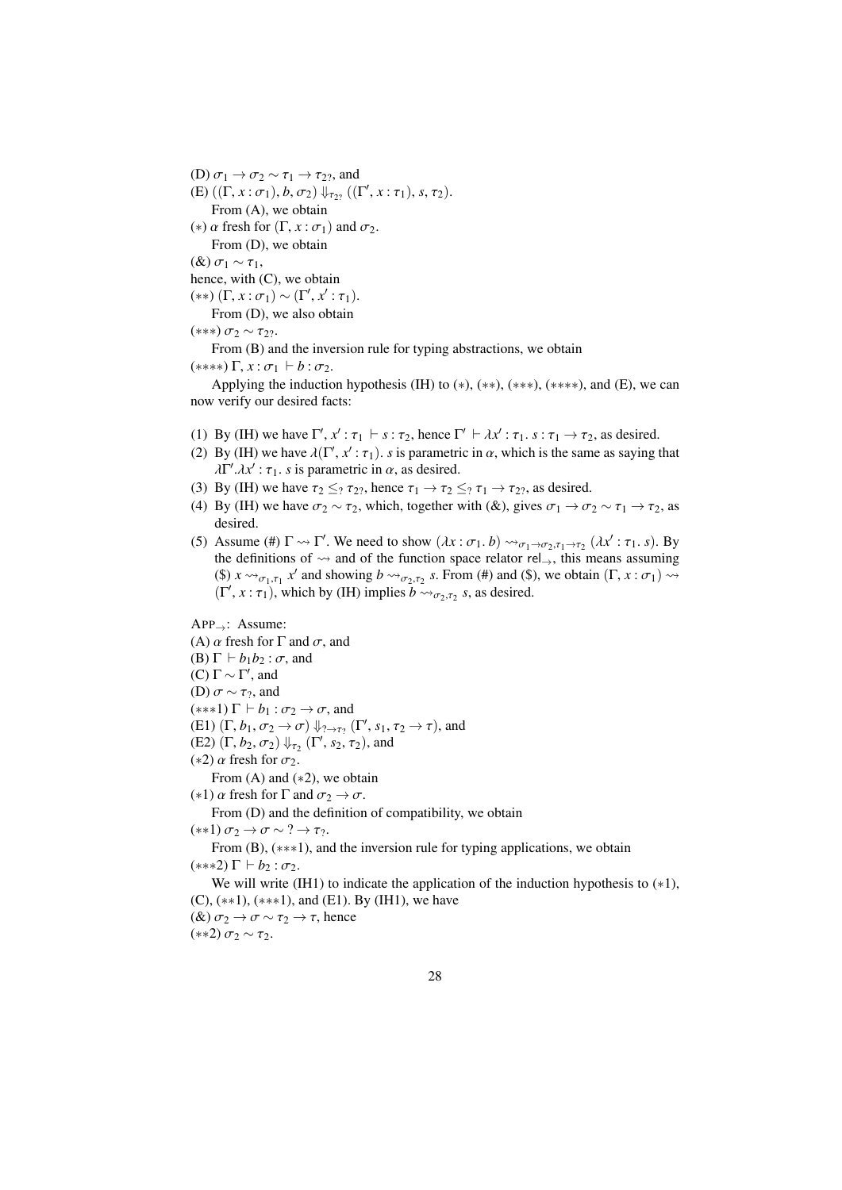(D) $\sigma_1 \to \sigma_2 \sim \tau_1 \to \tau_{2?}$, and

(E) $((\Gamma, x : \sigma_1), b, \sigma_2) \Downarrow_{\tau_{2?}} ((\Gamma', x : \tau_1), s, \tau_2)$.

From (A), we obtain

($*$) $\alpha$ fresh for $(\Gamma, x : \sigma_1)$ and $\sigma_2$.

From (D), we obtain

(&) $\sigma_1 \sim \tau_1$,

hence, with (C), we obtain

($**$) $(\Gamma, x : \sigma_1) \sim (\Gamma', x' : \tau_1)$.

From (D), we also obtain

($***$) $\sigma_2 \sim \tau_{2?}$.

From (B) and the inversion rule for typing abstractions, we obtain

($****$) $\Gamma, x : \sigma_1 \vdash b : \sigma_2$.

Applying the induction hypothesis (IH) to ($*$), ($**$), ($***$), ($****$), and (E), we can now verify our desired facts:

(1) By (IH) we have $\Gamma', x' : \tau_1 \vdash s : \tau_2$, hence $\Gamma' \vdash \lambda x' : \tau_1.\ s : \tau_1 \to \tau_2$, as desired.

(2) By (IH) we have $\lambda(\Gamma', x' : \tau_1).\ s$ is parametric in $\alpha$, which is the same as saying that $\lambda\Gamma'.\lambda x' : \tau_1.\ s$ is parametric in $\alpha$, as desired.

(3) By (IH) we have $\tau_2 \leq_? \tau_{2?}$, hence $\tau_1 \to \tau_2 \leq_? \tau_1 \to \tau_{2?}$, as desired.

(4) By (IH) we have $\sigma_2 \sim \tau_2$, which, together with (&), gives $\sigma_1 \to \sigma_2 \sim \tau_1 \to \tau_2$, as desired.

(5) Assume (#) $\Gamma \rightsquigarrow \Gamma'$. We need to show $(\lambda x : \sigma_1.\ b) \rightsquigarrow_{\sigma_1 \to \sigma_2, \tau_1 \to \tau_2} (\lambda x' : \tau_1.\ s)$. By the definitions of $\rightsquigarrow$ and of the function space relator $\mathsf{rel}_{\to}$, this means assuming ($) $x \rightsquigarrow_{\sigma_1, \tau_1} x'$ and showing $b \rightsquigarrow_{\sigma_2, \tau_2} s$. From (#) and ($), we obtain $(\Gamma, x : \sigma_1) \rightsquigarrow (\Gamma', x : \tau_1)$, which by (IH) implies $b \rightsquigarrow_{\sigma_2, \tau_2} s$, as desired.

APP$_{\to}$: Assume:

(A) $\alpha$ fresh for $\Gamma$ and $\sigma$, and

(B) $\Gamma \vdash b_1 b_2 : \sigma$, and

(C) $\Gamma \sim \Gamma'$, and

(D) $\sigma \sim \tau_?$, and

($***$1) $\Gamma \vdash b_1 : \sigma_2 \to \sigma$, and

(E1) $(\Gamma, b_1, \sigma_2 \to \sigma) \Downarrow_{? \to \tau_?} (\Gamma', s_1, \tau_2 \to \tau)$, and

(E2) $(\Gamma, b_2, \sigma_2) \Downarrow_{\tau_2} (\Gamma', s_2, \tau_2)$, and

($*$2) $\alpha$ fresh for $\sigma_2$.

From (A) and ($*$2), we obtain

($*$1) $\alpha$ fresh for $\Gamma$ and $\sigma_2 \to \sigma$.

From (D) and the definition of compatibility, we obtain

($**$1) $\sigma_2 \to \sigma \sim\ ? \to \tau_?$.

From (B), ($***$1), and the inversion rule for typing applications, we obtain

($***$2) $\Gamma \vdash b_2 : \sigma_2$.

We will write (IH1) to indicate the application of the induction hypothesis to ($*$1), (C), ($**$1), ($***$1), and (E1). By (IH1), we have

(&) $\sigma_2 \to \sigma \sim \tau_2 \to \tau$, hence

($**$2) $\sigma_2 \sim \tau_2$.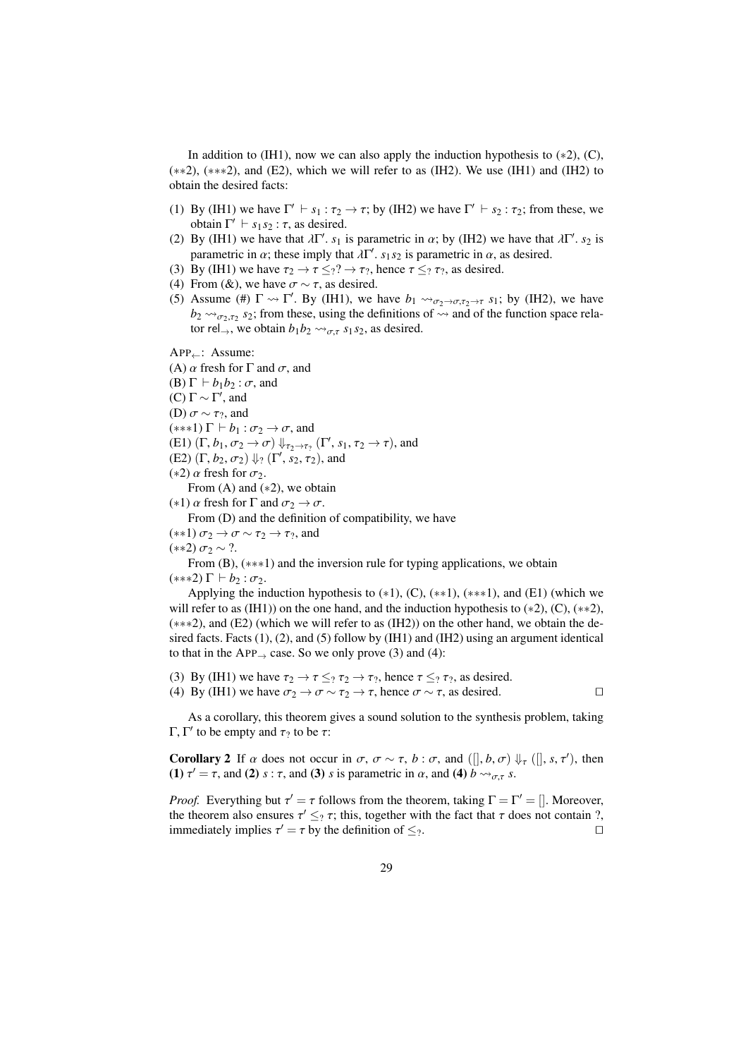In addition to (IH1), now we can also apply the induction hypothesis to ($*2$), (C), ($**2$), ($***2$), and (E2), which we will refer to as (IH2). We use (IH1) and (IH2) to obtain the desired facts:

(1) By (IH1) we have $\Gamma' \vdash s_1 : \tau_2 \to \tau$; by (IH2) we have $\Gamma' \vdash s_2 : \tau_2$; from these, we obtain $\Gamma' \vdash s_1 s_2 : \tau$, as desired.
(2) By (IH1) we have that $\lambda\Gamma'.\ s_1$ is parametric in $\alpha$; by (IH2) we have that $\lambda\Gamma'.\ s_2$ is parametric in $\alpha$; these imply that $\lambda\Gamma'.\ s_1 s_2$ is parametric in $\alpha$, as desired.
(3) By (IH1) we have $\tau_2 \to \tau \leq_? ? \to \tau_?$, hence $\tau \leq_? \tau_?$, as desired.
(4) From (&), we have $\sigma \sim \tau$, as desired.
(5) Assume (#) $\Gamma \rightsquigarrow \Gamma'$. By (IH1), we have $b_1 \rightsquigarrow_{\sigma_2 \to \sigma, \tau_2 \to \tau} s_1$; by (IH2), we have $b_2 \rightsquigarrow_{\sigma_2, \tau_2} s_2$; from these, using the definitions of $\rightsquigarrow$ and of the function space relator $\mathsf{rel}_\to$, we obtain $b_1 b_2 \rightsquigarrow_{\sigma, \tau} s_1 s_2$, as desired.

APP$_\leftarrow$: Assume:
(A) $\alpha$ fresh for $\Gamma$ and $\sigma$, and
(B) $\Gamma \vdash b_1 b_2 : \sigma$, and
(C) $\Gamma \sim \Gamma'$, and
(D) $\sigma \sim \tau_?$, and
($***1$) $\Gamma \vdash b_1 : \sigma_2 \to \sigma$, and
(E1) $(\Gamma, b_1, \sigma_2 \to \sigma) \Downarrow_{\tau_2 \to \tau_?} (\Gamma', s_1, \tau_2 \to \tau)$, and
(E2) $(\Gamma, b_2, \sigma_2) \Downarrow_? (\Gamma', s_2, \tau_2)$, and
($*2$) $\alpha$ fresh for $\sigma_2$.

From (A) and ($*2$), we obtain
($*1$) $\alpha$ fresh for $\Gamma$ and $\sigma_2 \to \sigma$.

From (D) and the definition of compatibility, we have
($**1$) $\sigma_2 \to \sigma \sim \tau_2 \to \tau_?$, and
($**2$) $\sigma_2 \sim ?$.

From (B), ($***1$) and the inversion rule for typing applications, we obtain
($***2$) $\Gamma \vdash b_2 : \sigma_2$.

Applying the induction hypothesis to ($*1$), (C), ($**1$), ($***1$), and (E1) (which we will refer to as (IH1)) on the one hand, and the induction hypothesis to ($*2$), (C), ($**2$), ($***2$), and (E2) (which we will refer to as (IH2)) on the other hand, we obtain the desired facts. Facts (1), (2), and (5) follow by (IH1) and (IH2) using an argument identical to that in the APP$_\to$ case. So we only prove (3) and (4):

(3) By (IH1) we have $\tau_2 \to \tau \leq_? \tau_2 \to \tau_?$, hence $\tau \leq_? \tau_?$, as desired.
(4) By (IH1) we have $\sigma_2 \to \sigma \sim \tau_2 \to \tau$, hence $\sigma \sim \tau$, as desired. □

As a corollary, this theorem gives a sound solution to the synthesis problem, taking $\Gamma, \Gamma'$ to be empty and $\tau_?$ to be $\tau$:

**Corollary 2** If $\alpha$ does not occur in $\sigma$, $\sigma \sim \tau$, $b : \sigma$, and $([], b, \sigma) \Downarrow_\tau ([], s, \tau')$, then **(1)** $\tau' = \tau$, and **(2)** $s : \tau$, and **(3)** $s$ is parametric in $\alpha$, and **(4)** $b \rightsquigarrow_{\sigma,\tau} s$.

*Proof.* Everything but $\tau' = \tau$ follows from the theorem, taking $\Gamma = \Gamma' = []$. Moreover, the theorem also ensures $\tau' \leq_? \tau$; this, together with the fact that $\tau$ does not contain ?, immediately implies $\tau' = \tau$ by the definition of $\leq_?$. □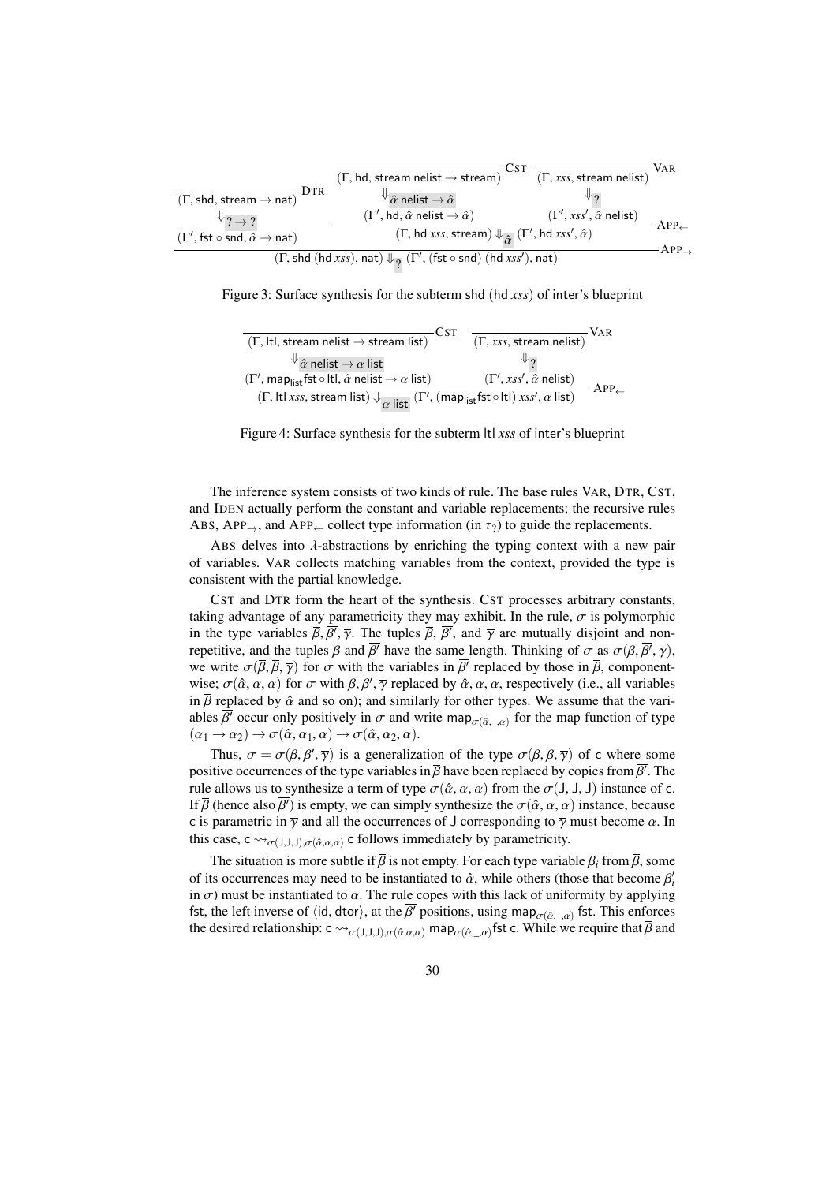$$
\dfrac{
  \dfrac{}{(\Gamma, \mathsf{shd}, \mathsf{stream} \to \mathsf{nat})}\,\textsc{Dtr}
  \quad
  \dfrac{
    \dfrac{}{(\Gamma, \mathsf{hd}, \mathsf{stream\ nelist} \to \mathsf{stream})}\,\textsc{Cst}
    \quad
    \dfrac{}{(\Gamma, \mathit{xss}, \mathsf{stream\ nelist})}\,\textsc{Var}
  }{
    (\Gamma, \mathsf{hd}\ \mathit{xss}, \mathsf{stream}) \Downarrow_{\hat\alpha} (\Gamma', \mathsf{hd}\ \mathit{xss}', \hat\alpha)
  }\,\textsc{App}_{\leftarrow}
}{
  (\Gamma, \mathsf{shd}\ (\mathsf{hd}\ \mathit{xss}), \mathsf{nat}) \Downarrow_{?} (\Gamma', (\mathsf{fst} \circ \mathsf{snd})\ (\mathsf{hd}\ \mathit{xss}'), \mathsf{nat})
}\,\textsc{App}_{\to}
$$

where the intermediate synthesis steps are $(\Gamma, \mathsf{shd}, \mathsf{stream} \to \mathsf{nat}) \Downarrow_{? \to ?} (\Gamma', \mathsf{fst} \circ \mathsf{snd}, \hat\alpha \to \mathsf{nat})$, $(\Gamma, \mathsf{hd}, \mathsf{stream\ nelist} \to \mathsf{stream}) \Downarrow_{\hat\alpha\ \mathsf{nelist} \to \hat\alpha} (\Gamma', \mathsf{hd}, \hat\alpha\ \mathsf{nelist} \to \hat\alpha)$, and $(\Gamma, \mathit{xss}, \mathsf{stream\ nelist}) \Downarrow_{?} (\Gamma', \mathit{xss}', \hat\alpha\ \mathsf{nelist})$.

Figure 3: Surface synthesis for the subterm shd (hd *xss*) of inter's blueprint

$$
\dfrac{
  \dfrac{}{(\Gamma, \mathsf{ltl}, \mathsf{stream\ nelist} \to \mathsf{stream\ list})}\,\textsc{Cst}
  \quad
  \dfrac{}{(\Gamma, \mathit{xss}, \mathsf{stream\ nelist})}\,\textsc{Var}
}{
  (\Gamma, \mathsf{ltl}\ \mathit{xss}, \mathsf{stream\ list}) \Downarrow_{\alpha\ \mathsf{list}} (\Gamma', (\mathsf{map_{list}}\,\mathsf{fst} \circ \mathsf{ltl})\ \mathit{xss}', \alpha\ \mathsf{list})
}\,\textsc{App}_{\leftarrow}
$$

where the intermediate synthesis steps are $(\Gamma, \mathsf{ltl}, \mathsf{stream\ nelist} \to \mathsf{stream\ list}) \Downarrow_{\hat\alpha\ \mathsf{nelist} \to \alpha\ \mathsf{list}} (\Gamma', \mathsf{map_{list}}\,\mathsf{fst} \circ \mathsf{ltl}, \hat\alpha\ \mathsf{nelist} \to \alpha\ \mathsf{list})$ and $(\Gamma, \mathit{xss}, \mathsf{stream\ nelist}) \Downarrow_{?} (\Gamma', \mathit{xss}', \hat\alpha\ \mathsf{nelist})$.

Figure 4: Surface synthesis for the subterm ltl *xss* of inter's blueprint

The inference system consists of two kinds of rule. The base rules VAR, DTR, CST, and IDEN actually perform the constant and variable replacements; the recursive rules ABS, APP$_{\to}$, and APP$_{\leftarrow}$ collect type information (in $\tau_?$) to guide the replacements.

ABS delves into $\lambda$-abstractions by enriching the typing context with a new pair of variables. VAR collects matching variables from the context, provided the type is consistent with the partial knowledge.

CST and DTR form the heart of the synthesis. CST processes arbitrary constants, taking advantage of any parametricity they may exhibit. In the rule, $\sigma$ is polymorphic in the type variables $\overline{\beta}, \overline{\beta'}, \overline{\gamma}$. The tuples $\overline{\beta}$, $\overline{\beta'}$, and $\overline{\gamma}$ are mutually disjoint and nonrepetitive, and the tuples $\overline{\beta}$ and $\overline{\beta'}$ have the same length. Thinking of $\sigma$ as $\sigma(\overline{\beta}, \overline{\beta'}, \overline{\gamma})$, we write $\sigma(\overline{\beta}, \overline{\beta}, \overline{\gamma})$ for $\sigma$ with the variables in $\overline{\beta'}$ replaced by those in $\overline{\beta}$, componentwise; $\sigma(\hat\alpha, \alpha, \alpha)$ for $\sigma$ with $\overline{\beta}, \overline{\beta'}, \overline{\gamma}$ replaced by $\hat\alpha, \alpha, \alpha$, respectively (i.e., all variables in $\overline{\beta}$ replaced by $\hat\alpha$ and so on); and similarly for other types. We assume that the variables $\overline{\beta'}$ occur only positively in $\sigma$ and write $\mathsf{map}_{\sigma(\hat\alpha,\_,\alpha)}$ for the map function of type $(\alpha_1 \to \alpha_2) \to \sigma(\hat\alpha, \alpha_1, \alpha) \to \sigma(\hat\alpha, \alpha_2, \alpha)$.

Thus, $\sigma = \sigma(\overline{\beta}, \overline{\beta'}, \overline{\gamma})$ is a generalization of the type $\sigma(\overline{\beta}, \overline{\beta}, \overline{\gamma})$ of $\mathsf{c}$ where some positive occurrences of the type variables in $\overline{\beta}$ have been replaced by copies from $\overline{\beta'}$. The rule allows us to synthesize a term of type $\sigma(\hat\alpha, \alpha, \alpha)$ from the $\sigma(\mathsf{J}, \mathsf{J}, \mathsf{J})$ instance of $\mathsf{c}$. If $\overline{\beta}$ (hence also $\overline{\beta'}$) is empty, we can simply synthesize the $\sigma(\hat\alpha, \alpha, \alpha)$ instance, because $\mathsf{c}$ is parametric in $\overline{\gamma}$ and all the occurrences of $\mathsf{J}$ corresponding to $\overline{\gamma}$ must become $\alpha$. In this case, $\mathsf{c} \rightsquigarrow_{\sigma(\mathsf{J},\mathsf{J},\mathsf{J}), \sigma(\hat\alpha,\alpha,\alpha)} \mathsf{c}$ follows immediately by parametricity.

The situation is more subtle if $\overline{\beta}$ is not empty. For each type variable $\beta_i$ from $\overline{\beta}$, some of its occurrences may need to be instantiated to $\hat\alpha$, while others (those that become $\beta'_i$ in $\sigma$) must be instantiated to $\alpha$. The rule copes with this lack of uniformity by applying $\mathsf{fst}$, the left inverse of $\langle \mathsf{id}, \mathsf{dtor} \rangle$, at the $\overline{\beta'}$ positions, using $\mathsf{map}_{\sigma(\hat\alpha,\_,\alpha)}\ \mathsf{fst}$. This enforces the desired relationship: $\mathsf{c} \rightsquigarrow_{\sigma(\mathsf{J},\mathsf{J},\mathsf{J}), \sigma(\hat\alpha,\alpha,\alpha)} \mathsf{map}_{\sigma(\hat\alpha,\_,\alpha)}\,\mathsf{fst}\ \mathsf{c}$. While we require that $\overline{\beta}$ and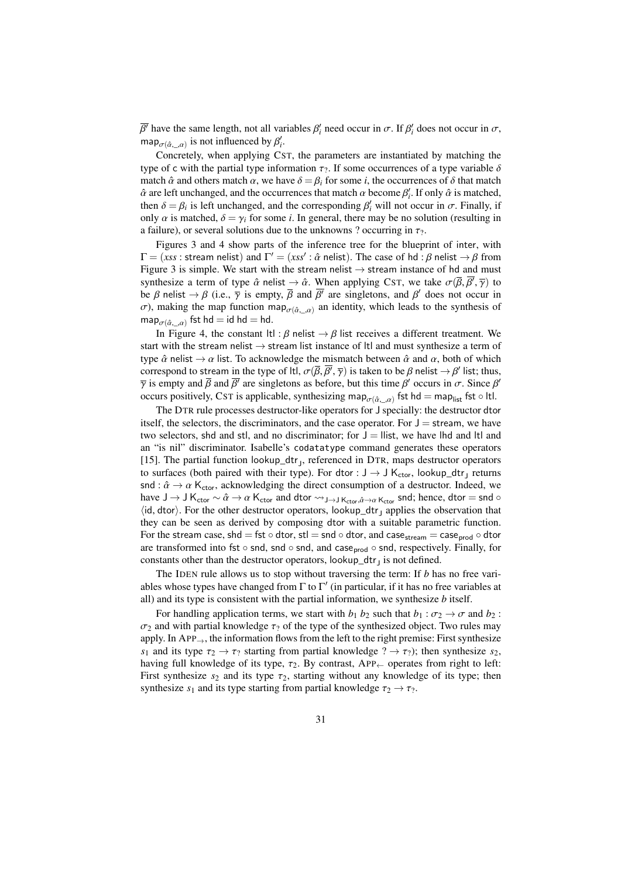$\overline{\beta'}$ have the same length, not all variables $\beta'_i$ need occur in $\sigma$. If $\beta'_i$ does not occur in $\sigma$, $\mathsf{map}_{\sigma(\hat{\alpha},\_,\alpha)}$ is not influenced by $\beta'_i$.

Concretely, when applying CST, the parameters are instantiated by matching the type of $\mathsf{c}$ with the partial type information $\tau_?$. If some occurrences of a type variable $\delta$ match $\hat{\alpha}$ and others match $\alpha$, we have $\delta = \beta_i$ for some $i$, the occurrences of $\delta$ that match $\hat{\alpha}$ are left unchanged, and the occurrences that match $\alpha$ become $\beta'_i$. If only $\hat{\alpha}$ is matched, then $\delta = \beta_i$ is left unchanged, and the corresponding $\beta'_i$ will not occur in $\sigma$. Finally, if only $\alpha$ is matched, $\delta = \gamma_i$ for some $i$. In general, there may be no solution (resulting in a failure), or several solutions due to the unknowns ? occurring in $\tau_?$.

Figures 3 and 4 show parts of the inference tree for the blueprint of inter, with $\Gamma = (xss : \mathsf{stream\ nelist})$ and $\Gamma' = (xss' : \hat{\alpha}\ \mathsf{nelist})$. The case of $\mathsf{hd} : \beta\ \mathsf{nelist} \to \beta$ from Figure 3 is simple. We start with the $\mathsf{stream\ nelist} \to \mathsf{stream}$ instance of hd and must synthesize a term of type $\hat{\alpha}\ \mathsf{nelist} \to \hat{\alpha}$. When applying CST, we take $\sigma(\overline{\beta}, \overline{\beta'}, \overline{\gamma})$ to be $\beta\ \mathsf{nelist} \to \beta$ (i.e., $\overline{\gamma}$ is empty, $\overline{\beta}$ and $\overline{\beta'}$ are singletons, and $\beta'$ does not occur in $\sigma$), making the map function $\mathsf{map}_{\sigma(\hat{\alpha},\_,\alpha)}$ an identity, which leads to the synthesis of $\mathsf{map}_{\sigma(\hat{\alpha},\_,\alpha)}\ \mathsf{fst\ hd} = \mathsf{id\ hd} = \mathsf{hd}$.

In Figure 4, the constant $\mathsf{ltl} : \beta\ \mathsf{nelist} \to \beta\ \mathsf{list}$ receives a different treatment. We start with the $\mathsf{stream\ nelist} \to \mathsf{stream\ list}$ instance of ltl and must synthesize a term of type $\hat{\alpha}\ \mathsf{nelist} \to \alpha\ \mathsf{list}$. To acknowledge the mismatch between $\hat{\alpha}$ and $\alpha$, both of which correspond to stream in the type of ltl, $\sigma(\overline{\beta}, \overline{\beta'}, \overline{\gamma})$ is taken to be $\beta\ \mathsf{nelist} \to \beta'\ \mathsf{list}$; thus, $\overline{\gamma}$ is empty and $\overline{\beta}$ and $\overline{\beta'}$ are singletons as before, but this time $\beta'$ occurs in $\sigma$. Since $\beta'$ occurs positively, CST is applicable, synthesizing $\mathsf{map}_{\sigma(\hat{\alpha},\_,\alpha)}\ \mathsf{fst\ hd} = \mathsf{map_{list}\ fst} \circ \mathsf{ltl}$.

The DTR rule processes destructor-like operators for J specially: the destructor dtor itself, the selectors, the discriminators, and the case operator. For $\mathsf{J} = \mathsf{stream}$, we have two selectors, shd and stl, and no discriminator; for $\mathsf{J} = \mathsf{llist}$, we have lhd and ltl and an "is nil" discriminator. Isabelle's `codatatype` command generates these operators [15]. The partial function $\mathsf{lookup\_dtr_J}$, referenced in DTR, maps destructor operators to surfaces (both paired with their type). For $\mathsf{dtor} : \mathsf{J} \to \mathsf{J\ K_{ctor}}$, $\mathsf{lookup\_dtr_J}$ returns $\mathsf{snd} : \hat{\alpha} \to \alpha\ \mathsf{K_{ctor}}$, acknowledging the direct consumption of a destructor. Indeed, we have $\mathsf{J} \to \mathsf{J\ K_{ctor}} \sim \hat{\alpha} \to \alpha\ \mathsf{K_{ctor}}$ and $\mathsf{dtor} \rightsquigarrow_{\mathsf{J} \to \mathsf{J\ K_{ctor}}, \hat{\alpha} \to \alpha\ \mathsf{K_{ctor}}} \mathsf{snd}$; hence, $\mathsf{dtor} = \mathsf{snd} \circ \langle \mathsf{id}, \mathsf{dtor} \rangle$. For the other destructor operators, $\mathsf{lookup\_dtr_J}$ applies the observation that they can be seen as derived by composing dtor with a suitable parametric function. For the stream case, $\mathsf{shd} = \mathsf{fst} \circ \mathsf{dtor}$, $\mathsf{stl} = \mathsf{snd} \circ \mathsf{dtor}$, and $\mathsf{case_{stream}} = \mathsf{case_{prod}} \circ \mathsf{dtor}$ are transformed into $\mathsf{fst} \circ \mathsf{snd}$, $\mathsf{snd} \circ \mathsf{snd}$, and $\mathsf{case_{prod}} \circ \mathsf{snd}$, respectively. Finally, for constants other than the destructor operators, $\mathsf{lookup\_dtr_J}$ is not defined.

The IDEN rule allows us to stop without traversing the term: If $b$ has no free variables whose types have changed from $\Gamma$ to $\Gamma'$ (in particular, if it has no free variables at all) and its type is consistent with the partial information, we synthesize $b$ itself.

For handling application terms, we start with $b_1\ b_2$ such that $b_1 : \sigma_2 \to \sigma$ and $b_2 : \sigma_2$ and with partial knowledge $\tau_?$ of the type of the synthesized object. Two rules may apply. In APP$_\to$, the information flows from the left to the right premise: First synthesize $s_1$ and its type $\tau_2 \to \tau_?$ starting from partial knowledge $? \to \tau_?$); then synthesize $s_2$, having full knowledge of its type, $\tau_2$. By contrast, APP$_\leftarrow$ operates from right to left: First synthesize $s_2$ and its type $\tau_2$, starting without any knowledge of its type; then synthesize $s_1$ and its type starting from partial knowledge $\tau_2 \to \tau_?$.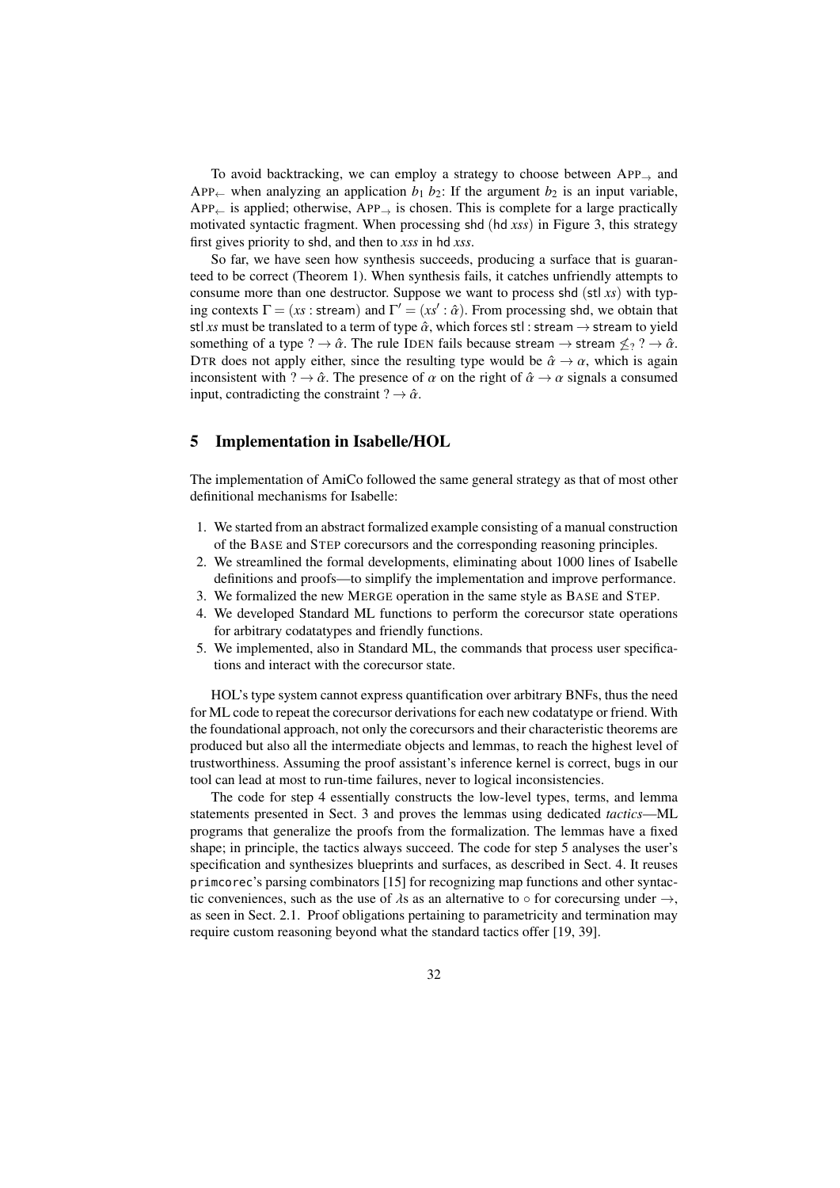To avoid backtracking, we can employ a strategy to choose between $\text{App}_{\rightarrow}$ and $\text{App}_{\leftarrow}$ when analyzing an application $b_1\ b_2$: If the argument $b_2$ is an input variable, $\text{App}_{\leftarrow}$ is applied; otherwise, $\text{App}_{\rightarrow}$ is chosen. This is complete for a large practically motivated syntactic fragment. When processing $\mathsf{shd}\ (\mathsf{hd}\ xss)$ in Figure 3, this strategy first gives priority to $\mathsf{shd}$, and then to $xss$ in $\mathsf{hd}\ xss$.

So far, we have seen how synthesis succeeds, producing a surface that is guaranteed to be correct (Theorem 1). When synthesis fails, it catches unfriendly attempts to consume more than one destructor. Suppose we want to process $\mathsf{shd}\ (\mathsf{stl}\ xs)$ with typing contexts $\Gamma = (xs : \mathsf{stream})$ and $\Gamma' = (xs' : \hat{\alpha})$. From processing $\mathsf{shd}$, we obtain that $\mathsf{stl}\ xs$ must be translated to a term of type $\hat{\alpha}$, which forces $\mathsf{stl} : \mathsf{stream} \to \mathsf{stream}$ to yield something of a type $? \to \hat{\alpha}$. The rule Iden fails because $\mathsf{stream} \to \mathsf{stream} \not\leq_{?} ? \to \hat{\alpha}$. Dtr does not apply either, since the resulting type would be $\hat{\alpha} \to \alpha$, which is again inconsistent with $? \to \hat{\alpha}$. The presence of $\alpha$ on the right of $\hat{\alpha} \to \alpha$ signals a consumed input, contradicting the constraint $? \to \hat{\alpha}$.

## 5 Implementation in Isabelle/HOL

The implementation of AmiCo followed the same general strategy as that of most other definitional mechanisms for Isabelle:

1. We started from an abstract formalized example consisting of a manual construction of the Base and Step corecursors and the corresponding reasoning principles.
2. We streamlined the formal developments, eliminating about 1000 lines of Isabelle definitions and proofs—to simplify the implementation and improve performance.
3. We formalized the new Merge operation in the same style as Base and Step.
4. We developed Standard ML functions to perform the corecursor state operations for arbitrary codatatypes and friendly functions.
5. We implemented, also in Standard ML, the commands that process user specifications and interact with the corecursor state.

HOL's type system cannot express quantification over arbitrary BNFs, thus the need for ML code to repeat the corecursor derivations for each new codatatype or friend. With the foundational approach, not only the corecursors and their characteristic theorems are produced but also all the intermediate objects and lemmas, to reach the highest level of trustworthiness. Assuming the proof assistant's inference kernel is correct, bugs in our tool can lead at most to run-time failures, never to logical inconsistencies.

The code for step 4 essentially constructs the low-level types, terms, and lemma statements presented in Sect. 3 and proves the lemmas using dedicated *tactics*—ML programs that generalize the proofs from the formalization. The lemmas have a fixed shape; in principle, the tactics always succeed. The code for step 5 analyses the user's specification and synthesizes blueprints and surfaces, as described in Sect. 4. It reuses `primcorec`'s parsing combinators [15] for recognizing map functions and other syntactic conveniences, such as the use of $\lambda$s as an alternative to $\circ$ for corecursing under $\to$, as seen in Sect. 2.1. Proof obligations pertaining to parametricity and termination may require custom reasoning beyond what the standard tactics offer [19, 39].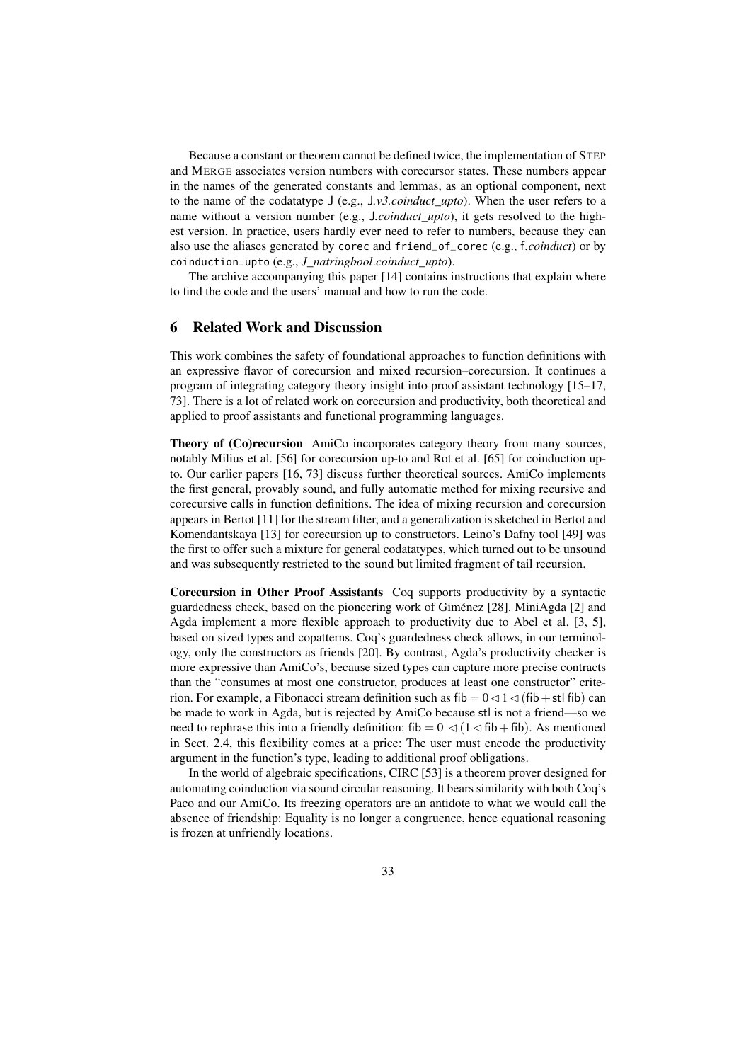Because a constant or theorem cannot be defined twice, the implementation of STEP and MERGE associates version numbers with corecursor states. These numbers appear in the names of the generated constants and lemmas, as an optional component, next to the name of the codatatype J (e.g., J.*v3.coinduct_upto*). When the user refers to a name without a version number (e.g., J.*coinduct_upto*), it gets resolved to the highest version. In practice, users hardly ever need to refer to numbers, because they can also use the aliases generated by `corec` and `friend_of_corec` (e.g., f.*coinduct*) or by `coinduction_upto` (e.g., *J_natringbool.coinduct_upto*).

The archive accompanying this paper [14] contains instructions that explain where to find the code and the users' manual and how to run the code.

## 6 Related Work and Discussion

This work combines the safety of foundational approaches to function definitions with an expressive flavor of corecursion and mixed recursion–corecursion. It continues a program of integrating category theory insight into proof assistant technology [15–17, 73]. There is a lot of related work on corecursion and productivity, both theoretical and applied to proof assistants and functional programming languages.

**Theory of (Co)recursion** AmiCo incorporates category theory from many sources, notably Milius et al. [56] for corecursion up-to and Rot et al. [65] for coinduction up-to. Our earlier papers [16, 73] discuss further theoretical sources. AmiCo implements the first general, provably sound, and fully automatic method for mixing recursive and corecursive calls in function definitions. The idea of mixing recursion and corecursion appears in Bertot [11] for the stream filter, and a generalization is sketched in Bertot and Komendantskaya [13] for corecursion up to constructors. Leino's Dafny tool [49] was the first to offer such a mixture for general codatatypes, which turned out to be unsound and was subsequently restricted to the sound but limited fragment of tail recursion.

**Corecursion in Other Proof Assistants** Coq supports productivity by a syntactic guardedness check, based on the pioneering work of Giménez [28]. MiniAgda [2] and Agda implement a more flexible approach to productivity due to Abel et al. [3, 5], based on sized types and copatterns. Coq's guardedness check allows, in our terminology, only the constructors as friends [20]. By contrast, Agda's productivity checker is more expressive than AmiCo's, because sized types can capture more precise contracts than the "consumes at most one constructor, produces at least one constructor" criterion. For example, a Fibonacci stream definition such as $\mathsf{fib} = 0 \lhd 1 \lhd (\mathsf{fib} + \mathsf{stl}\ \mathsf{fib})$ can be made to work in Agda, but is rejected by AmiCo because stl is not a friend—so we need to rephrase this into a friendly definition: $\mathsf{fib} = 0 \lhd (1 \lhd \mathsf{fib} + \mathsf{fib})$. As mentioned in Sect. 2.4, this flexibility comes at a price: The user must encode the productivity argument in the function's type, leading to additional proof obligations.

In the world of algebraic specifications, CIRC [53] is a theorem prover designed for automating coinduction via sound circular reasoning. It bears similarity with both Coq's Paco and our AmiCo. Its freezing operators are an antidote to what we would call the absence of friendship: Equality is no longer a congruence, hence equational reasoning is frozen at unfriendly locations.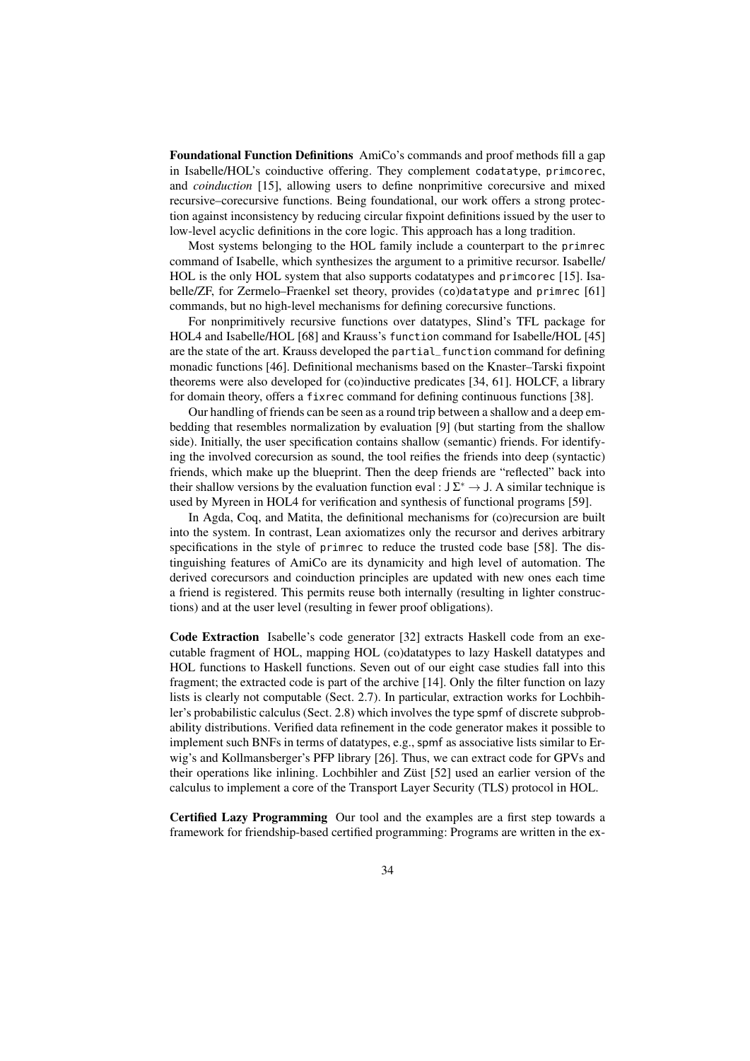**Foundational Function Definitions** AmiCo's commands and proof methods fill a gap in Isabelle/HOL's coinductive offering. They complement `codatatype`, `primcorec`, and *coinduction* [15], allowing users to define nonprimitive corecursive and mixed recursive–corecursive functions. Being foundational, our work offers a strong protection against inconsistency by reducing circular fixpoint definitions issued by the user to low-level acyclic definitions in the core logic. This approach has a long tradition.

Most systems belonging to the HOL family include a counterpart to the `primrec` command of Isabelle, which synthesizes the argument to a primitive recursor. Isabelle/HOL is the only HOL system that also supports codatatypes and `primcorec` [15]. Isabelle/ZF, for Zermelo–Fraenkel set theory, provides (`co`)`datatype` and `primrec` [61] commands, but no high-level mechanisms for defining corecursive functions.

For nonprimitively recursive functions over datatypes, Slind's TFL package for HOL4 and Isabelle/HOL [68] and Krauss's `function` command for Isabelle/HOL [45] are the state of the art. Krauss developed the `partial_function` command for defining monadic functions [46]. Definitional mechanisms based on the Knaster–Tarski fixpoint theorems were also developed for (co)inductive predicates [34, 61]. HOLCF, a library for domain theory, offers a `fixrec` command for defining continuous functions [38].

Our handling of friends can be seen as a round trip between a shallow and a deep embedding that resembles normalization by evaluation [9] (but starting from the shallow side). Initially, the user specification contains shallow (semantic) friends. For identifying the involved corecursion as sound, the tool reifies the friends into deep (syntactic) friends, which make up the blueprint. Then the deep friends are "reflected" back into their shallow versions by the evaluation function $\mathsf{eval} : \mathsf{J}\,\Sigma^* \to \mathsf{J}$. A similar technique is used by Myreen in HOL4 for verification and synthesis of functional programs [59].

In Agda, Coq, and Matita, the definitional mechanisms for (co)recursion are built into the system. In contrast, Lean axiomatizes only the recursor and derives arbitrary specifications in the style of `primrec` to reduce the trusted code base [58]. The distinguishing features of AmiCo are its dynamicity and high level of automation. The derived corecursors and coinduction principles are updated with new ones each time a friend is registered. This permits reuse both internally (resulting in lighter constructions) and at the user level (resulting in fewer proof obligations).

**Code Extraction** Isabelle's code generator [32] extracts Haskell code from an executable fragment of HOL, mapping HOL (co)datatypes to lazy Haskell datatypes and HOL functions to Haskell functions. Seven out of our eight case studies fall into this fragment; the extracted code is part of the archive [14]. Only the filter function on lazy lists is clearly not computable (Sect. 2.7). In particular, extraction works for Lochbihler's probabilistic calculus (Sect. 2.8) which involves the type spmf of discrete subprobability distributions. Verified data refinement in the code generator makes it possible to implement such BNFs in terms of datatypes, e.g., spmf as associative lists similar to Erwig's and Kollmansberger's PFP library [26]. Thus, we can extract code for GPVs and their operations like inlining. Lochbihler and Züst [52] used an earlier version of the calculus to implement a core of the Transport Layer Security (TLS) protocol in HOL.

**Certified Lazy Programming** Our tool and the examples are a first step towards a framework for friendship-based certified programming: Programs are written in the ex-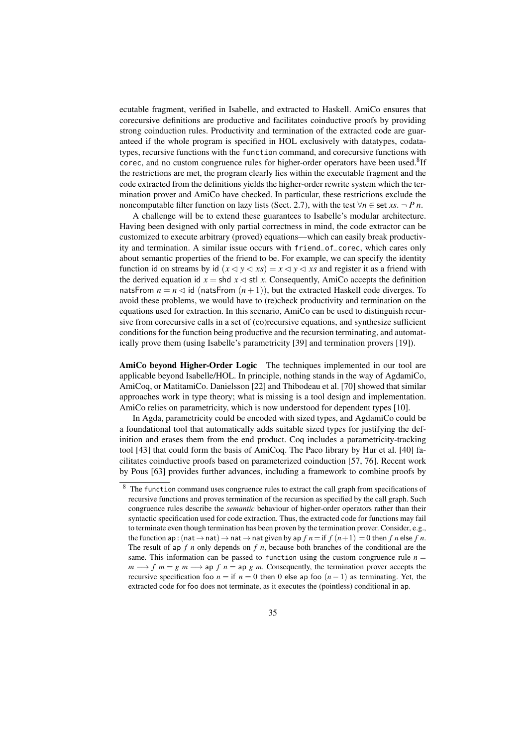ecutable fragment, verified in Isabelle, and extracted to Haskell. AmiCo ensures that corecursive definitions are productive and facilitates coinductive proofs by providing strong coinduction rules. Productivity and termination of the extracted code are guaranteed if the whole program is specified in HOL exclusively with datatypes, codatatypes, recursive functions with the `function` command, and corecursive functions with `corec`, and no custom congruence rules for higher-order operators have been used.[8] If the restrictions are met, the program clearly lies within the executable fragment and the code extracted from the definitions yields the higher-order rewrite system which the termination prover and AmiCo have checked. In particular, these restrictions exclude the noncomputable filter function on lazy lists (Sect. 2.7), with the test $\forall n \in \mathsf{set}\ xs.\ \neg\ P\ n$.

A challenge will be to extend these guarantees to Isabelle's modular architecture. Having been designed with only partial correctness in mind, the code extractor can be customized to execute arbitrary (proved) equations—which can easily break productivity and termination. A similar issue occurs with `friend_of_corec`, which cares only about semantic properties of the friend to be. For example, we can specify the identity function id on streams by $\mathsf{id}\ (x \lhd y \lhd xs) = x \lhd y \lhd xs$ and register it as a friend with the derived equation $\mathsf{id}\ x = \mathsf{shd}\ x \lhd \mathsf{stl}\ x$. Consequently, AmiCo accepts the definition $\mathsf{natsFrom}\ n = n \lhd \mathsf{id}\ (\mathsf{natsFrom}\ (n+1))$, but the extracted Haskell code diverges. To avoid these problems, we would have to (re)check productivity and termination on the equations used for extraction. In this scenario, AmiCo can be used to distinguish recursive from corecursive calls in a set of (co)recursive equations, and synthesize sufficient conditions for the function being productive and the recursion terminating, and automatically prove them (using Isabelle's parametricity [39] and termination provers [19]).

**AmiCo beyond Higher-Order Logic** The techniques implemented in our tool are applicable beyond Isabelle/HOL. In principle, nothing stands in the way of AgdamiCo, AmiCoq, or MatitamiCo. Danielsson [22] and Thibodeau et al. [70] showed that similar approaches work in type theory; what is missing is a tool design and implementation. AmiCo relies on parametricity, which is now understood for dependent types [10].

In Agda, parametricity could be encoded with sized types, and AgdamiCo could be a foundational tool that automatically adds suitable sized types for justifying the definition and erases them from the end product. Coq includes a parametricity-tracking tool [43] that could form the basis of AmiCoq. The Paco library by Hur et al. [40] facilitates coinductive proofs based on parameterized coinduction [57, 76]. Recent work by Pous [63] provides further advances, including a framework to combine proofs by

[8] The `function` command uses congruence rules to extract the call graph from specifications of recursive functions and proves termination of the recursion as specified by the call graph. Such congruence rules describe the *semantic* behaviour of higher-order operators rather than their syntactic specification used for code extraction. Thus, the extracted code for functions may fail to terminate even though termination has been proven by the termination prover. Consider, e.g., the function $\mathsf{ap} : (\mathsf{nat} \to \mathsf{nat}) \to \mathsf{nat} \to \mathsf{nat}$ given by $\mathsf{ap}\ f\ n = \mathsf{if}\ f\ (n+1) = 0\ \mathsf{then}\ f\ n\ \mathsf{else}\ f\ n$. The result of $\mathsf{ap}\ f\ n$ only depends on $f\ n$, because both branches of the conditional are the same. This information can be passed to `function` using the custom congruence rule $n = m \longrightarrow f\ m = g\ m \longrightarrow \mathsf{ap}\ f\ n = \mathsf{ap}\ g\ m$. Consequently, the termination prover accepts the recursive specification $\mathsf{foo}\ n = \mathsf{if}\ n = 0\ \mathsf{then}\ 0\ \mathsf{else}\ \mathsf{ap}\ \mathsf{foo}\ (n-1)$ as terminating. Yet, the extracted code for foo does not terminate, as it executes the (pointless) conditional in ap.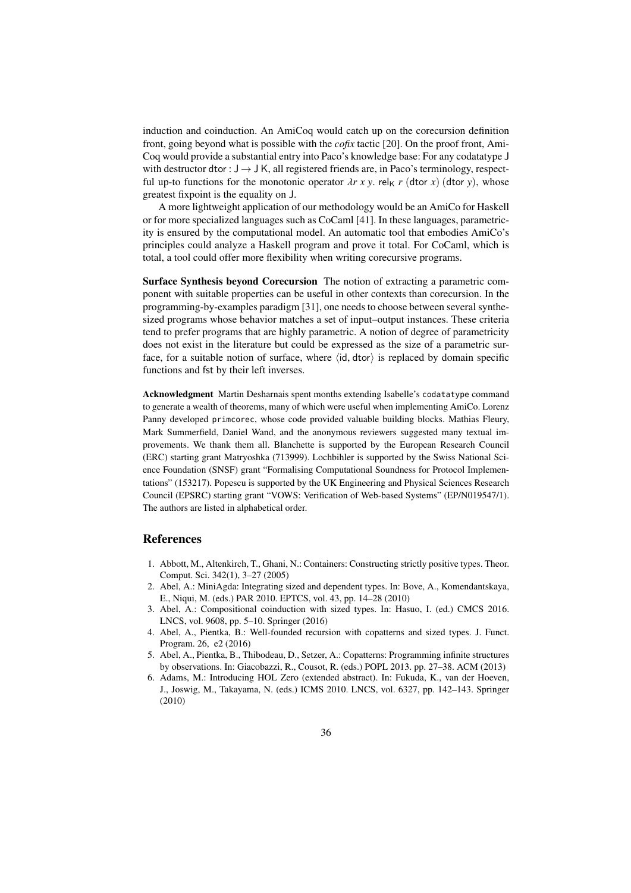induction and coinduction. An AmiCoq would catch up on the corecursion definition front, going beyond what is possible with the *cofix* tactic [20]. On the proof front, AmiCoq would provide a substantial entry into Paco's knowledge base: For any codatatype J with destructor $\mathsf{dtor} : \mathsf{J} \to \mathsf{J}\,\mathsf{K}$, all registered friends are, in Paco's terminology, respectful up-to functions for the monotonic operator $\lambda r\ x\ y.\ \mathsf{rel}_{\mathsf{K}}\ r\ (\mathsf{dtor}\ x)\ (\mathsf{dtor}\ y)$, whose greatest fixpoint is the equality on J.

A more lightweight application of our methodology would be an AmiCo for Haskell or for more specialized languages such as CoCaml [41]. In these languages, parametricity is ensured by the computational model. An automatic tool that embodies AmiCo's principles could analyze a Haskell program and prove it total. For CoCaml, which is total, a tool could offer more flexibility when writing corecursive programs.

**Surface Synthesis beyond Corecursion** The notion of extracting a parametric component with suitable properties can be useful in other contexts than corecursion. In the programming-by-examples paradigm [31], one needs to choose between several synthesized programs whose behavior matches a set of input–output instances. These criteria tend to prefer programs that are highly parametric. A notion of degree of parametricity does not exist in the literature but could be expressed as the size of a parametric surface, for a suitable notion of surface, where $\langle \mathsf{id}, \mathsf{dtor} \rangle$ is replaced by domain specific functions and fst by their left inverses.

**Acknowledgment** Martin Desharnais spent months extending Isabelle's `codatatype` command to generate a wealth of theorems, many of which were useful when implementing AmiCo. Lorenz Panny developed `primcorec`, whose code provided valuable building blocks. Mathias Fleury, Mark Summerfield, Daniel Wand, and the anonymous reviewers suggested many textual improvements. We thank them all. Blanchette is supported by the European Research Council (ERC) starting grant Matryoshka (713999). Lochbihler is supported by the Swiss National Science Foundation (SNSF) grant "Formalising Computational Soundness for Protocol Implementations" (153217). Popescu is supported by the UK Engineering and Physical Sciences Research Council (EPSRC) starting grant "VOWS: Verification of Web-based Systems" (EP/N019547/1). The authors are listed in alphabetical order.

## References

1. Abbott, M., Altenkirch, T., Ghani, N.: Containers: Constructing strictly positive types. Theor. Comput. Sci. 342(1), 3–27 (2005)
2. Abel, A.: MiniAgda: Integrating sized and dependent types. In: Bove, A., Komendantskaya, E., Niqui, M. (eds.) PAR 2010. EPTCS, vol. 43, pp. 14–28 (2010)
3. Abel, A.: Compositional coinduction with sized types. In: Hasuo, I. (ed.) CMCS 2016. LNCS, vol. 9608, pp. 5–10. Springer (2016)
4. Abel, A., Pientka, B.: Well-founded recursion with copatterns and sized types. J. Funct. Program. 26, e2 (2016)
5. Abel, A., Pientka, B., Thibodeau, D., Setzer, A.: Copatterns: Programming infinite structures by observations. In: Giacobazzi, R., Cousot, R. (eds.) POPL 2013. pp. 27–38. ACM (2013)
6. Adams, M.: Introducing HOL Zero (extended abstract). In: Fukuda, K., van der Hoeven, J., Joswig, M., Takayama, N. (eds.) ICMS 2010. LNCS, vol. 6327, pp. 142–143. Springer (2010)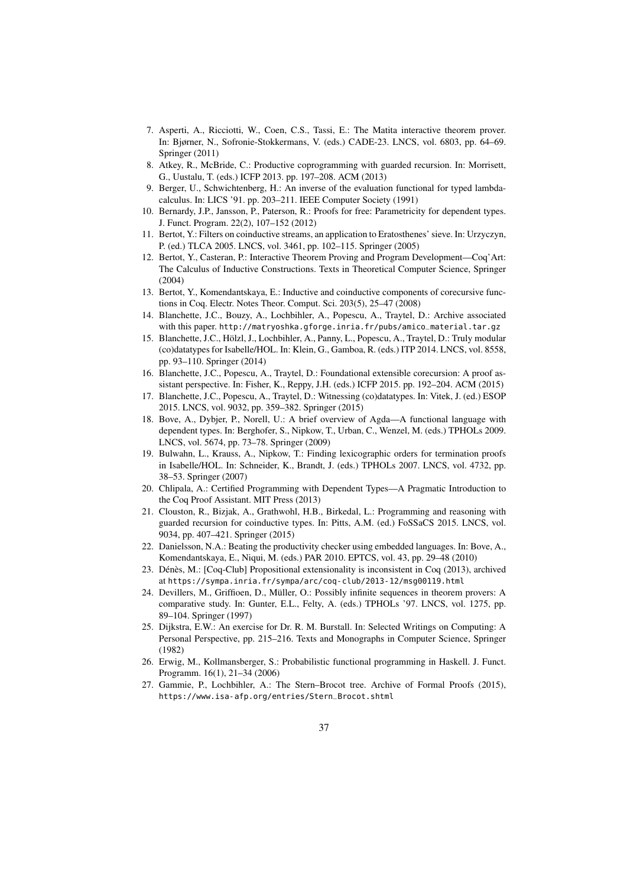7. Asperti, A., Ricciotti, W., Coen, C.S., Tassi, E.: The Matita interactive theorem prover. In: Bjørner, N., Sofronie-Stokkermans, V. (eds.) CADE-23. LNCS, vol. 6803, pp. 64–69. Springer (2011)
8. Atkey, R., McBride, C.: Productive coprogramming with guarded recursion. In: Morrisett, G., Uustalu, T. (eds.) ICFP 2013. pp. 197–208. ACM (2013)
9. Berger, U., Schwichtenberg, H.: An inverse of the evaluation functional for typed lambda-calculus. In: LICS '91. pp. 203–211. IEEE Computer Society (1991)
10. Bernardy, J.P., Jansson, P., Paterson, R.: Proofs for free: Parametricity for dependent types. J. Funct. Program. 22(2), 107–152 (2012)
11. Bertot, Y.: Filters on coinductive streams, an application to Eratosthenes' sieve. In: Urzyczyn, P. (ed.) TLCA 2005. LNCS, vol. 3461, pp. 102–115. Springer (2005)
12. Bertot, Y., Casteran, P.: Interactive Theorem Proving and Program Development—Coq'Art: The Calculus of Inductive Constructions. Texts in Theoretical Computer Science, Springer (2004)
13. Bertot, Y., Komendantskaya, E.: Inductive and coinductive components of corecursive functions in Coq. Electr. Notes Theor. Comput. Sci. 203(5), 25–47 (2008)
14. Blanchette, J.C., Bouzy, A., Lochbihler, A., Popescu, A., Traytel, D.: Archive associated with this paper. http://matryoshka.gforge.inria.fr/pubs/amico_material.tar.gz
15. Blanchette, J.C., Hölzl, J., Lochbihler, A., Panny, L., Popescu, A., Traytel, D.: Truly modular (co)datatypes for Isabelle/HOL. In: Klein, G., Gamboa, R. (eds.) ITP 2014. LNCS, vol. 8558, pp. 93–110. Springer (2014)
16. Blanchette, J.C., Popescu, A., Traytel, D.: Foundational extensible corecursion: A proof assistant perspective. In: Fisher, K., Reppy, J.H. (eds.) ICFP 2015. pp. 192–204. ACM (2015)
17. Blanchette, J.C., Popescu, A., Traytel, D.: Witnessing (co)datatypes. In: Vitek, J. (ed.) ESOP 2015. LNCS, vol. 9032, pp. 359–382. Springer (2015)
18. Bove, A., Dybjer, P., Norell, U.: A brief overview of Agda—A functional language with dependent types. In: Berghofer, S., Nipkow, T., Urban, C., Wenzel, M. (eds.) TPHOLs 2009. LNCS, vol. 5674, pp. 73–78. Springer (2009)
19. Bulwahn, L., Krauss, A., Nipkow, T.: Finding lexicographic orders for termination proofs in Isabelle/HOL. In: Schneider, K., Brandt, J. (eds.) TPHOLs 2007. LNCS, vol. 4732, pp. 38–53. Springer (2007)
20. Chlipala, A.: Certified Programming with Dependent Types—A Pragmatic Introduction to the Coq Proof Assistant. MIT Press (2013)
21. Clouston, R., Bizjak, A., Grathwohl, H.B., Birkedal, L.: Programming and reasoning with guarded recursion for coinductive types. In: Pitts, A.M. (ed.) FoSSaCS 2015. LNCS, vol. 9034, pp. 407–421. Springer (2015)
22. Danielsson, N.A.: Beating the productivity checker using embedded languages. In: Bove, A., Komendantskaya, E., Niqui, M. (eds.) PAR 2010. EPTCS, vol. 43, pp. 29–48 (2010)
23. Dénès, M.: [Coq-Club] Propositional extensionality is inconsistent in Coq (2013), archived at https://sympa.inria.fr/sympa/arc/coq-club/2013-12/msg00119.html
24. Devillers, M., Griffioen, D., Müller, O.: Possibly infinite sequences in theorem provers: A comparative study. In: Gunter, E.L., Felty, A. (eds.) TPHOLs '97. LNCS, vol. 1275, pp. 89–104. Springer (1997)
25. Dijkstra, E.W.: An exercise for Dr. R. M. Burstall. In: Selected Writings on Computing: A Personal Perspective, pp. 215–216. Texts and Monographs in Computer Science, Springer (1982)
26. Erwig, M., Kollmansberger, S.: Probabilistic functional programming in Haskell. J. Funct. Programm. 16(1), 21–34 (2006)
27. Gammie, P., Lochbihler, A.: The Stern–Brocot tree. Archive of Formal Proofs (2015), https://www.isa-afp.org/entries/Stern_Brocot.shtml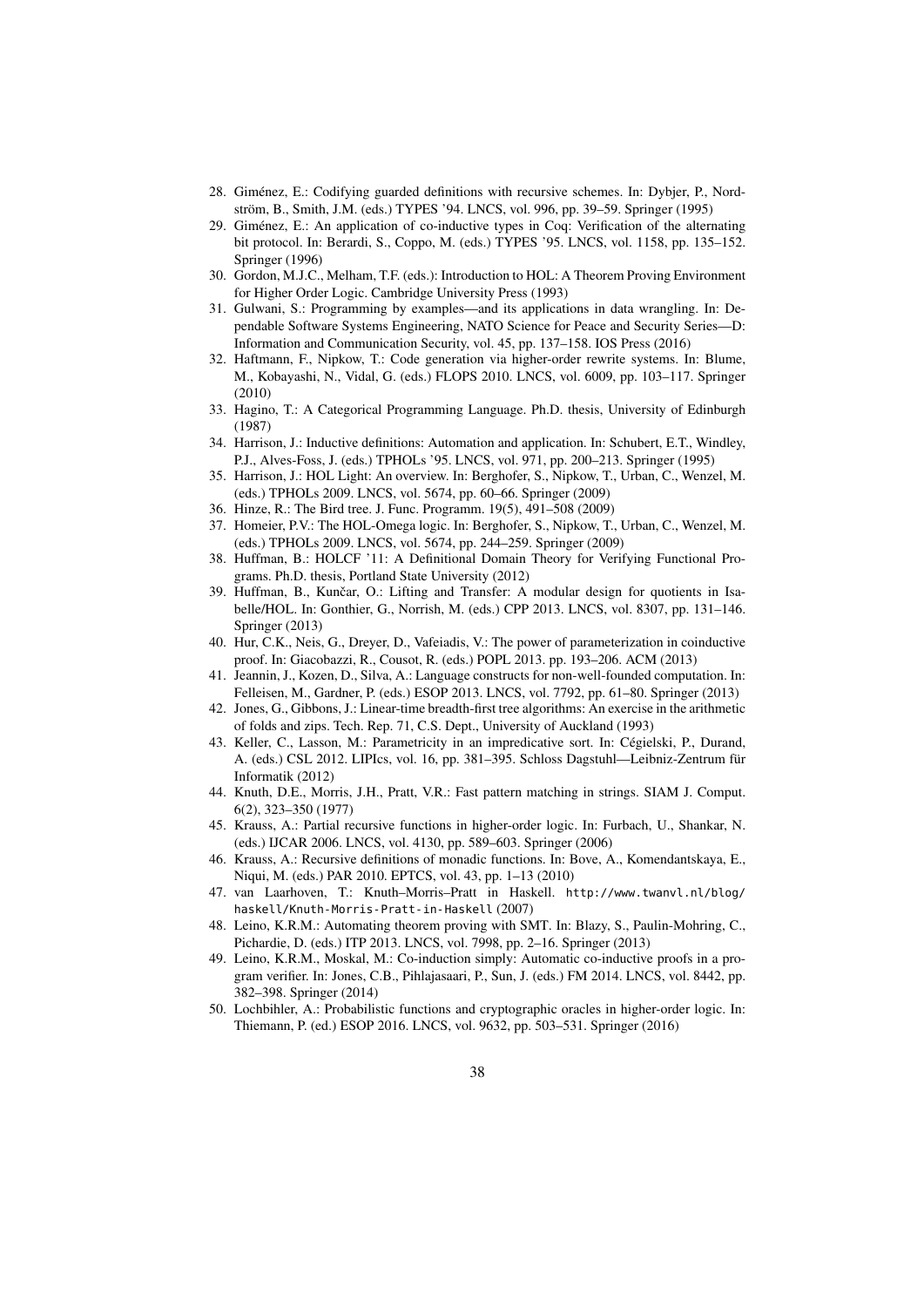28. Giménez, E.: Codifying guarded definitions with recursive schemes. In: Dybjer, P., Nordström, B., Smith, J.M. (eds.) TYPES '94. LNCS, vol. 996, pp. 39–59. Springer (1995)
29. Giménez, E.: An application of co-inductive types in Coq: Verification of the alternating bit protocol. In: Berardi, S., Coppo, M. (eds.) TYPES '95. LNCS, vol. 1158, pp. 135–152. Springer (1996)
30. Gordon, M.J.C., Melham, T.F. (eds.): Introduction to HOL: A Theorem Proving Environment for Higher Order Logic. Cambridge University Press (1993)
31. Gulwani, S.: Programming by examples—and its applications in data wrangling. In: Dependable Software Systems Engineering, NATO Science for Peace and Security Series—D: Information and Communication Security, vol. 45, pp. 137–158. IOS Press (2016)
32. Haftmann, F., Nipkow, T.: Code generation via higher-order rewrite systems. In: Blume, M., Kobayashi, N., Vidal, G. (eds.) FLOPS 2010. LNCS, vol. 6009, pp. 103–117. Springer (2010)
33. Hagino, T.: A Categorical Programming Language. Ph.D. thesis, University of Edinburgh (1987)
34. Harrison, J.: Inductive definitions: Automation and application. In: Schubert, E.T., Windley, P.J., Alves-Foss, J. (eds.) TPHOLs '95. LNCS, vol. 971, pp. 200–213. Springer (1995)
35. Harrison, J.: HOL Light: An overview. In: Berghofer, S., Nipkow, T., Urban, C., Wenzel, M. (eds.) TPHOLs 2009. LNCS, vol. 5674, pp. 60–66. Springer (2009)
36. Hinze, R.: The Bird tree. J. Func. Programm. 19(5), 491–508 (2009)
37. Homeier, P.V.: The HOL-Omega logic. In: Berghofer, S., Nipkow, T., Urban, C., Wenzel, M. (eds.) TPHOLs 2009. LNCS, vol. 5674, pp. 244–259. Springer (2009)
38. Huffman, B.: HOLCF '11: A Definitional Domain Theory for Verifying Functional Programs. Ph.D. thesis, Portland State University (2012)
39. Huffman, B., Kunčar, O.: Lifting and Transfer: A modular design for quotients in Isabelle/HOL. In: Gonthier, G., Norrish, M. (eds.) CPP 2013. LNCS, vol. 8307, pp. 131–146. Springer (2013)
40. Hur, C.K., Neis, G., Dreyer, D., Vafeiadis, V.: The power of parameterization in coinductive proof. In: Giacobazzi, R., Cousot, R. (eds.) POPL 2013. pp. 193–206. ACM (2013)
41. Jeannin, J., Kozen, D., Silva, A.: Language constructs for non-well-founded computation. In: Felleisen, M., Gardner, P. (eds.) ESOP 2013. LNCS, vol. 7792, pp. 61–80. Springer (2013)
42. Jones, G., Gibbons, J.: Linear-time breadth-first tree algorithms: An exercise in the arithmetic of folds and zips. Tech. Rep. 71, C.S. Dept., University of Auckland (1993)
43. Keller, C., Lasson, M.: Parametricity in an impredicative sort. In: Cégielski, P., Durand, A. (eds.) CSL 2012. LIPIcs, vol. 16, pp. 381–395. Schloss Dagstuhl—Leibniz-Zentrum für Informatik (2012)
44. Knuth, D.E., Morris, J.H., Pratt, V.R.: Fast pattern matching in strings. SIAM J. Comput. 6(2), 323–350 (1977)
45. Krauss, A.: Partial recursive functions in higher-order logic. In: Furbach, U., Shankar, N. (eds.) IJCAR 2006. LNCS, vol. 4130, pp. 589–603. Springer (2006)
46. Krauss, A.: Recursive definitions of monadic functions. In: Bove, A., Komendantskaya, E., Niqui, M. (eds.) PAR 2010. EPTCS, vol. 43, pp. 1–13 (2010)
47. van Laarhoven, T.: Knuth–Morris–Pratt in Haskell. `http://www.twanvl.nl/blog/haskell/Knuth-Morris-Pratt-in-Haskell` (2007)
48. Leino, K.R.M.: Automating theorem proving with SMT. In: Blazy, S., Paulin-Mohring, C., Pichardie, D. (eds.) ITP 2013. LNCS, vol. 7998, pp. 2–16. Springer (2013)
49. Leino, K.R.M., Moskal, M.: Co-induction simply: Automatic co-inductive proofs in a program verifier. In: Jones, C.B., Pihlajasaari, P., Sun, J. (eds.) FM 2014. LNCS, vol. 8442, pp. 382–398. Springer (2014)
50. Lochbihler, A.: Probabilistic functions and cryptographic oracles in higher-order logic. In: Thiemann, P. (ed.) ESOP 2016. LNCS, vol. 9632, pp. 503–531. Springer (2016)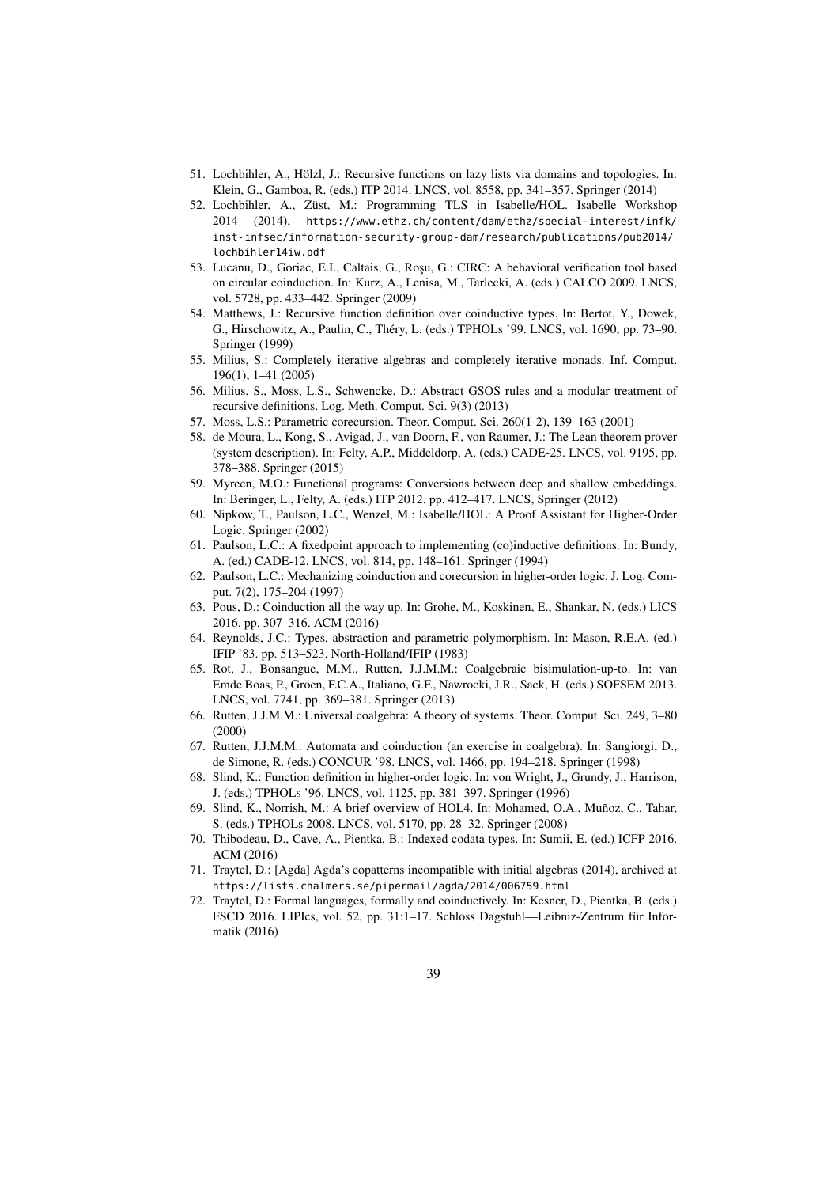51. Lochbihler, A., Hölzl, J.: Recursive functions on lazy lists via domains and topologies. In: Klein, G., Gamboa, R. (eds.) ITP 2014. LNCS, vol. 8558, pp. 341–357. Springer (2014)
52. Lochbihler, A., Züst, M.: Programming TLS in Isabelle/HOL. Isabelle Workshop 2014 (2014), https://www.ethz.ch/content/dam/ethz/special-interest/infk/inst-infsec/information-security-group-dam/research/publications/pub2014/lochbihler14iw.pdf
53. Lucanu, D., Goriac, E.I., Caltais, G., Roşu, G.: CIRC: A behavioral verification tool based on circular coinduction. In: Kurz, A., Lenisa, M., Tarlecki, A. (eds.) CALCO 2009. LNCS, vol. 5728, pp. 433–442. Springer (2009)
54. Matthews, J.: Recursive function definition over coinductive types. In: Bertot, Y., Dowek, G., Hirschowitz, A., Paulin, C., Théry, L. (eds.) TPHOLs '99. LNCS, vol. 1690, pp. 73–90. Springer (1999)
55. Milius, S.: Completely iterative algebras and completely iterative monads. Inf. Comput. 196(1), 1–41 (2005)
56. Milius, S., Moss, L.S., Schwencke, D.: Abstract GSOS rules and a modular treatment of recursive definitions. Log. Meth. Comput. Sci. 9(3) (2013)
57. Moss, L.S.: Parametric corecursion. Theor. Comput. Sci. 260(1-2), 139–163 (2001)
58. de Moura, L., Kong, S., Avigad, J., van Doorn, F., von Raumer, J.: The Lean theorem prover (system description). In: Felty, A.P., Middeldorp, A. (eds.) CADE-25. LNCS, vol. 9195, pp. 378–388. Springer (2015)
59. Myreen, M.O.: Functional programs: Conversions between deep and shallow embeddings. In: Beringer, L., Felty, A. (eds.) ITP 2012. pp. 412–417. LNCS, Springer (2012)
60. Nipkow, T., Paulson, L.C., Wenzel, M.: Isabelle/HOL: A Proof Assistant for Higher-Order Logic. Springer (2002)
61. Paulson, L.C.: A fixedpoint approach to implementing (co)inductive definitions. In: Bundy, A. (ed.) CADE-12. LNCS, vol. 814, pp. 148–161. Springer (1994)
62. Paulson, L.C.: Mechanizing coinduction and corecursion in higher-order logic. J. Log. Comput. 7(2), 175–204 (1997)
63. Pous, D.: Coinduction all the way up. In: Grohe, M., Koskinen, E., Shankar, N. (eds.) LICS 2016. pp. 307–316. ACM (2016)
64. Reynolds, J.C.: Types, abstraction and parametric polymorphism. In: Mason, R.E.A. (ed.) IFIP '83. pp. 513–523. North-Holland/IFIP (1983)
65. Rot, J., Bonsangue, M.M., Rutten, J.J.M.M.: Coalgebraic bisimulation-up-to. In: van Emde Boas, P., Groen, F.C.A., Italiano, G.F., Nawrocki, J.R., Sack, H. (eds.) SOFSEM 2013. LNCS, vol. 7741, pp. 369–381. Springer (2013)
66. Rutten, J.J.M.M.: Universal coalgebra: A theory of systems. Theor. Comput. Sci. 249, 3–80 (2000)
67. Rutten, J.J.M.M.: Automata and coinduction (an exercise in coalgebra). In: Sangiorgi, D., de Simone, R. (eds.) CONCUR '98. LNCS, vol. 1466, pp. 194–218. Springer (1998)
68. Slind, K.: Function definition in higher-order logic. In: von Wright, J., Grundy, J., Harrison, J. (eds.) TPHOLs '96. LNCS, vol. 1125, pp. 381–397. Springer (1996)
69. Slind, K., Norrish, M.: A brief overview of HOL4. In: Mohamed, O.A., Muñoz, C., Tahar, S. (eds.) TPHOLs 2008. LNCS, vol. 5170, pp. 28–32. Springer (2008)
70. Thibodeau, D., Cave, A., Pientka, B.: Indexed codata types. In: Sumii, E. (ed.) ICFP 2016. ACM (2016)
71. Traytel, D.: [Agda] Agda's copatterns incompatible with initial algebras (2014), archived at https://lists.chalmers.se/pipermail/agda/2014/006759.html
72. Traytel, D.: Formal languages, formally and coinductively. In: Kesner, D., Pientka, B. (eds.) FSCD 2016. LIPIcs, vol. 52, pp. 31:1–17. Schloss Dagstuhl—Leibniz-Zentrum für Informatik (2016)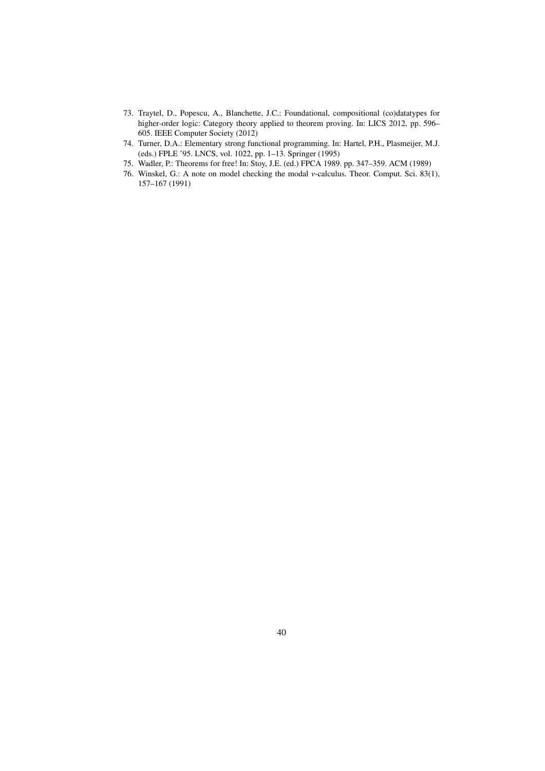73. Traytel, D., Popescu, A., Blanchette, J.C.: Foundational, compositional (co)datatypes for higher-order logic: Category theory applied to theorem proving. In: LICS 2012, pp. 596–605. IEEE Computer Society (2012)
74. Turner, D.A.: Elementary strong functional programming. In: Hartel, P.H., Plasmeijer, M.J. (eds.) FPLE '95. LNCS, vol. 1022, pp. 1–13. Springer (1995)
75. Wadler, P.: Theorems for free! In: Stoy, J.E. (ed.) FPCA 1989. pp. 347–359. ACM (1989)
76. Winskel, G.: A note on model checking the modal $\nu$-calculus. Theor. Comput. Sci. 83(1), 157–167 (1991)